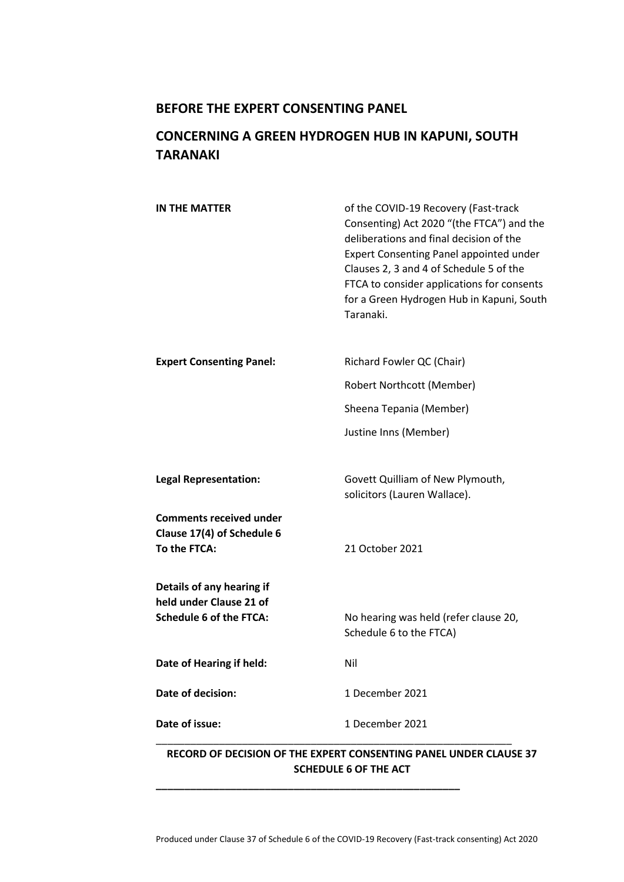## BEFORE THE EXPERT CONSENTING PANEL

## CONCERNING A GREEN HYDROGEN HUB IN KAPUNI, SOUTH TARANAKI

| | |
|---|---|
| **IN THE MATTER** | of the COVID-19 Recovery (Fast-track Consenting) Act 2020 "(the FTCA") and the deliberations and final decision of the Expert Consenting Panel appointed under Clauses 2, 3 and 4 of Schedule 5 of the FTCA to consider applications for consents for a Green Hydrogen Hub in Kapuni, South Taranaki. |
| **Expert Consenting Panel:** | Richard Fowler QC (Chair)<br>Robert Northcott (Member)<br>Sheena Tepania (Member)<br>Justine Inns (Member) |
| **Legal Representation:** | Govett Quilliam of New Plymouth, solicitors (Lauren Wallace). |
| **Comments received under Clause 17(4) of Schedule 6 To the FTCA:** | 21 October 2021 |
| **Details of any hearing if held under Clause 21 of Schedule 6 of the FTCA:** | No hearing was held (refer clause 20, Schedule 6 to the FTCA) |
| **Date of Hearing if held:** | Nil |
| **Date of decision:** | 1 December 2021 |
| **Date of issue:** | 1 December 2021 |

---

**RECORD OF DECISION OF THE EXPERT CONSENTING PANEL UNDER CLAUSE 37 SCHEDULE 6 OF THE ACT**

---

Produced under Clause 37 of Schedule 6 of the COVID-19 Recovery (Fast-track consenting) Act 2020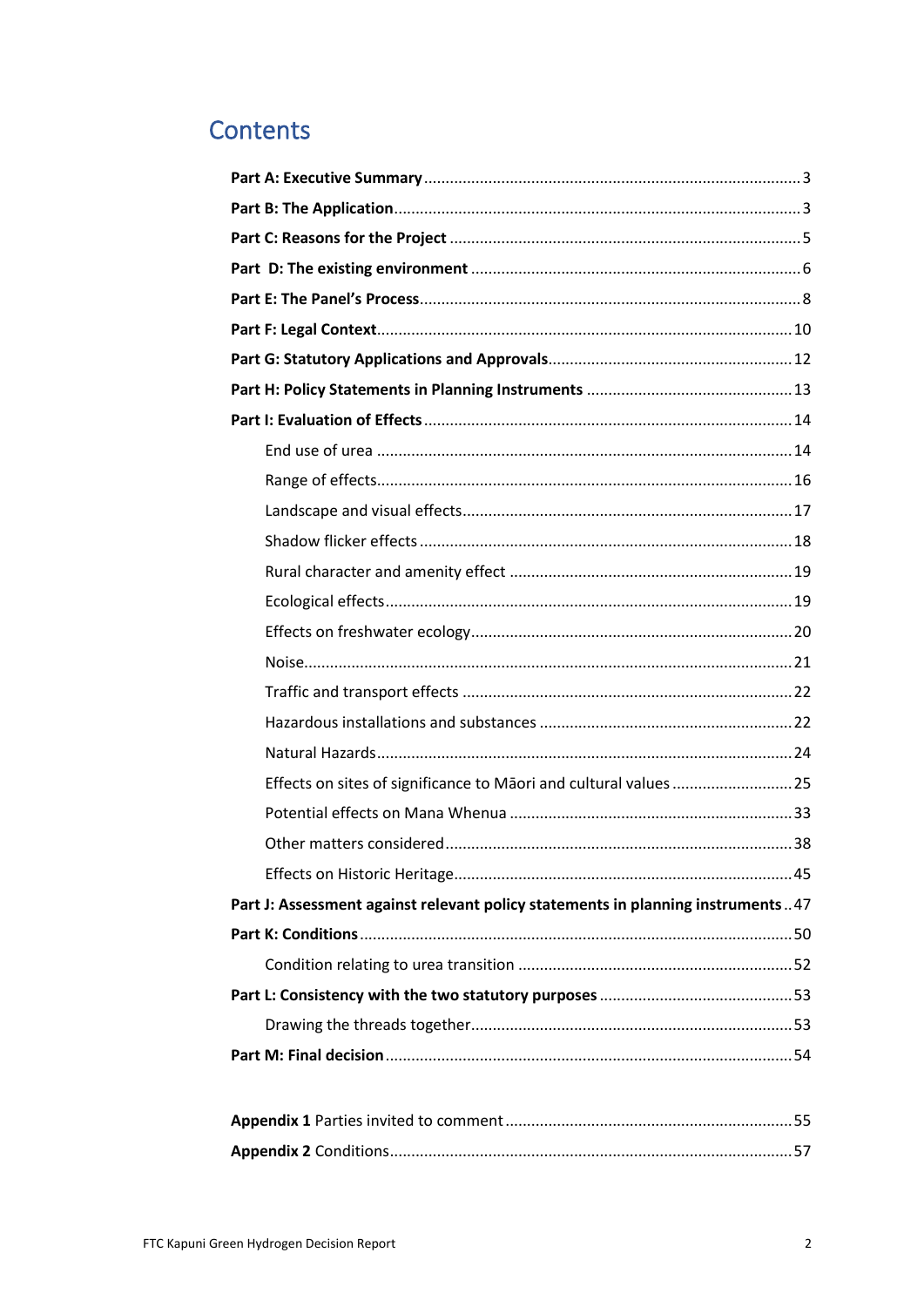# Contents

**Part A: Executive Summary** ...... 3

**Part B: The Application** ...... 3

**Part C: Reasons for the Project** ...... 5

**Part D: The existing environment** ...... 6

**Part E: The Panel's Process** ...... 8

**Part F: Legal Context** ...... 10

**Part G: Statutory Applications and Approvals** ...... 12

**Part H: Policy Statements in Planning Instruments** ...... 13

**Part I: Evaluation of Effects** ...... 14

- End use of urea ...... 14
- Range of effects ...... 16
- Landscape and visual effects ...... 17
- Shadow flicker effects ...... 18
- Rural character and amenity effect ...... 19
- Ecological effects ...... 19
- Effects on freshwater ecology ...... 20
- Noise ...... 21
- Traffic and transport effects ...... 22
- Hazardous installations and substances ...... 22
- Natural Hazards ...... 24
- Effects on sites of significance to Māori and cultural values ...... 25
- Potential effects on Mana Whenua ...... 33
- Other matters considered ...... 38
- Effects on Historic Heritage ...... 45

**Part J: Assessment against relevant policy statements in planning instruments** ...... 47

**Part K: Conditions** ...... 50

- Condition relating to urea transition ...... 52

**Part L: Consistency with the two statutory purposes** ...... 53

- Drawing the threads together ...... 53

**Part M: Final decision** ...... 54

**Appendix 1** Parties invited to comment ...... 55

**Appendix 2** Conditions ...... 57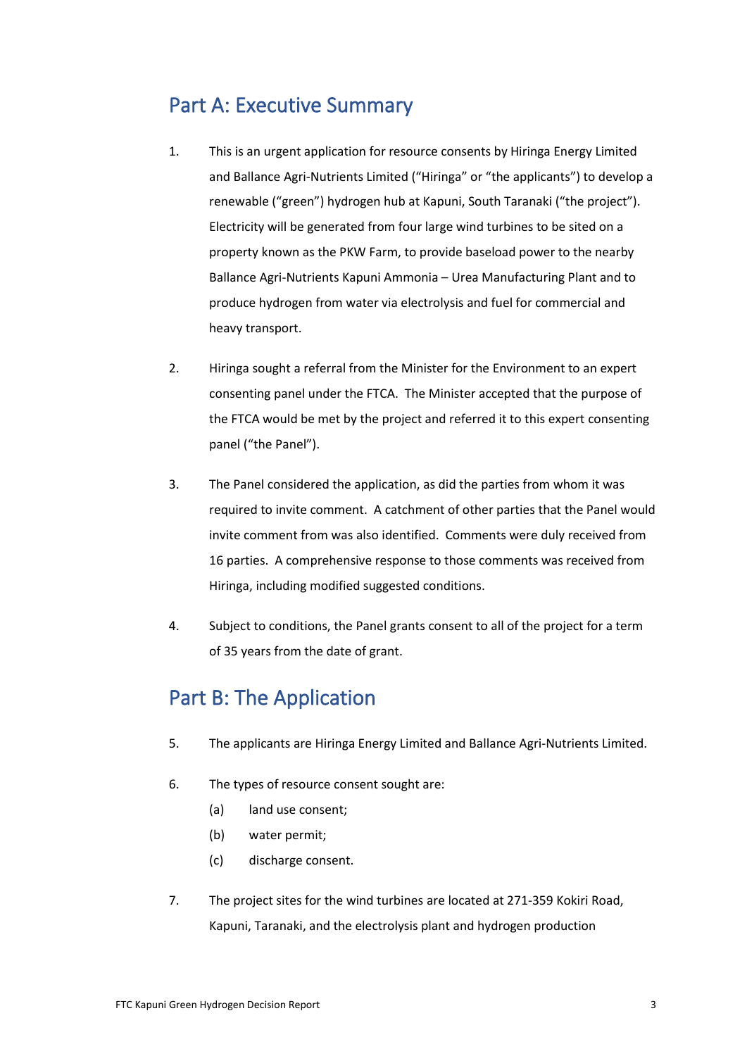## Part A: Executive Summary

1. This is an urgent application for resource consents by Hiringa Energy Limited and Ballance Agri-Nutrients Limited ("Hiringa" or "the applicants") to develop a renewable ("green") hydrogen hub at Kapuni, South Taranaki ("the project"). Electricity will be generated from four large wind turbines to be sited on a property known as the PKW Farm, to provide baseload power to the nearby Ballance Agri-Nutrients Kapuni Ammonia – Urea Manufacturing Plant and to produce hydrogen from water via electrolysis and fuel for commercial and heavy transport.

2. Hiringa sought a referral from the Minister for the Environment to an expert consenting panel under the FTCA. The Minister accepted that the purpose of the FTCA would be met by the project and referred it to this expert consenting panel ("the Panel").

3. The Panel considered the application, as did the parties from whom it was required to invite comment. A catchment of other parties that the Panel would invite comment from was also identified. Comments were duly received from 16 parties. A comprehensive response to those comments was received from Hiringa, including modified suggested conditions.

4. Subject to conditions, the Panel grants consent to all of the project for a term of 35 years from the date of grant.

## Part B: The Application

5. The applicants are Hiringa Energy Limited and Ballance Agri-Nutrients Limited.

6. The types of resource consent sought are:
   (a) land use consent;
   (b) water permit;
   (c) discharge consent.

7. The project sites for the wind turbines are located at 271-359 Kokiri Road, Kapuni, Taranaki, and the electrolysis plant and hydrogen production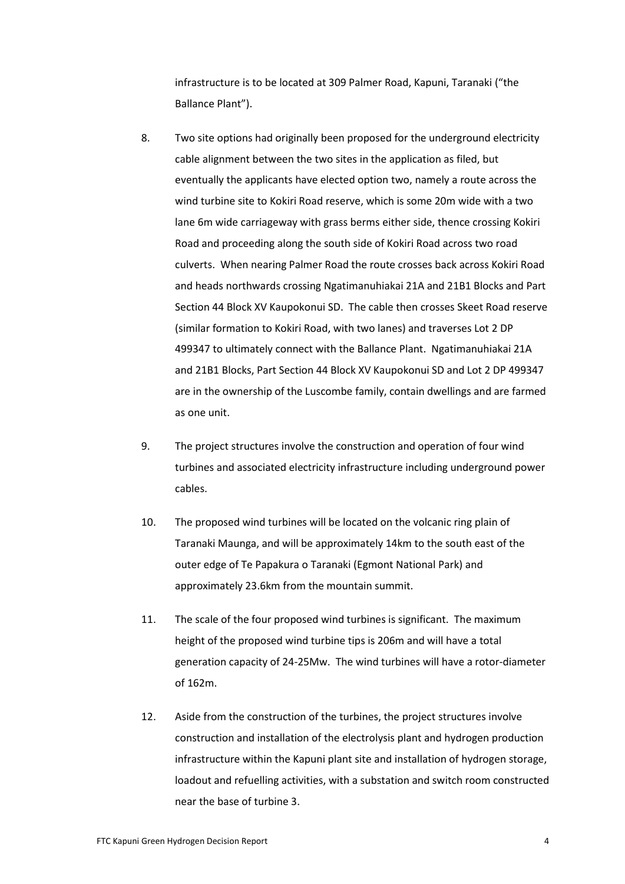infrastructure is to be located at 309 Palmer Road, Kapuni, Taranaki ("the Ballance Plant").

8. Two site options had originally been proposed for the underground electricity cable alignment between the two sites in the application as filed, but eventually the applicants have elected option two, namely a route across the wind turbine site to Kokiri Road reserve, which is some 20m wide with a two lane 6m wide carriageway with grass berms either side, thence crossing Kokiri Road and proceeding along the south side of Kokiri Road across two road culverts. When nearing Palmer Road the route crosses back across Kokiri Road and heads northwards crossing Ngatimanuhiakai 21A and 21B1 Blocks and Part Section 44 Block XV Kaupokonui SD. The cable then crosses Skeet Road reserve (similar formation to Kokiri Road, with two lanes) and traverses Lot 2 DP 499347 to ultimately connect with the Ballance Plant. Ngatimanuhiakai 21A and 21B1 Blocks, Part Section 44 Block XV Kaupokonui SD and Lot 2 DP 499347 are in the ownership of the Luscombe family, contain dwellings and are farmed as one unit.

9. The project structures involve the construction and operation of four wind turbines and associated electricity infrastructure including underground power cables.

10. The proposed wind turbines will be located on the volcanic ring plain of Taranaki Maunga, and will be approximately 14km to the south east of the outer edge of Te Papakura o Taranaki (Egmont National Park) and approximately 23.6km from the mountain summit.

11. The scale of the four proposed wind turbines is significant. The maximum height of the proposed wind turbine tips is 206m and will have a total generation capacity of 24-25Mw. The wind turbines will have a rotor-diameter of 162m.

12. Aside from the construction of the turbines, the project structures involve construction and installation of the electrolysis plant and hydrogen production infrastructure within the Kapuni plant site and installation of hydrogen storage, loadout and refuelling activities, with a substation and switch room constructed near the base of turbine 3.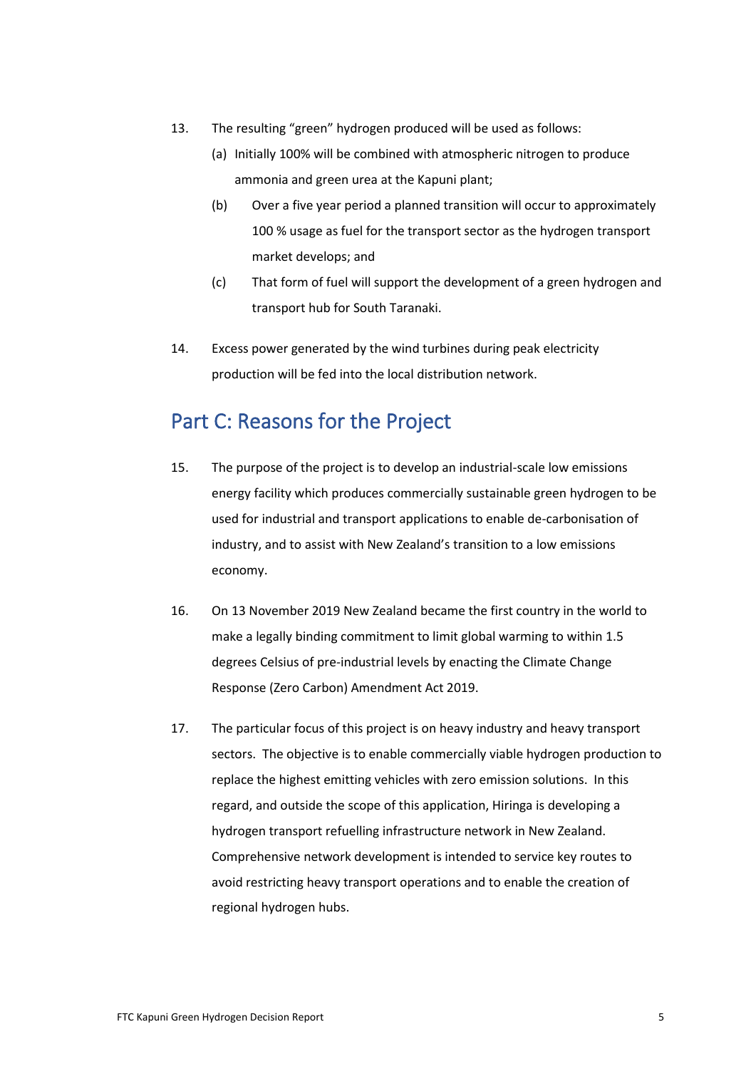13. The resulting "green" hydrogen produced will be used as follows:

    (a) Initially 100% will be combined with atmospheric nitrogen to produce ammonia and green urea at the Kapuni plant;

    (b) Over a five year period a planned transition will occur to approximately 100 % usage as fuel for the transport sector as the hydrogen transport market develops; and

    (c) That form of fuel will support the development of a green hydrogen and transport hub for South Taranaki.

14. Excess power generated by the wind turbines during peak electricity production will be fed into the local distribution network.

## Part C: Reasons for the Project

15. The purpose of the project is to develop an industrial-scale low emissions energy facility which produces commercially sustainable green hydrogen to be used for industrial and transport applications to enable de-carbonisation of industry, and to assist with New Zealand's transition to a low emissions economy.

16. On 13 November 2019 New Zealand became the first country in the world to make a legally binding commitment to limit global warming to within 1.5 degrees Celsius of pre-industrial levels by enacting the Climate Change Response (Zero Carbon) Amendment Act 2019.

17. The particular focus of this project is on heavy industry and heavy transport sectors. The objective is to enable commercially viable hydrogen production to replace the highest emitting vehicles with zero emission solutions. In this regard, and outside the scope of this application, Hiringa is developing a hydrogen transport refuelling infrastructure network in New Zealand. Comprehensive network development is intended to service key routes to avoid restricting heavy transport operations and to enable the creation of regional hydrogen hubs.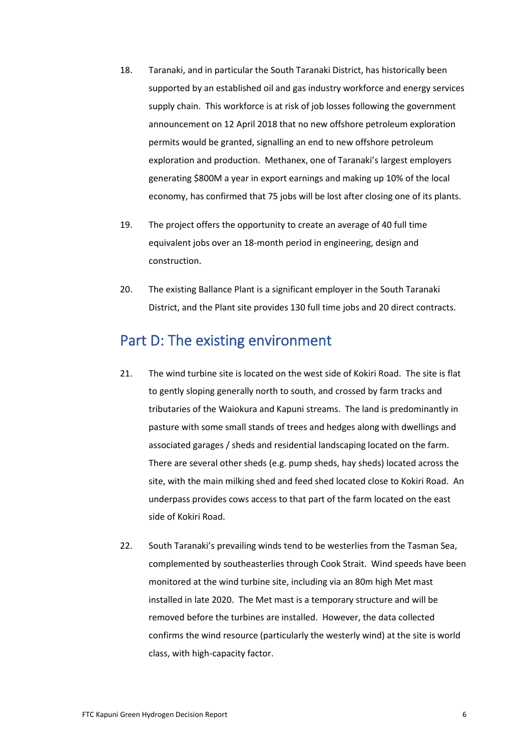18. Taranaki, and in particular the South Taranaki District, has historically been supported by an established oil and gas industry workforce and energy services supply chain. This workforce is at risk of job losses following the government announcement on 12 April 2018 that no new offshore petroleum exploration permits would be granted, signalling an end to new offshore petroleum exploration and production. Methanex, one of Taranaki's largest employers generating $800M a year in export earnings and making up 10% of the local economy, has confirmed that 75 jobs will be lost after closing one of its plants.

19. The project offers the opportunity to create an average of 40 full time equivalent jobs over an 18-month period in engineering, design and construction.

20. The existing Ballance Plant is a significant employer in the South Taranaki District, and the Plant site provides 130 full time jobs and 20 direct contracts.

## Part D: The existing environment

21. The wind turbine site is located on the west side of Kokiri Road. The site is flat to gently sloping generally north to south, and crossed by farm tracks and tributaries of the Waiokura and Kapuni streams. The land is predominantly in pasture with some small stands of trees and hedges along with dwellings and associated garages / sheds and residential landscaping located on the farm. There are several other sheds (e.g. pump sheds, hay sheds) located across the site, with the main milking shed and feed shed located close to Kokiri Road. An underpass provides cows access to that part of the farm located on the east side of Kokiri Road.

22. South Taranaki's prevailing winds tend to be westerlies from the Tasman Sea, complemented by southeasterlies through Cook Strait. Wind speeds have been monitored at the wind turbine site, including via an 80m high Met mast installed in late 2020. The Met mast is a temporary structure and will be removed before the turbines are installed. However, the data collected confirms the wind resource (particularly the westerly wind) at the site is world class, with high-capacity factor.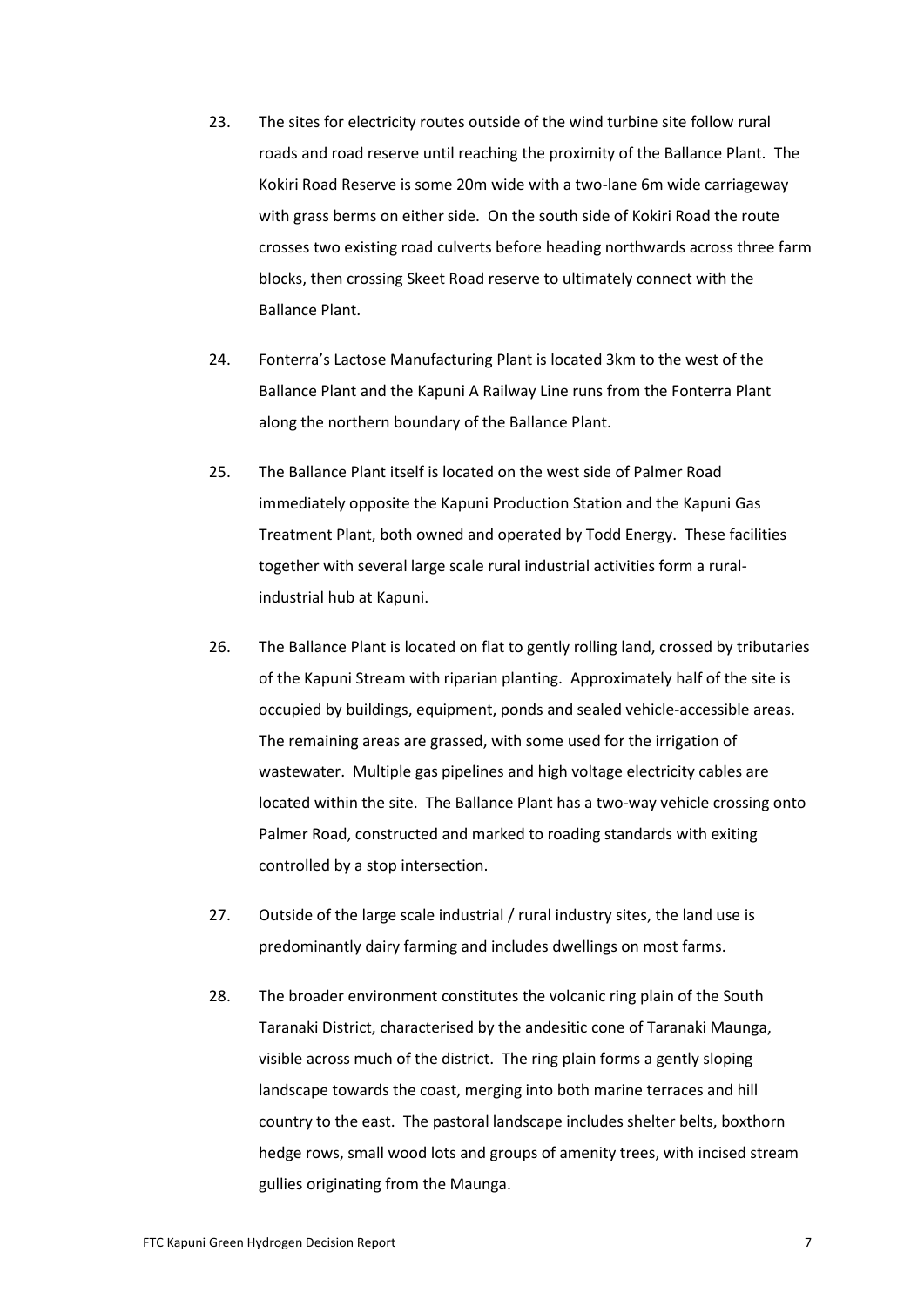23. The sites for electricity routes outside of the wind turbine site follow rural roads and road reserve until reaching the proximity of the Ballance Plant. The Kokiri Road Reserve is some 20m wide with a two-lane 6m wide carriageway with grass berms on either side. On the south side of Kokiri Road the route crosses two existing road culverts before heading northwards across three farm blocks, then crossing Skeet Road reserve to ultimately connect with the Ballance Plant.

24. Fonterra's Lactose Manufacturing Plant is located 3km to the west of the Ballance Plant and the Kapuni A Railway Line runs from the Fonterra Plant along the northern boundary of the Ballance Plant.

25. The Ballance Plant itself is located on the west side of Palmer Road immediately opposite the Kapuni Production Station and the Kapuni Gas Treatment Plant, both owned and operated by Todd Energy. These facilities together with several large scale rural industrial activities form a rural-industrial hub at Kapuni.

26. The Ballance Plant is located on flat to gently rolling land, crossed by tributaries of the Kapuni Stream with riparian planting. Approximately half of the site is occupied by buildings, equipment, ponds and sealed vehicle-accessible areas. The remaining areas are grassed, with some used for the irrigation of wastewater. Multiple gas pipelines and high voltage electricity cables are located within the site. The Ballance Plant has a two-way vehicle crossing onto Palmer Road, constructed and marked to roading standards with exiting controlled by a stop intersection.

27. Outside of the large scale industrial / rural industry sites, the land use is predominantly dairy farming and includes dwellings on most farms.

28. The broader environment constitutes the volcanic ring plain of the South Taranaki District, characterised by the andesitic cone of Taranaki Maunga, visible across much of the district. The ring plain forms a gently sloping landscape towards the coast, merging into both marine terraces and hill country to the east. The pastoral landscape includes shelter belts, boxthorn hedge rows, small wood lots and groups of amenity trees, with incised stream gullies originating from the Maunga.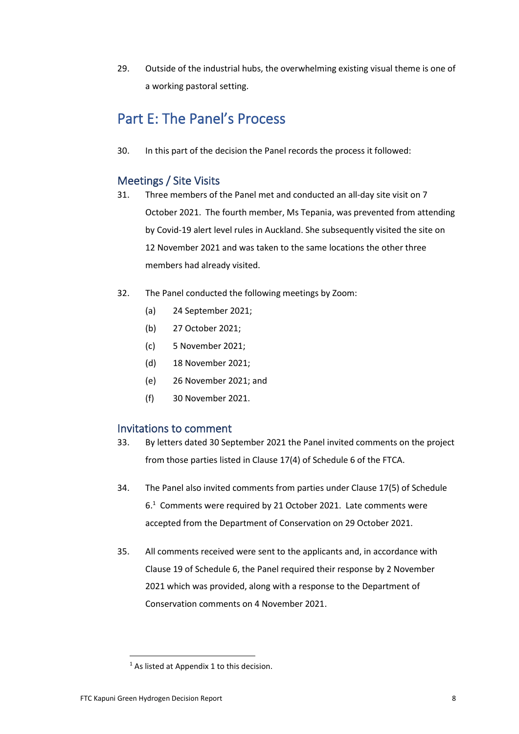29. Outside of the industrial hubs, the overwhelming existing visual theme is one of a working pastoral setting.

## Part E: The Panel's Process

30. In this part of the decision the Panel records the process it followed:

### Meetings / Site Visits

31. Three members of the Panel met and conducted an all-day site visit on 7 October 2021. The fourth member, Ms Tepania, was prevented from attending by Covid-19 alert level rules in Auckland. She subsequently visited the site on 12 November 2021 and was taken to the same locations the other three members had already visited.

32. The Panel conducted the following meetings by Zoom:

    (a) 24 September 2021;

    (b) 27 October 2021;

    (c) 5 November 2021;

    (d) 18 November 2021;

    (e) 26 November 2021; and

    (f) 30 November 2021.

### Invitations to comment

33. By letters dated 30 September 2021 the Panel invited comments on the project from those parties listed in Clause 17(4) of Schedule 6 of the FTCA.

34. The Panel also invited comments from parties under Clause 17(5) of Schedule 6.[1] Comments were required by 21 October 2021. Late comments were accepted from the Department of Conservation on 29 October 2021.

35. All comments received were sent to the applicants and, in accordance with Clause 19 of Schedule 6, the Panel required their response by 2 November 2021 which was provided, along with a response to the Department of Conservation comments on 4 November 2021.

[1] As listed at Appendix 1 to this decision.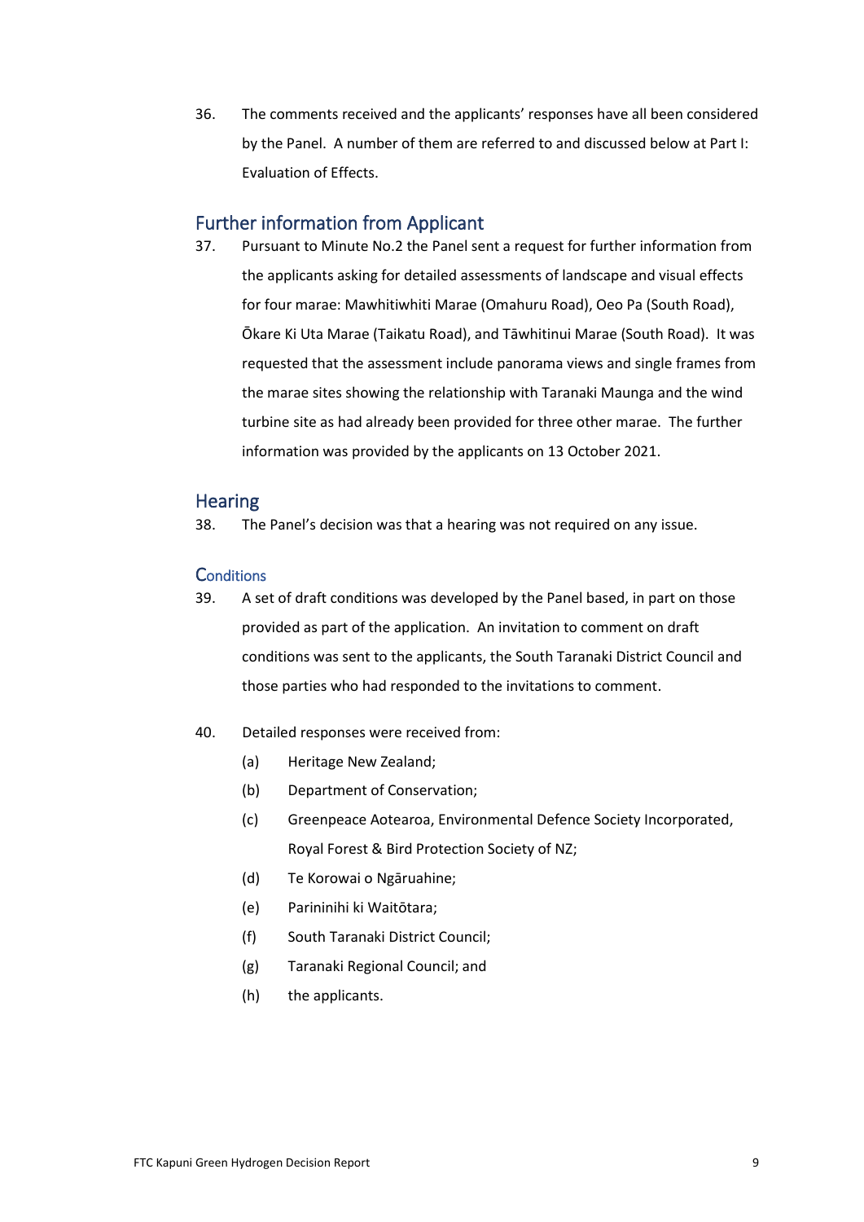36. The comments received and the applicants' responses have all been considered by the Panel. A number of them are referred to and discussed below at Part I: Evaluation of Effects.

## Further information from Applicant

37. Pursuant to Minute No.2 the Panel sent a request for further information from the applicants asking for detailed assessments of landscape and visual effects for four marae: Mawhitiwhiti Marae (Omahuru Road), Oeo Pa (South Road), Ōkare Ki Uta Marae (Taikatu Road), and Tāwhitinui Marae (South Road). It was requested that the assessment include panorama views and single frames from the marae sites showing the relationship with Taranaki Maunga and the wind turbine site as had already been provided for three other marae. The further information was provided by the applicants on 13 October 2021.

## Hearing

38. The Panel's decision was that a hearing was not required on any issue.

### Conditions

39. A set of draft conditions was developed by the Panel based, in part on those provided as part of the application. An invitation to comment on draft conditions was sent to the applicants, the South Taranaki District Council and those parties who had responded to the invitations to comment.

40. Detailed responses were received from:

    (a) Heritage New Zealand;

    (b) Department of Conservation;

    (c) Greenpeace Aotearoa, Environmental Defence Society Incorporated, Royal Forest & Bird Protection Society of NZ;

    (d) Te Korowai o Ngāruahine;

    (e) Parininihi ki Waitōtara;

    (f) South Taranaki District Council;

    (g) Taranaki Regional Council; and

    (h) the applicants.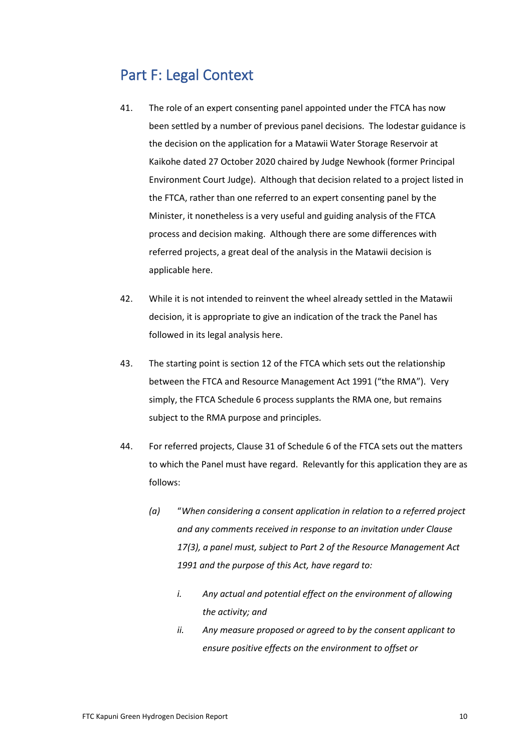## Part F: Legal Context

41. The role of an expert consenting panel appointed under the FTCA has now been settled by a number of previous panel decisions. The lodestar guidance is the decision on the application for a Matawii Water Storage Reservoir at Kaikohe dated 27 October 2020 chaired by Judge Newhook (former Principal Environment Court Judge). Although that decision related to a project listed in the FTCA, rather than one referred to an expert consenting panel by the Minister, it nonetheless is a very useful and guiding analysis of the FTCA process and decision making. Although there are some differences with referred projects, a great deal of the analysis in the Matawii decision is applicable here.

42. While it is not intended to reinvent the wheel already settled in the Matawii decision, it is appropriate to give an indication of the track the Panel has followed in its legal analysis here.

43. The starting point is section 12 of the FTCA which sets out the relationship between the FTCA and Resource Management Act 1991 ("the RMA"). Very simply, the FTCA Schedule 6 process supplants the RMA one, but remains subject to the RMA purpose and principles.

44. For referred projects, Clause 31 of Schedule 6 of the FTCA sets out the matters to which the Panel must have regard. Relevantly for this application they are as follows:

    *(a)* "*When considering a consent application in relation to a referred project and any comments received in response to an invitation under Clause 17(3), a panel must, subject to Part 2 of the Resource Management Act 1991 and the purpose of this Act, have regard to:*

    *i. Any actual and potential effect on the environment of allowing the activity; and*

    *ii. Any measure proposed or agreed to by the consent applicant to ensure positive effects on the environment to offset or*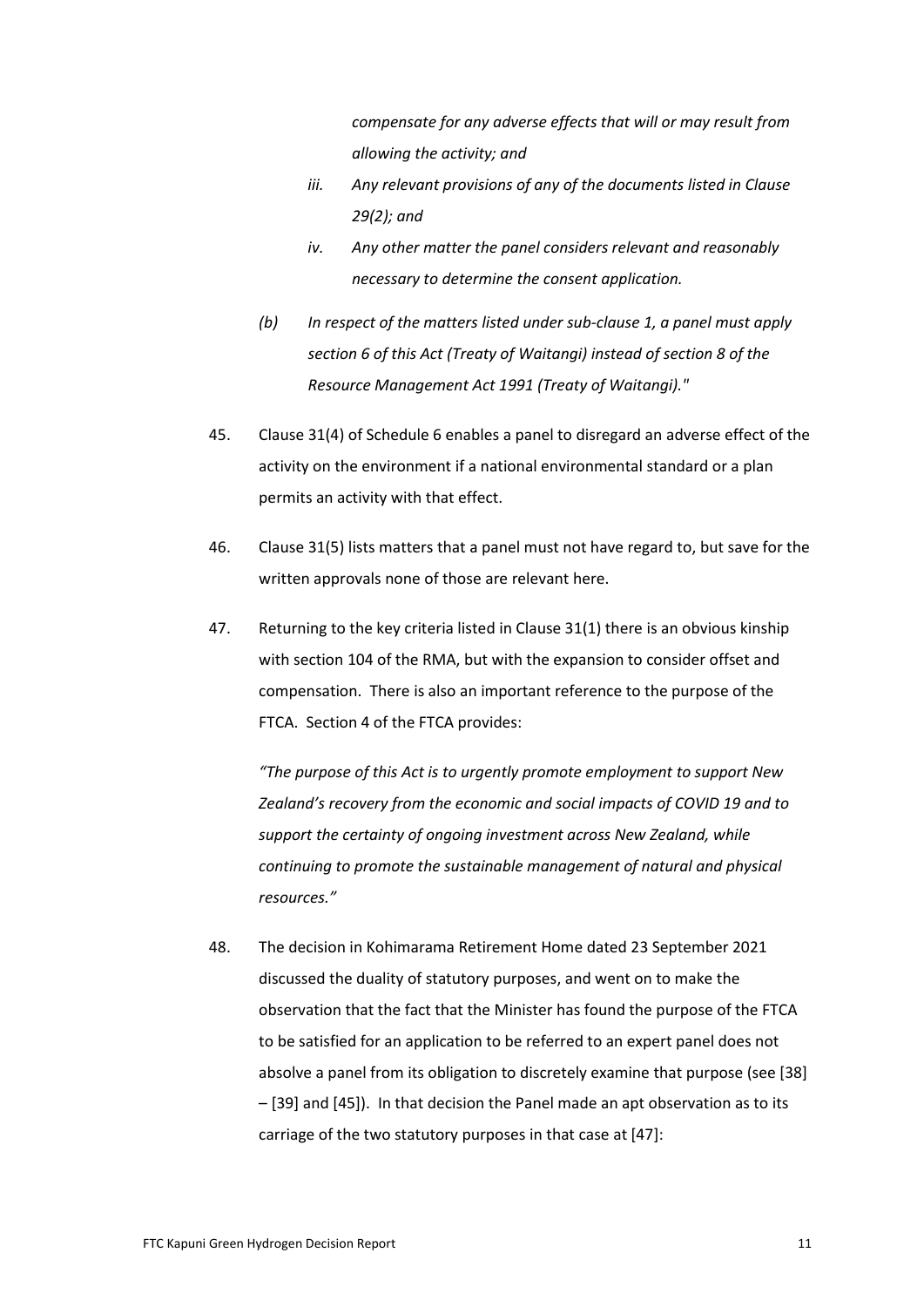*compensate for any adverse effects that will or may result from allowing the activity; and*

  iii. *Any relevant provisions of any of the documents listed in Clause 29(2); and*

  iv. *Any other matter the panel considers relevant and reasonably necessary to determine the consent application.*

(b) *In respect of the matters listed under sub-clause 1, a panel must apply section 6 of this Act (Treaty of Waitangi) instead of section 8 of the Resource Management Act 1991 (Treaty of Waitangi)."*

45. Clause 31(4) of Schedule 6 enables a panel to disregard an adverse effect of the activity on the environment if a national environmental standard or a plan permits an activity with that effect.

46. Clause 31(5) lists matters that a panel must not have regard to, but save for the written approvals none of those are relevant here.

47. Returning to the key criteria listed in Clause 31(1) there is an obvious kinship with section 104 of the RMA, but with the expansion to consider offset and compensation. There is also an important reference to the purpose of the FTCA. Section 4 of the FTCA provides:

    *"The purpose of this Act is to urgently promote employment to support New Zealand's recovery from the economic and social impacts of COVID 19 and to support the certainty of ongoing investment across New Zealand, while continuing to promote the sustainable management of natural and physical resources."*

48. The decision in Kohimarama Retirement Home dated 23 September 2021 discussed the duality of statutory purposes, and went on to make the observation that the fact that the Minister has found the purpose of the FTCA to be satisfied for an application to be referred to an expert panel does not absolve a panel from its obligation to discretely examine that purpose (see [38] – [39] and [45]). In that decision the Panel made an apt observation as to its carriage of the two statutory purposes in that case at [47]: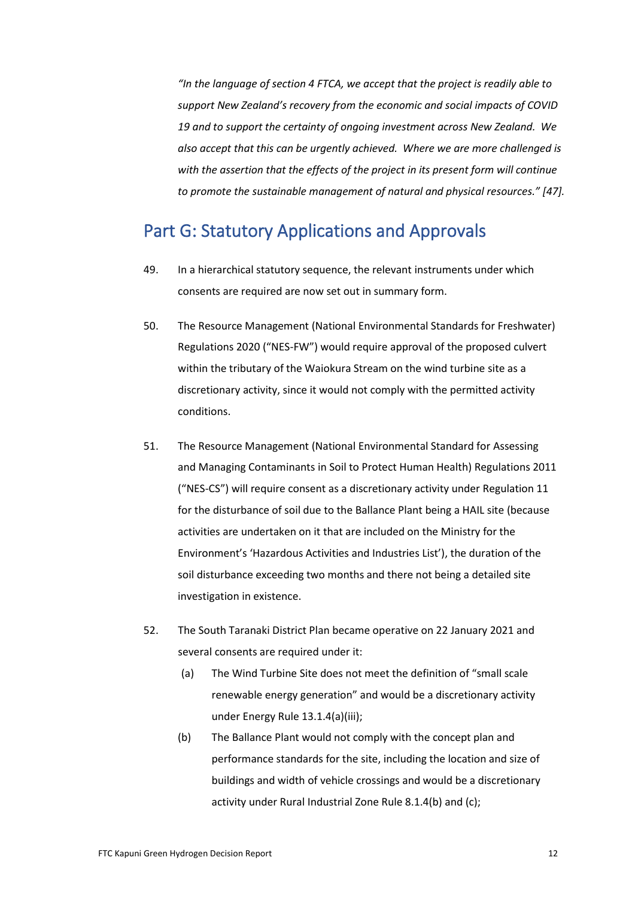*"In the language of section 4 FTCA, we accept that the project is readily able to support New Zealand's recovery from the economic and social impacts of COVID 19 and to support the certainty of ongoing investment across New Zealand. We also accept that this can be urgently achieved. Where we are more challenged is with the assertion that the effects of the project in its present form will continue to promote the sustainable management of natural and physical resources." [47].*

## Part G: Statutory Applications and Approvals

49. In a hierarchical statutory sequence, the relevant instruments under which consents are required are now set out in summary form.

50. The Resource Management (National Environmental Standards for Freshwater) Regulations 2020 ("NES-FW") would require approval of the proposed culvert within the tributary of the Waiokura Stream on the wind turbine site as a discretionary activity, since it would not comply with the permitted activity conditions.

51. The Resource Management (National Environmental Standard for Assessing and Managing Contaminants in Soil to Protect Human Health) Regulations 2011 ("NES-CS") will require consent as a discretionary activity under Regulation 11 for the disturbance of soil due to the Ballance Plant being a HAIL site (because activities are undertaken on it that are included on the Ministry for the Environment's 'Hazardous Activities and Industries List'), the duration of the soil disturbance exceeding two months and there not being a detailed site investigation in existence.

52. The South Taranaki District Plan became operative on 22 January 2021 and several consents are required under it:

    (a) The Wind Turbine Site does not meet the definition of "small scale renewable energy generation" and would be a discretionary activity under Energy Rule 13.1.4(a)(iii);

    (b) The Ballance Plant would not comply with the concept plan and performance standards for the site, including the location and size of buildings and width of vehicle crossings and would be a discretionary activity under Rural Industrial Zone Rule 8.1.4(b) and (c);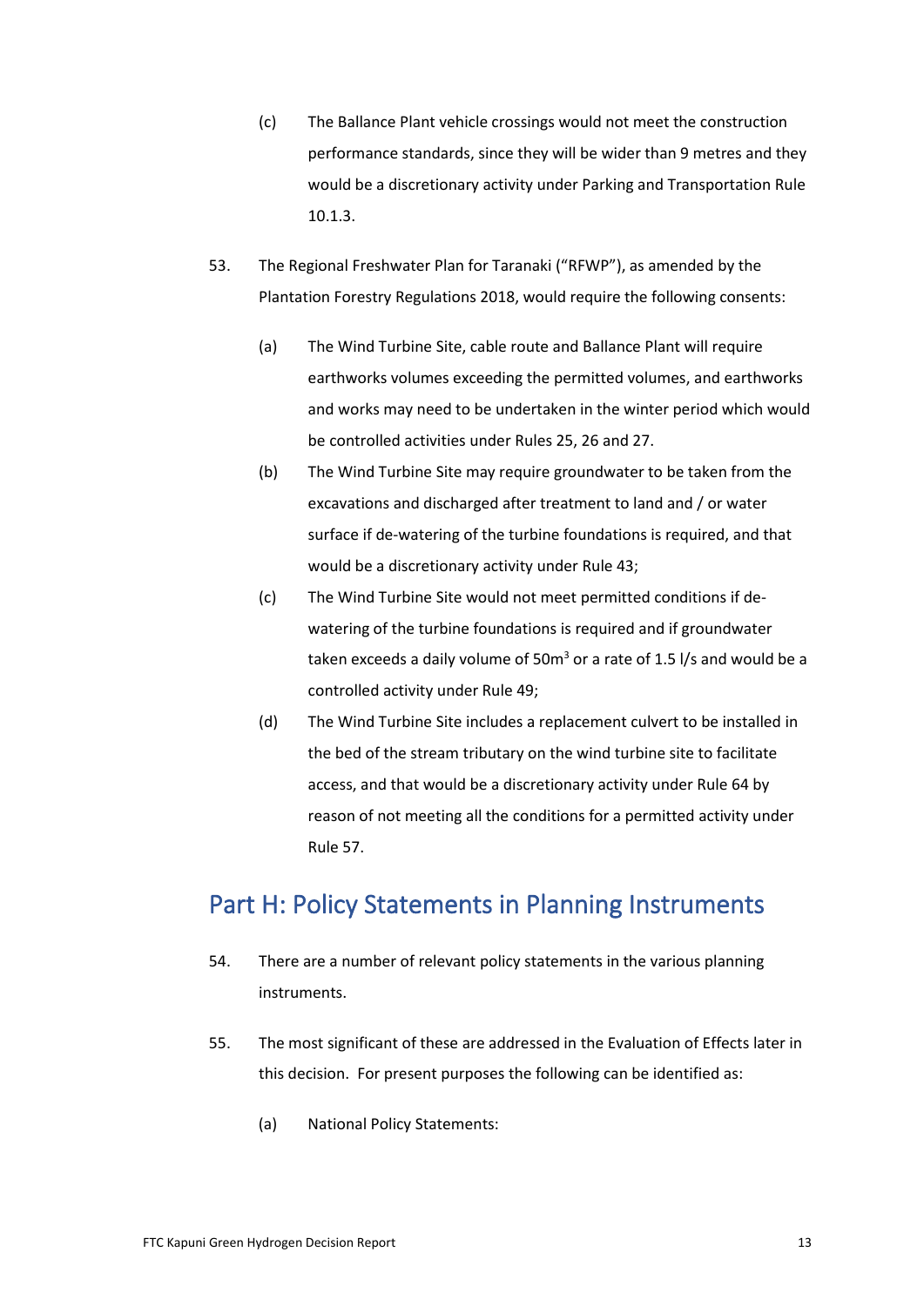(c) The Ballance Plant vehicle crossings would not meet the construction performance standards, since they will be wider than 9 metres and they would be a discretionary activity under Parking and Transportation Rule 10.1.3.

53. The Regional Freshwater Plan for Taranaki ("RFWP"), as amended by the Plantation Forestry Regulations 2018, would require the following consents:

   (a) The Wind Turbine Site, cable route and Ballance Plant will require earthworks volumes exceeding the permitted volumes, and earthworks and works may need to be undertaken in the winter period which would be controlled activities under Rules 25, 26 and 27.

   (b) The Wind Turbine Site may require groundwater to be taken from the excavations and discharged after treatment to land and / or water surface if de-watering of the turbine foundations is required, and that would be a discretionary activity under Rule 43;

   (c) The Wind Turbine Site would not meet permitted conditions if de-watering of the turbine foundations is required and if groundwater taken exceeds a daily volume of $50m^3$ or a rate of 1.5 l/s and would be a controlled activity under Rule 49;

   (d) The Wind Turbine Site includes a replacement culvert to be installed in the bed of the stream tributary on the wind turbine site to facilitate access, and that would be a discretionary activity under Rule 64 by reason of not meeting all the conditions for a permitted activity under Rule 57.

## Part H: Policy Statements in Planning Instruments

54. There are a number of relevant policy statements in the various planning instruments.

55. The most significant of these are addressed in the Evaluation of Effects later in this decision. For present purposes the following can be identified as:

   (a) National Policy Statements: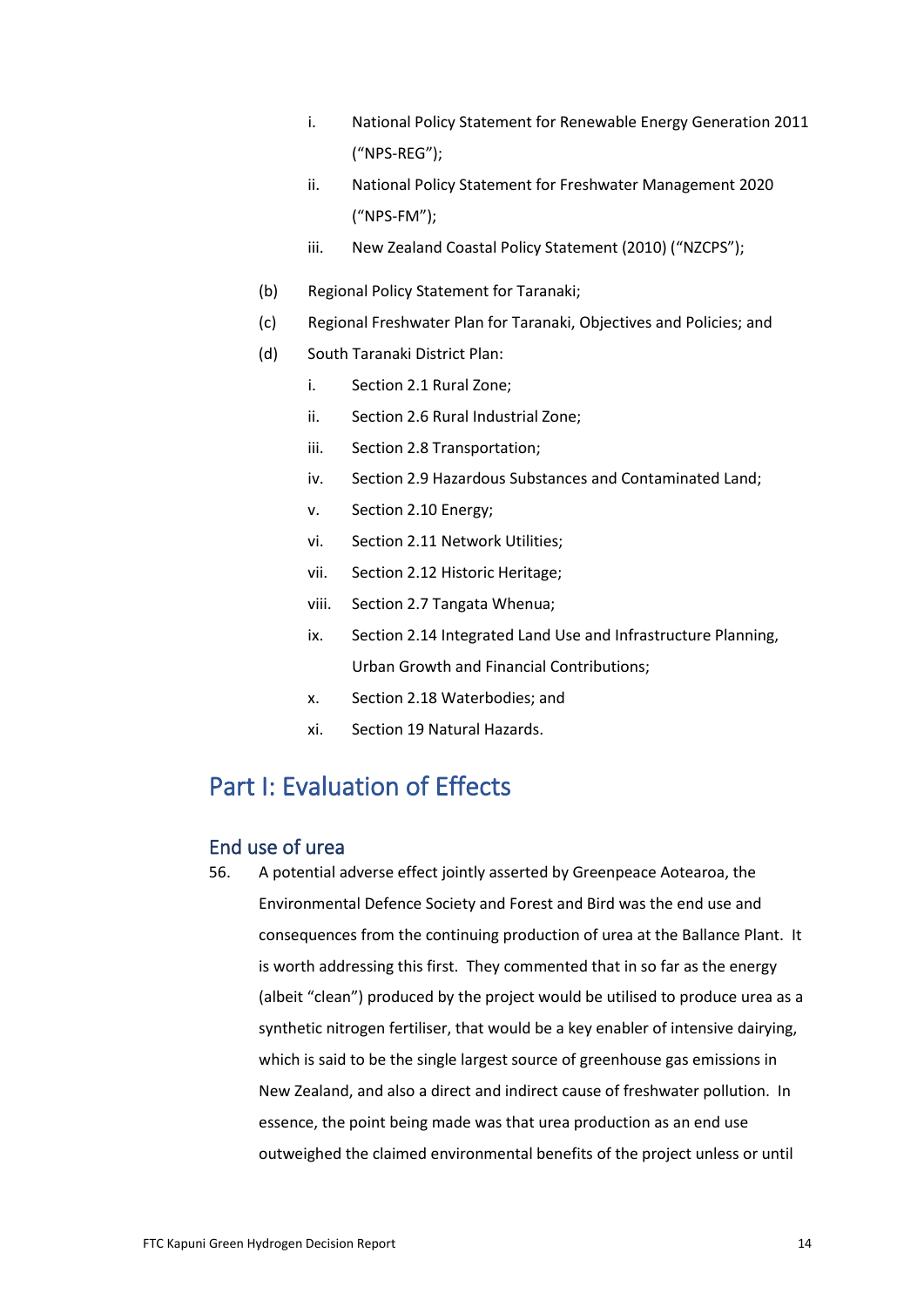i. National Policy Statement for Renewable Energy Generation 2011 ("NPS-REG");

   ii. National Policy Statement for Freshwater Management 2020 ("NPS-FM");

   iii. New Zealand Coastal Policy Statement (2010) ("NZCPS");

(b) Regional Policy Statement for Taranaki;

(c) Regional Freshwater Plan for Taranaki, Objectives and Policies; and

(d) South Taranaki District Plan:

   i. Section 2.1 Rural Zone;

   ii. Section 2.6 Rural Industrial Zone;

   iii. Section 2.8 Transportation;

   iv. Section 2.9 Hazardous Substances and Contaminated Land;

   v. Section 2.10 Energy;

   vi. Section 2.11 Network Utilities;

   vii. Section 2.12 Historic Heritage;

   viii. Section 2.7 Tangata Whenua;

   ix. Section 2.14 Integrated Land Use and Infrastructure Planning, Urban Growth and Financial Contributions;

   x. Section 2.18 Waterbodies; and

   xi. Section 19 Natural Hazards.

# Part I: Evaluation of Effects

## End use of urea

56. A potential adverse effect jointly asserted by Greenpeace Aotearoa, the Environmental Defence Society and Forest and Bird was the end use and consequences from the continuing production of urea at the Ballance Plant. It is worth addressing this first. They commented that in so far as the energy (albeit "clean") produced by the project would be utilised to produce urea as a synthetic nitrogen fertiliser, that would be a key enabler of intensive dairying, which is said to be the single largest source of greenhouse gas emissions in New Zealand, and also a direct and indirect cause of freshwater pollution. In essence, the point being made was that urea production as an end use outweighed the claimed environmental benefits of the project unless or until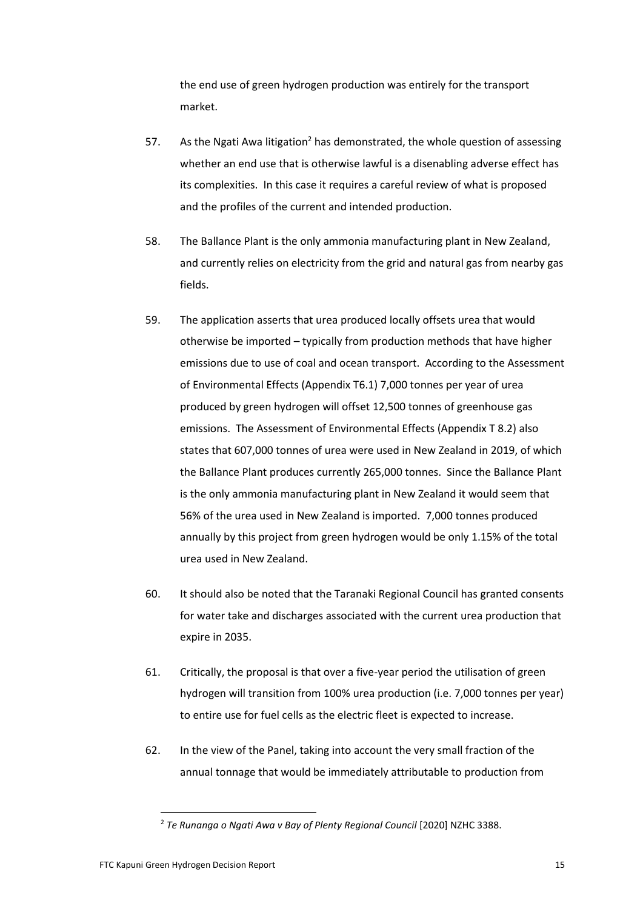the end use of green hydrogen production was entirely for the transport market.

57. As the Ngati Awa litigation[2] has demonstrated, the whole question of assessing whether an end use that is otherwise lawful is a disenabling adverse effect has its complexities. In this case it requires a careful review of what is proposed and the profiles of the current and intended production.

58. The Ballance Plant is the only ammonia manufacturing plant in New Zealand, and currently relies on electricity from the grid and natural gas from nearby gas fields.

59. The application asserts that urea produced locally offsets urea that would otherwise be imported – typically from production methods that have higher emissions due to use of coal and ocean transport. According to the Assessment of Environmental Effects (Appendix T6.1) 7,000 tonnes per year of urea produced by green hydrogen will offset 12,500 tonnes of greenhouse gas emissions. The Assessment of Environmental Effects (Appendix T 8.2) also states that 607,000 tonnes of urea were used in New Zealand in 2019, of which the Ballance Plant produces currently 265,000 tonnes. Since the Ballance Plant is the only ammonia manufacturing plant in New Zealand it would seem that 56% of the urea used in New Zealand is imported. 7,000 tonnes produced annually by this project from green hydrogen would be only 1.15% of the total urea used in New Zealand.

60. It should also be noted that the Taranaki Regional Council has granted consents for water take and discharges associated with the current urea production that expire in 2035.

61. Critically, the proposal is that over a five-year period the utilisation of green hydrogen will transition from 100% urea production (i.e. 7,000 tonnes per year) to entire use for fuel cells as the electric fleet is expected to increase.

62. In the view of the Panel, taking into account the very small fraction of the annual tonnage that would be immediately attributable to production from

---

[2] *Te Runanga o Ngati Awa v Bay of Plenty Regional Council* [2020] NZHC 3388.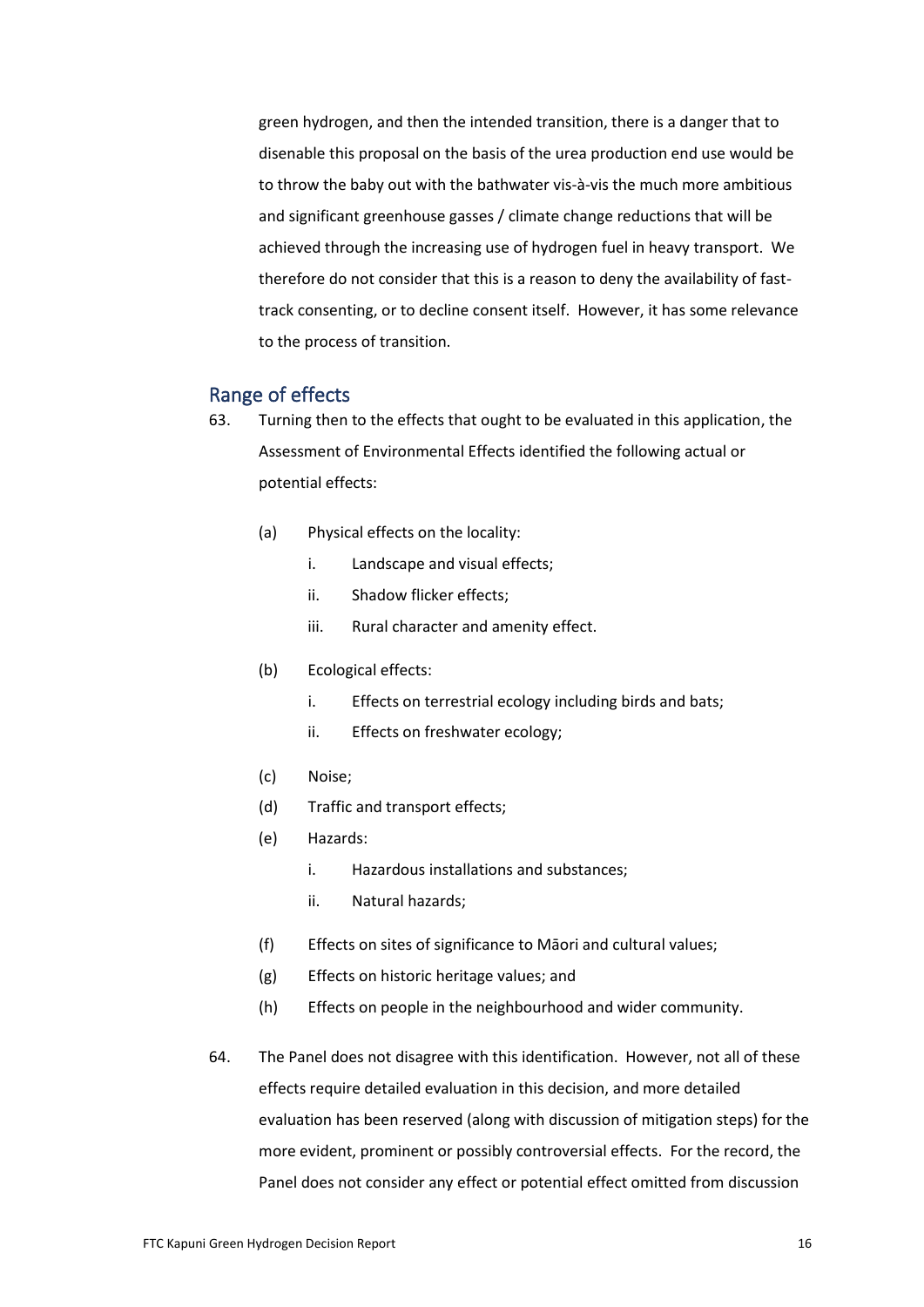green hydrogen, and then the intended transition, there is a danger that to disenable this proposal on the basis of the urea production end use would be to throw the baby out with the bathwater vis-à-vis the much more ambitious and significant greenhouse gasses / climate change reductions that will be achieved through the increasing use of hydrogen fuel in heavy transport. We therefore do not consider that this is a reason to deny the availability of fast-track consenting, or to decline consent itself. However, it has some relevance to the process of transition.

## Range of effects

63. Turning then to the effects that ought to be evaluated in this application, the Assessment of Environmental Effects identified the following actual or potential effects:

   (a) Physical effects on the locality:

      i. Landscape and visual effects;

      ii. Shadow flicker effects;

      iii. Rural character and amenity effect.

   (b) Ecological effects:

      i. Effects on terrestrial ecology including birds and bats;

      ii. Effects on freshwater ecology;

   (c) Noise;

   (d) Traffic and transport effects;

   (e) Hazards:

      i. Hazardous installations and substances;

      ii. Natural hazards;

   (f) Effects on sites of significance to Māori and cultural values;

   (g) Effects on historic heritage values; and

   (h) Effects on people in the neighbourhood and wider community.

64. The Panel does not disagree with this identification. However, not all of these effects require detailed evaluation in this decision, and more detailed evaluation has been reserved (along with discussion of mitigation steps) for the more evident, prominent or possibly controversial effects. For the record, the Panel does not consider any effect or potential effect omitted from discussion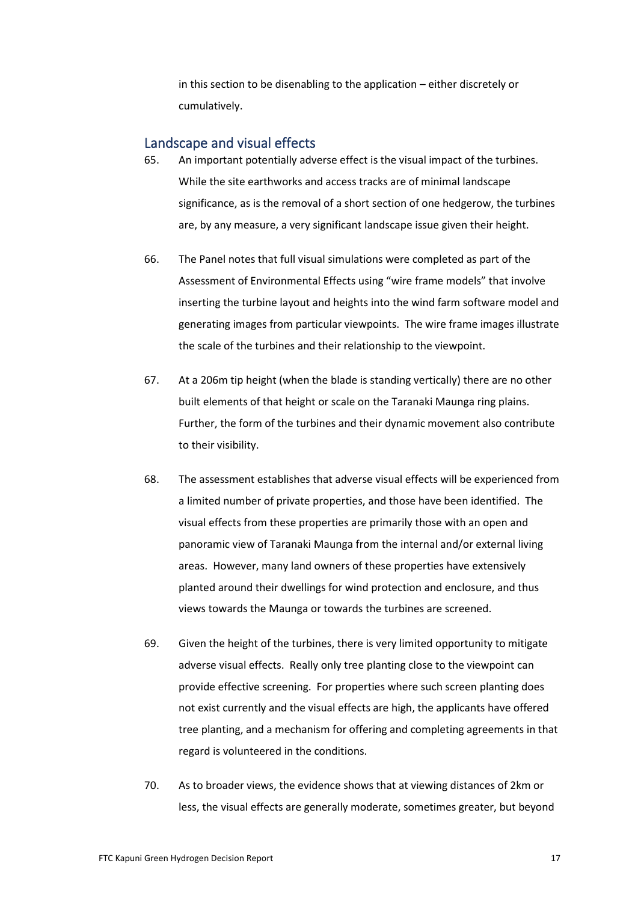in this section to be disenabling to the application – either discretely or cumulatively.

## Landscape and visual effects

65. An important potentially adverse effect is the visual impact of the turbines. While the site earthworks and access tracks are of minimal landscape significance, as is the removal of a short section of one hedgerow, the turbines are, by any measure, a very significant landscape issue given their height.

66. The Panel notes that full visual simulations were completed as part of the Assessment of Environmental Effects using "wire frame models" that involve inserting the turbine layout and heights into the wind farm software model and generating images from particular viewpoints. The wire frame images illustrate the scale of the turbines and their relationship to the viewpoint.

67. At a 206m tip height (when the blade is standing vertically) there are no other built elements of that height or scale on the Taranaki Maunga ring plains. Further, the form of the turbines and their dynamic movement also contribute to their visibility.

68. The assessment establishes that adverse visual effects will be experienced from a limited number of private properties, and those have been identified. The visual effects from these properties are primarily those with an open and panoramic view of Taranaki Maunga from the internal and/or external living areas. However, many land owners of these properties have extensively planted around their dwellings for wind protection and enclosure, and thus views towards the Maunga or towards the turbines are screened.

69. Given the height of the turbines, there is very limited opportunity to mitigate adverse visual effects. Really only tree planting close to the viewpoint can provide effective screening. For properties where such screen planting does not exist currently and the visual effects are high, the applicants have offered tree planting, and a mechanism for offering and completing agreements in that regard is volunteered in the conditions.

70. As to broader views, the evidence shows that at viewing distances of 2km or less, the visual effects are generally moderate, sometimes greater, but beyond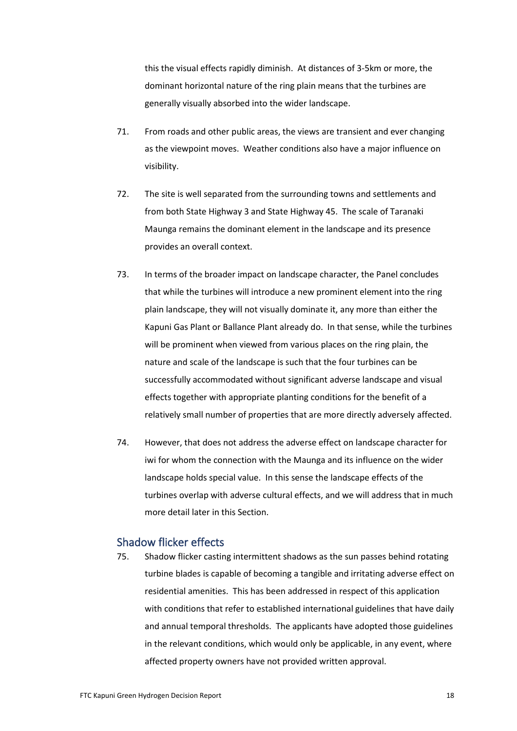this the visual effects rapidly diminish. At distances of 3-5km or more, the dominant horizontal nature of the ring plain means that the turbines are generally visually absorbed into the wider landscape.

71. From roads and other public areas, the views are transient and ever changing as the viewpoint moves. Weather conditions also have a major influence on visibility.

72. The site is well separated from the surrounding towns and settlements and from both State Highway 3 and State Highway 45. The scale of Taranaki Maunga remains the dominant element in the landscape and its presence provides an overall context.

73. In terms of the broader impact on landscape character, the Panel concludes that while the turbines will introduce a new prominent element into the ring plain landscape, they will not visually dominate it, any more than either the Kapuni Gas Plant or Ballance Plant already do. In that sense, while the turbines will be prominent when viewed from various places on the ring plain, the nature and scale of the landscape is such that the four turbines can be successfully accommodated without significant adverse landscape and visual effects together with appropriate planting conditions for the benefit of a relatively small number of properties that are more directly adversely affected.

74. However, that does not address the adverse effect on landscape character for iwi for whom the connection with the Maunga and its influence on the wider landscape holds special value. In this sense the landscape effects of the turbines overlap with adverse cultural effects, and we will address that in much more detail later in this Section.

## Shadow flicker effects

75. Shadow flicker casting intermittent shadows as the sun passes behind rotating turbine blades is capable of becoming a tangible and irritating adverse effect on residential amenities. This has been addressed in respect of this application with conditions that refer to established international guidelines that have daily and annual temporal thresholds. The applicants have adopted those guidelines in the relevant conditions, which would only be applicable, in any event, where affected property owners have not provided written approval.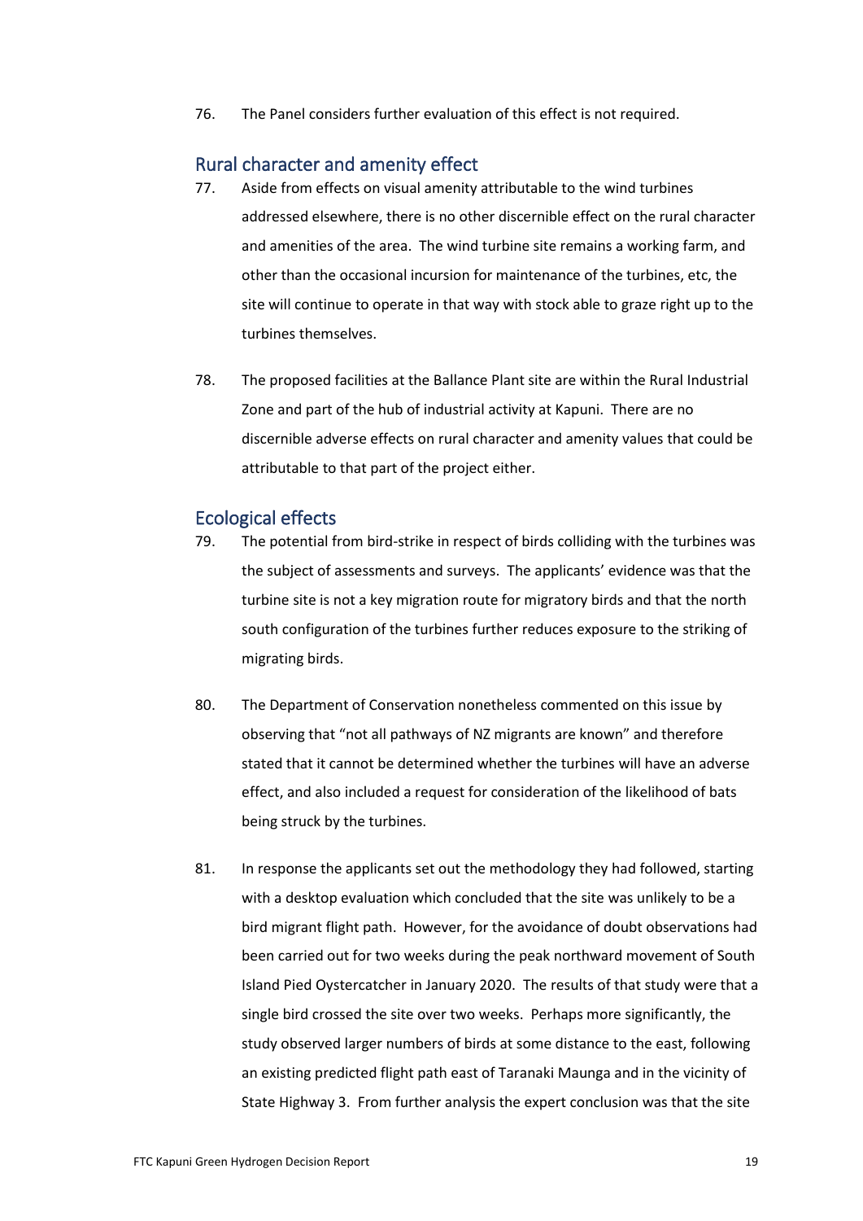76. The Panel considers further evaluation of this effect is not required.

## Rural character and amenity effect

77. Aside from effects on visual amenity attributable to the wind turbines addressed elsewhere, there is no other discernible effect on the rural character and amenities of the area. The wind turbine site remains a working farm, and other than the occasional incursion for maintenance of the turbines, etc, the site will continue to operate in that way with stock able to graze right up to the turbines themselves.

78. The proposed facilities at the Ballance Plant site are within the Rural Industrial Zone and part of the hub of industrial activity at Kapuni. There are no discernible adverse effects on rural character and amenity values that could be attributable to that part of the project either.

## Ecological effects

79. The potential from bird-strike in respect of birds colliding with the turbines was the subject of assessments and surveys. The applicants' evidence was that the turbine site is not a key migration route for migratory birds and that the north south configuration of the turbines further reduces exposure to the striking of migrating birds.

80. The Department of Conservation nonetheless commented on this issue by observing that "not all pathways of NZ migrants are known" and therefore stated that it cannot be determined whether the turbines will have an adverse effect, and also included a request for consideration of the likelihood of bats being struck by the turbines.

81. In response the applicants set out the methodology they had followed, starting with a desktop evaluation which concluded that the site was unlikely to be a bird migrant flight path. However, for the avoidance of doubt observations had been carried out for two weeks during the peak northward movement of South Island Pied Oystercatcher in January 2020. The results of that study were that a single bird crossed the site over two weeks. Perhaps more significantly, the study observed larger numbers of birds at some distance to the east, following an existing predicted flight path east of Taranaki Maunga and in the vicinity of State Highway 3. From further analysis the expert conclusion was that the site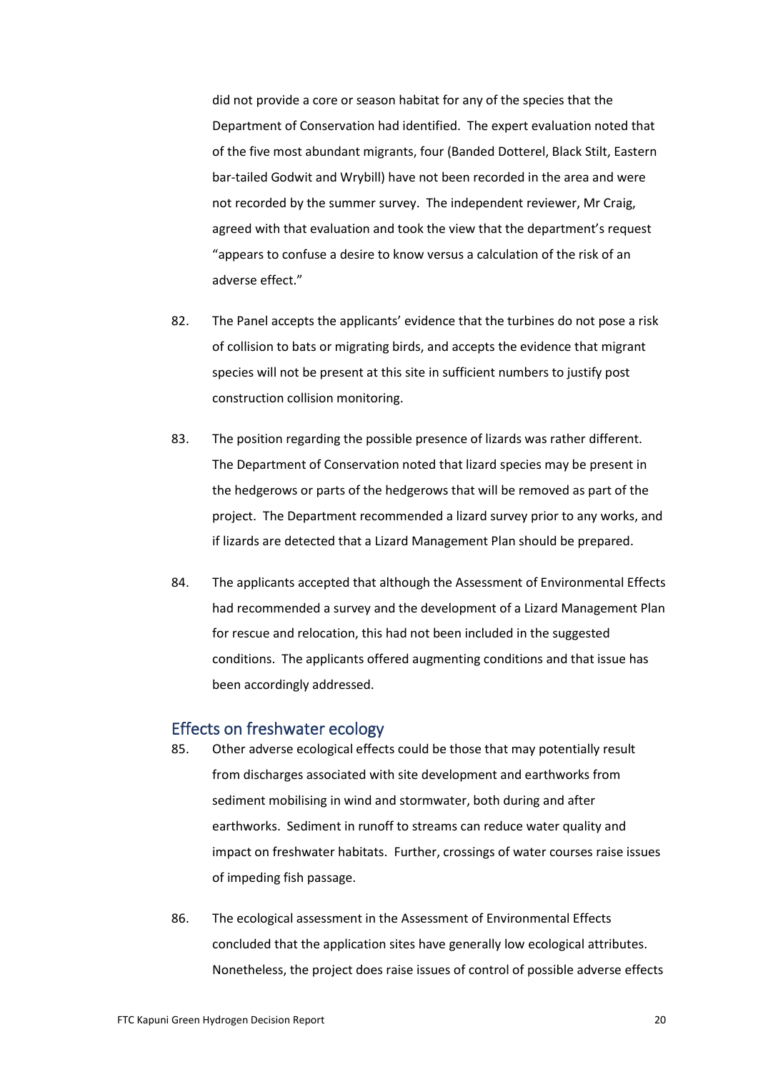did not provide a core or season habitat for any of the species that the Department of Conservation had identified. The expert evaluation noted that of the five most abundant migrants, four (Banded Dotterel, Black Stilt, Eastern bar-tailed Godwit and Wrybill) have not been recorded in the area and were not recorded by the summer survey. The independent reviewer, Mr Craig, agreed with that evaluation and took the view that the department's request "appears to confuse a desire to know versus a calculation of the risk of an adverse effect."

82. The Panel accepts the applicants' evidence that the turbines do not pose a risk of collision to bats or migrating birds, and accepts the evidence that migrant species will not be present at this site in sufficient numbers to justify post construction collision monitoring.

83. The position regarding the possible presence of lizards was rather different. The Department of Conservation noted that lizard species may be present in the hedgerows or parts of the hedgerows that will be removed as part of the project. The Department recommended a lizard survey prior to any works, and if lizards are detected that a Lizard Management Plan should be prepared.

84. The applicants accepted that although the Assessment of Environmental Effects had recommended a survey and the development of a Lizard Management Plan for rescue and relocation, this had not been included in the suggested conditions. The applicants offered augmenting conditions and that issue has been accordingly addressed.

## Effects on freshwater ecology

85. Other adverse ecological effects could be those that may potentially result from discharges associated with site development and earthworks from sediment mobilising in wind and stormwater, both during and after earthworks. Sediment in runoff to streams can reduce water quality and impact on freshwater habitats. Further, crossings of water courses raise issues of impeding fish passage.

86. The ecological assessment in the Assessment of Environmental Effects concluded that the application sites have generally low ecological attributes. Nonetheless, the project does raise issues of control of possible adverse effects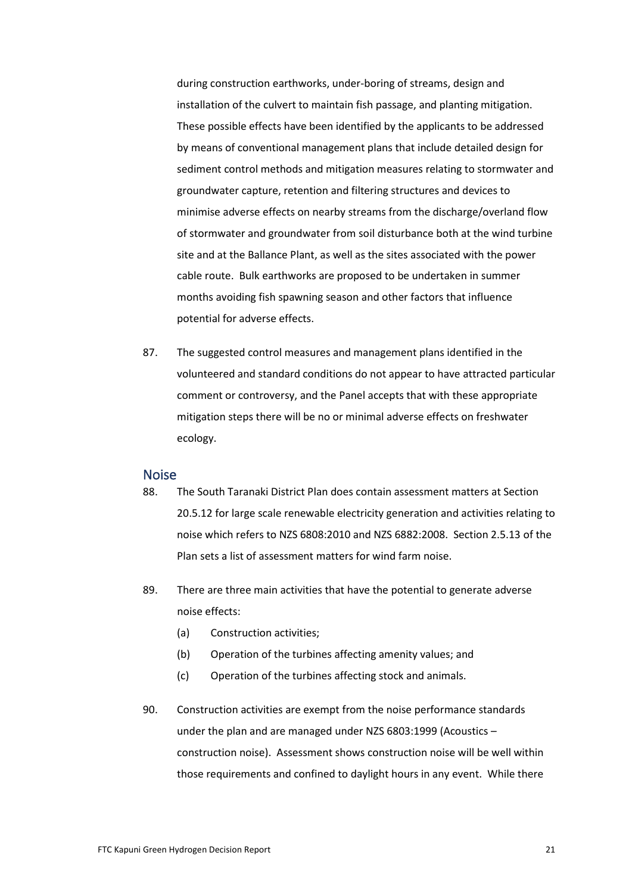during construction earthworks, under-boring of streams, design and installation of the culvert to maintain fish passage, and planting mitigation. These possible effects have been identified by the applicants to be addressed by means of conventional management plans that include detailed design for sediment control methods and mitigation measures relating to stormwater and groundwater capture, retention and filtering structures and devices to minimise adverse effects on nearby streams from the discharge/overland flow of stormwater and groundwater from soil disturbance both at the wind turbine site and at the Ballance Plant, as well as the sites associated with the power cable route. Bulk earthworks are proposed to be undertaken in summer months avoiding fish spawning season and other factors that influence potential for adverse effects.

87. The suggested control measures and management plans identified in the volunteered and standard conditions do not appear to have attracted particular comment or controversy, and the Panel accepts that with these appropriate mitigation steps there will be no or minimal adverse effects on freshwater ecology.

## Noise

88. The South Taranaki District Plan does contain assessment matters at Section 20.5.12 for large scale renewable electricity generation and activities relating to noise which refers to NZS 6808:2010 and NZS 6882:2008. Section 2.5.13 of the Plan sets a list of assessment matters for wind farm noise.

89. There are three main activities that have the potential to generate adverse noise effects:

    (a) Construction activities;

    (b) Operation of the turbines affecting amenity values; and

    (c) Operation of the turbines affecting stock and animals.

90. Construction activities are exempt from the noise performance standards under the plan and are managed under NZS 6803:1999 (Acoustics – construction noise). Assessment shows construction noise will be well within those requirements and confined to daylight hours in any event. While there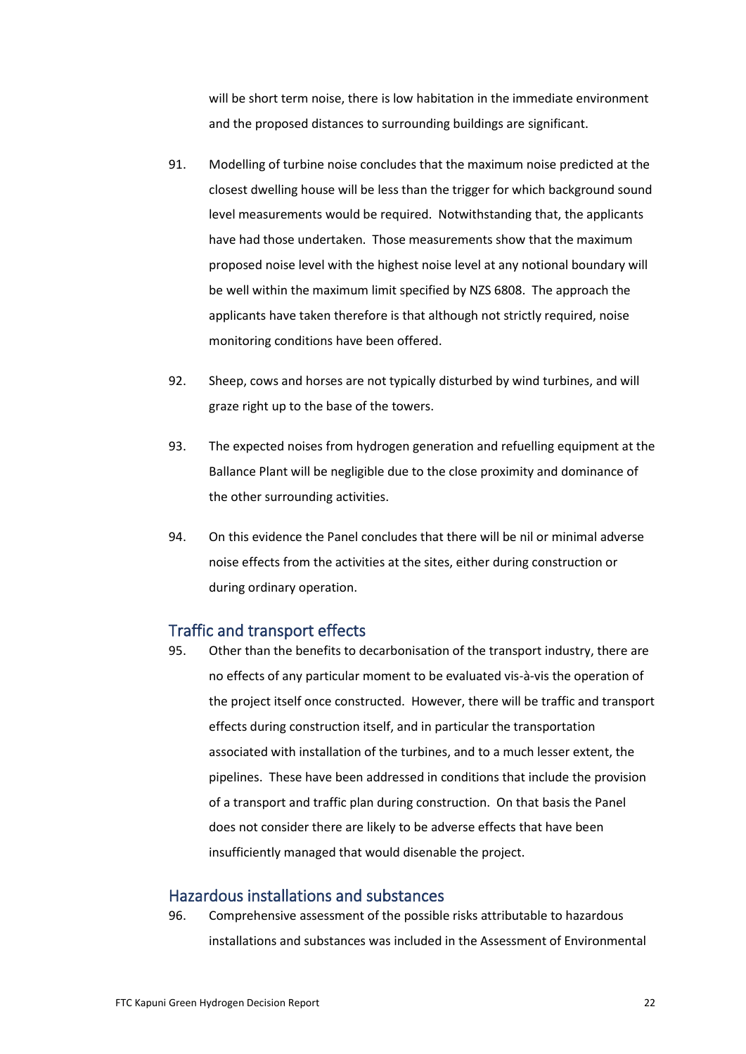will be short term noise, there is low habitation in the immediate environment and the proposed distances to surrounding buildings are significant.

91. Modelling of turbine noise concludes that the maximum noise predicted at the closest dwelling house will be less than the trigger for which background sound level measurements would be required. Notwithstanding that, the applicants have had those undertaken. Those measurements show that the maximum proposed noise level with the highest noise level at any notional boundary will be well within the maximum limit specified by NZS 6808. The approach the applicants have taken therefore is that although not strictly required, noise monitoring conditions have been offered.

92. Sheep, cows and horses are not typically disturbed by wind turbines, and will graze right up to the base of the towers.

93. The expected noises from hydrogen generation and refuelling equipment at the Ballance Plant will be negligible due to the close proximity and dominance of the other surrounding activities.

94. On this evidence the Panel concludes that there will be nil or minimal adverse noise effects from the activities at the sites, either during construction or during ordinary operation.

## Traffic and transport effects

95. Other than the benefits to decarbonisation of the transport industry, there are no effects of any particular moment to be evaluated vis-à-vis the operation of the project itself once constructed. However, there will be traffic and transport effects during construction itself, and in particular the transportation associated with installation of the turbines, and to a much lesser extent, the pipelines. These have been addressed in conditions that include the provision of a transport and traffic plan during construction. On that basis the Panel does not consider there are likely to be adverse effects that have been insufficiently managed that would disenable the project.

## Hazardous installations and substances

96. Comprehensive assessment of the possible risks attributable to hazardous installations and substances was included in the Assessment of Environmental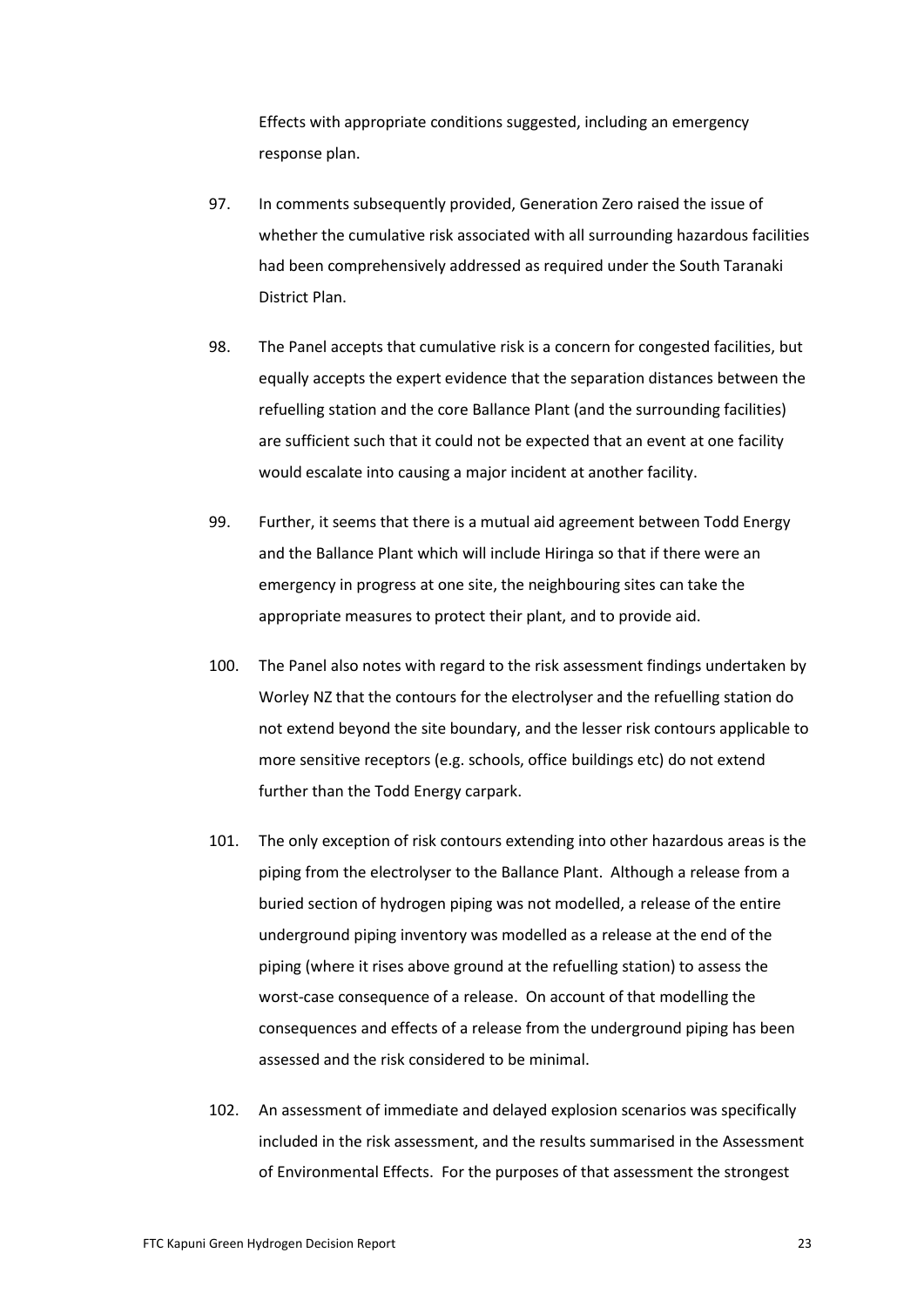Effects with appropriate conditions suggested, including an emergency response plan.

97. In comments subsequently provided, Generation Zero raised the issue of whether the cumulative risk associated with all surrounding hazardous facilities had been comprehensively addressed as required under the South Taranaki District Plan.

98. The Panel accepts that cumulative risk is a concern for congested facilities, but equally accepts the expert evidence that the separation distances between the refuelling station and the core Ballance Plant (and the surrounding facilities) are sufficient such that it could not be expected that an event at one facility would escalate into causing a major incident at another facility.

99. Further, it seems that there is a mutual aid agreement between Todd Energy and the Ballance Plant which will include Hiringa so that if there were an emergency in progress at one site, the neighbouring sites can take the appropriate measures to protect their plant, and to provide aid.

100. The Panel also notes with regard to the risk assessment findings undertaken by Worley NZ that the contours for the electrolyser and the refuelling station do not extend beyond the site boundary, and the lesser risk contours applicable to more sensitive receptors (e.g. schools, office buildings etc) do not extend further than the Todd Energy carpark.

101. The only exception of risk contours extending into other hazardous areas is the piping from the electrolyser to the Ballance Plant. Although a release from a buried section of hydrogen piping was not modelled, a release of the entire underground piping inventory was modelled as a release at the end of the piping (where it rises above ground at the refuelling station) to assess the worst-case consequence of a release. On account of that modelling the consequences and effects of a release from the underground piping has been assessed and the risk considered to be minimal.

102. An assessment of immediate and delayed explosion scenarios was specifically included in the risk assessment, and the results summarised in the Assessment of Environmental Effects. For the purposes of that assessment the strongest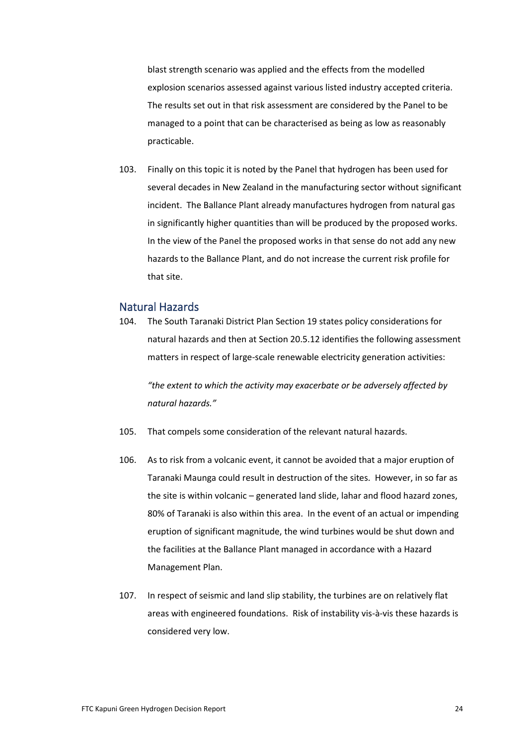blast strength scenario was applied and the effects from the modelled explosion scenarios assessed against various listed industry accepted criteria. The results set out in that risk assessment are considered by the Panel to be managed to a point that can be characterised as being as low as reasonably practicable.

103. Finally on this topic it is noted by the Panel that hydrogen has been used for several decades in New Zealand in the manufacturing sector without significant incident. The Ballance Plant already manufactures hydrogen from natural gas in significantly higher quantities than will be produced by the proposed works. In the view of the Panel the proposed works in that sense do not add any new hazards to the Ballance Plant, and do not increase the current risk profile for that site.

## Natural Hazards

104. The South Taranaki District Plan Section 19 states policy considerations for natural hazards and then at Section 20.5.12 identifies the following assessment matters in respect of large-scale renewable electricity generation activities:

*"the extent to which the activity may exacerbate or be adversely affected by natural hazards."*

105. That compels some consideration of the relevant natural hazards.

106. As to risk from a volcanic event, it cannot be avoided that a major eruption of Taranaki Maunga could result in destruction of the sites. However, in so far as the site is within volcanic – generated land slide, lahar and flood hazard zones, 80% of Taranaki is also within this area. In the event of an actual or impending eruption of significant magnitude, the wind turbines would be shut down and the facilities at the Ballance Plant managed in accordance with a Hazard Management Plan.

107. In respect of seismic and land slip stability, the turbines are on relatively flat areas with engineered foundations. Risk of instability vis-à-vis these hazards is considered very low.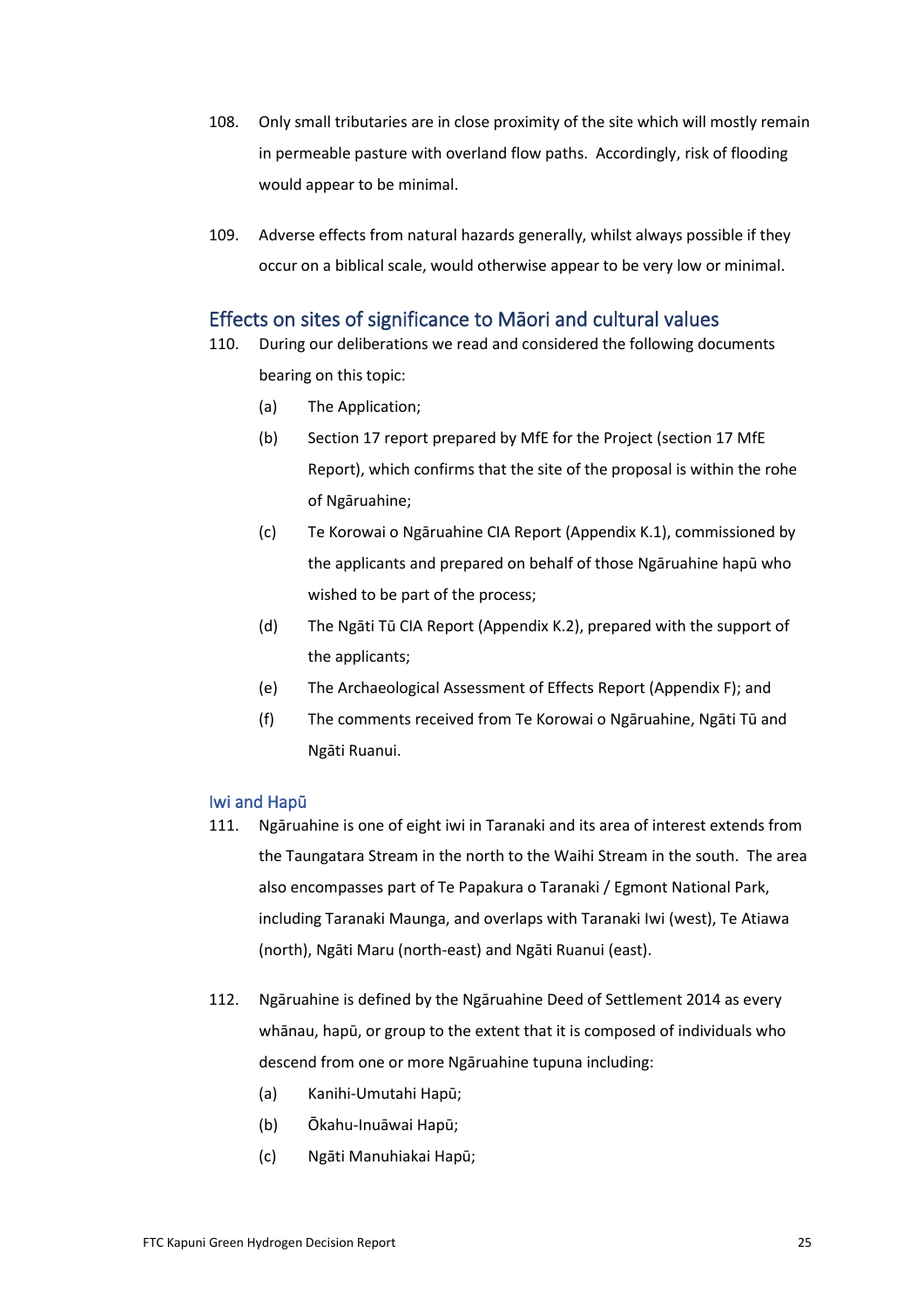108. Only small tributaries are in close proximity of the site which will mostly remain in permeable pasture with overland flow paths. Accordingly, risk of flooding would appear to be minimal.

109. Adverse effects from natural hazards generally, whilst always possible if they occur on a biblical scale, would otherwise appear to be very low or minimal.

## Effects on sites of significance to Māori and cultural values

110. During our deliberations we read and considered the following documents bearing on this topic:

    (a) The Application;

    (b) Section 17 report prepared by MfE for the Project (section 17 MfE Report), which confirms that the site of the proposal is within the rohe of Ngāruahine;

    (c) Te Korowai o Ngāruahine CIA Report (Appendix K.1), commissioned by the applicants and prepared on behalf of those Ngāruahine hapū who wished to be part of the process;

    (d) The Ngāti Tū CIA Report (Appendix K.2), prepared with the support of the applicants;

    (e) The Archaeological Assessment of Effects Report (Appendix F); and

    (f) The comments received from Te Korowai o Ngāruahine, Ngāti Tū and Ngāti Ruanui.

### Iwi and Hapū

111. Ngāruahine is one of eight iwi in Taranaki and its area of interest extends from the Taungatara Stream in the north to the Waihi Stream in the south. The area also encompasses part of Te Papakura o Taranaki / Egmont National Park, including Taranaki Maunga, and overlaps with Taranaki Iwi (west), Te Atiawa (north), Ngāti Maru (north-east) and Ngāti Ruanui (east).

112. Ngāruahine is defined by the Ngāruahine Deed of Settlement 2014 as every whānau, hapū, or group to the extent that it is composed of individuals who descend from one or more Ngāruahine tupuna including:

    (a) Kanihi-Umutahi Hapū;

    (b) Ōkahu-Inuāwai Hapū;

    (c) Ngāti Manuhiakai Hapū;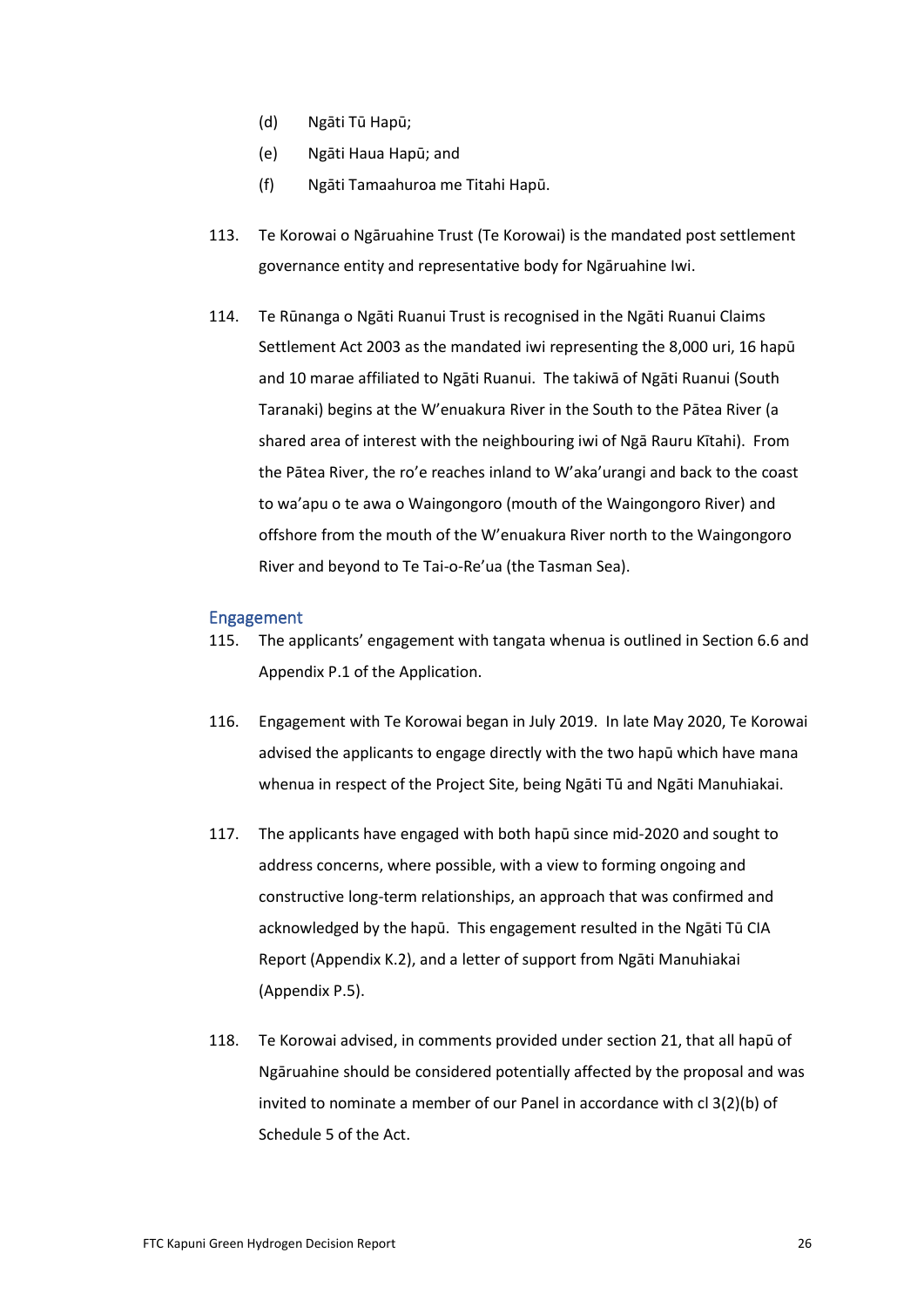(d) Ngāti Tū Hapū;

(e) Ngāti Haua Hapū; and

(f) Ngāti Tamaahuroa me Titahi Hapū.

113. Te Korowai o Ngāruahine Trust (Te Korowai) is the mandated post settlement governance entity and representative body for Ngāruahine Iwi.

114. Te Rūnanga o Ngāti Ruanui Trust is recognised in the Ngāti Ruanui Claims Settlement Act 2003 as the mandated iwi representing the 8,000 uri, 16 hapū and 10 marae affiliated to Ngāti Ruanui. The takiwā of Ngāti Ruanui (South Taranaki) begins at the W'enuakura River in the South to the Pātea River (a shared area of interest with the neighbouring iwi of Ngā Rauru Kītahi). From the Pātea River, the ro'e reaches inland to W'aka'urangi and back to the coast to wa'apu o te awa o Waingongoro (mouth of the Waingongoro River) and offshore from the mouth of the W'enuakura River north to the Waingongoro River and beyond to Te Tai-o-Re'ua (the Tasman Sea).

## Engagement

115. The applicants' engagement with tangata whenua is outlined in Section 6.6 and Appendix P.1 of the Application.

116. Engagement with Te Korowai began in July 2019. In late May 2020, Te Korowai advised the applicants to engage directly with the two hapū which have mana whenua in respect of the Project Site, being Ngāti Tū and Ngāti Manuhiakai.

117. The applicants have engaged with both hapū since mid-2020 and sought to address concerns, where possible, with a view to forming ongoing and constructive long-term relationships, an approach that was confirmed and acknowledged by the hapū. This engagement resulted in the Ngāti Tū CIA Report (Appendix K.2), and a letter of support from Ngāti Manuhiakai (Appendix P.5).

118. Te Korowai advised, in comments provided under section 21, that all hapū of Ngāruahine should be considered potentially affected by the proposal and was invited to nominate a member of our Panel in accordance with cl 3(2)(b) of Schedule 5 of the Act.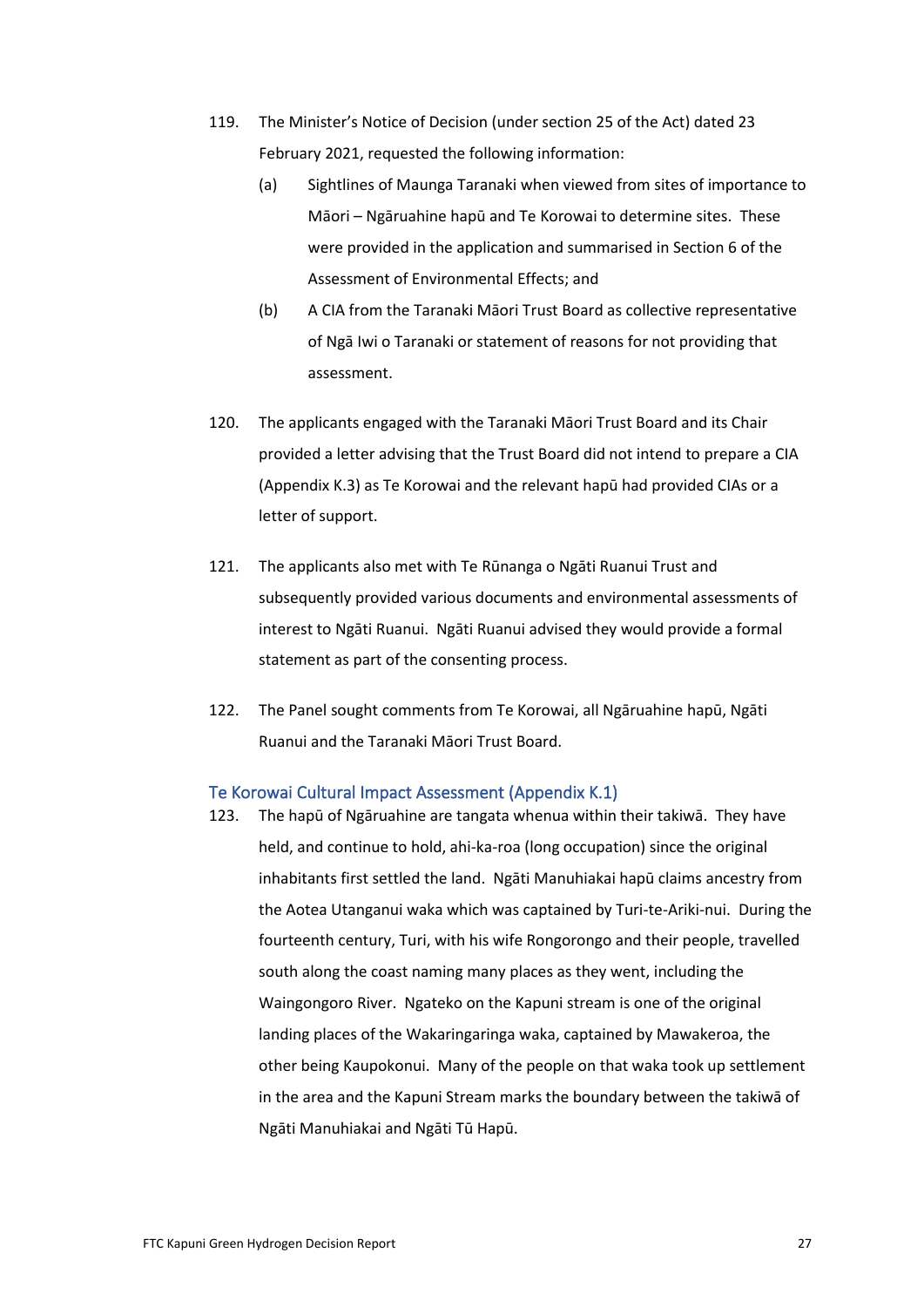119. The Minister's Notice of Decision (under section 25 of the Act) dated 23 February 2021, requested the following information:

    (a) Sightlines of Maunga Taranaki when viewed from sites of importance to Māori – Ngāruahine hapū and Te Korowai to determine sites. These were provided in the application and summarised in Section 6 of the Assessment of Environmental Effects; and

    (b) A CIA from the Taranaki Māori Trust Board as collective representative of Ngā Iwi o Taranaki or statement of reasons for not providing that assessment.

120. The applicants engaged with the Taranaki Māori Trust Board and its Chair provided a letter advising that the Trust Board did not intend to prepare a CIA (Appendix K.3) as Te Korowai and the relevant hapū had provided CIAs or a letter of support.

121. The applicants also met with Te Rūnanga o Ngāti Ruanui Trust and subsequently provided various documents and environmental assessments of interest to Ngāti Ruanui. Ngāti Ruanui advised they would provide a formal statement as part of the consenting process.

122. The Panel sought comments from Te Korowai, all Ngāruahine hapū, Ngāti Ruanui and the Taranaki Māori Trust Board.

### Te Korowai Cultural Impact Assessment (Appendix K.1)

123. The hapū of Ngāruahine are tangata whenua within their takiwā. They have held, and continue to hold, ahi-ka-roa (long occupation) since the original inhabitants first settled the land. Ngāti Manuhiakai hapū claims ancestry from the Aotea Utanganui waka which was captained by Turi-te-Ariki-nui. During the fourteenth century, Turi, with his wife Rongorongo and their people, travelled south along the coast naming many places as they went, including the Waingongoro River. Ngateko on the Kapuni stream is one of the original landing places of the Wakaringaringa waka, captained by Mawakeroa, the other being Kaupokonui. Many of the people on that waka took up settlement in the area and the Kapuni Stream marks the boundary between the takiwā of Ngāti Manuhiakai and Ngāti Tū Hapū.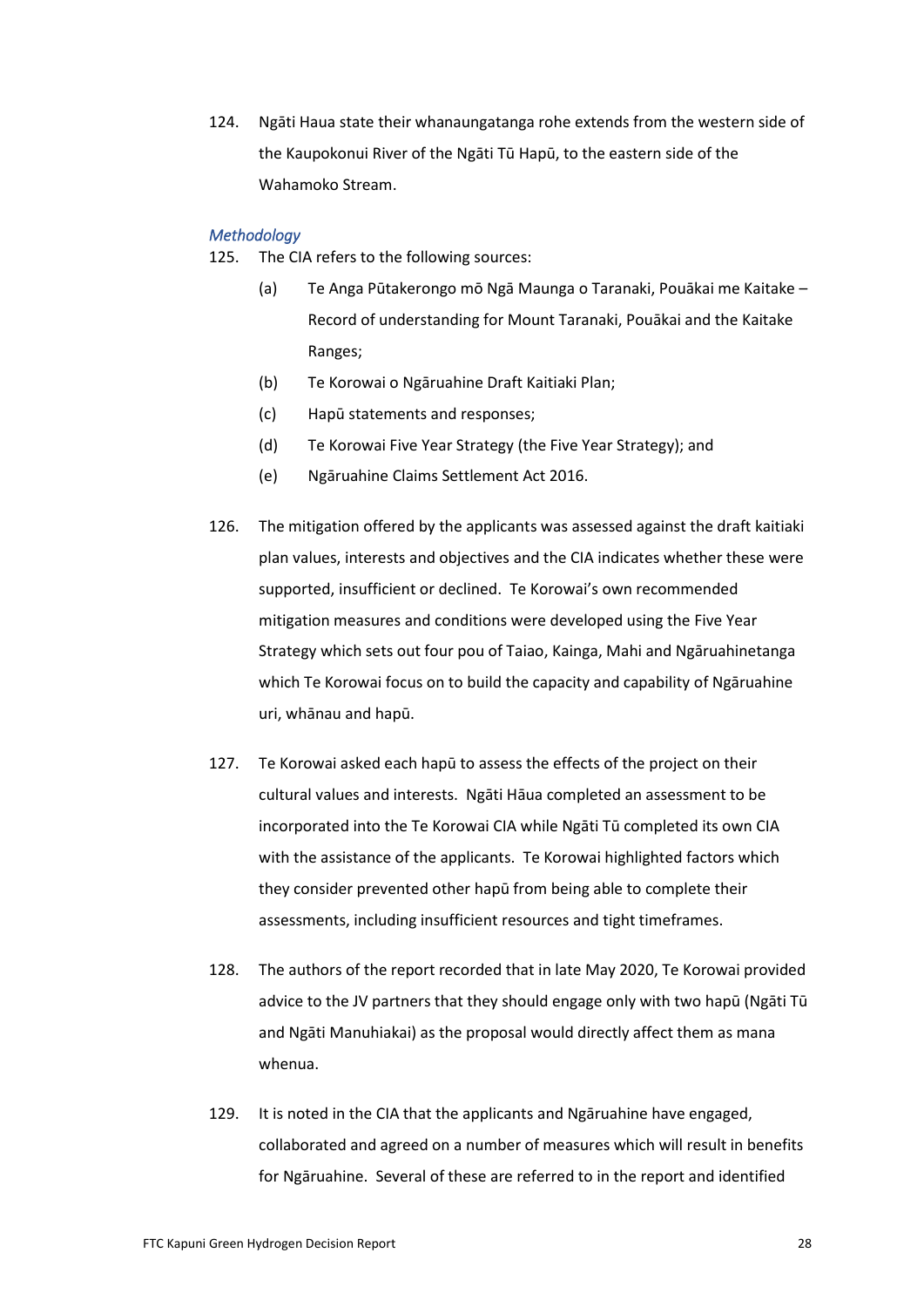124. Ngāti Haua state their whanaungatanga rohe extends from the western side of the Kaupokonui River of the Ngāti Tū Hapū, to the eastern side of the Wahamoko Stream.

*Methodology*

125. The CIA refers to the following sources:

   (a) Te Anga Pūtakerongo mō Ngā Maunga o Taranaki, Pouākai me Kaitake – Record of understanding for Mount Taranaki, Pouākai and the Kaitake Ranges;

   (b) Te Korowai o Ngāruahine Draft Kaitiaki Plan;

   (c) Hapū statements and responses;

   (d) Te Korowai Five Year Strategy (the Five Year Strategy); and

   (e) Ngāruahine Claims Settlement Act 2016.

126. The mitigation offered by the applicants was assessed against the draft kaitiaki plan values, interests and objectives and the CIA indicates whether these were supported, insufficient or declined. Te Korowai's own recommended mitigation measures and conditions were developed using the Five Year Strategy which sets out four pou of Taiao, Kainga, Mahi and Ngāruahinetanga which Te Korowai focus on to build the capacity and capability of Ngāruahine uri, whānau and hapū.

127. Te Korowai asked each hapū to assess the effects of the project on their cultural values and interests. Ngāti Hāua completed an assessment to be incorporated into the Te Korowai CIA while Ngāti Tū completed its own CIA with the assistance of the applicants. Te Korowai highlighted factors which they consider prevented other hapū from being able to complete their assessments, including insufficient resources and tight timeframes.

128. The authors of the report recorded that in late May 2020, Te Korowai provided advice to the JV partners that they should engage only with two hapū (Ngāti Tū and Ngāti Manuhiakai) as the proposal would directly affect them as mana whenua.

129. It is noted in the CIA that the applicants and Ngāruahine have engaged, collaborated and agreed on a number of measures which will result in benefits for Ngāruahine. Several of these are referred to in the report and identified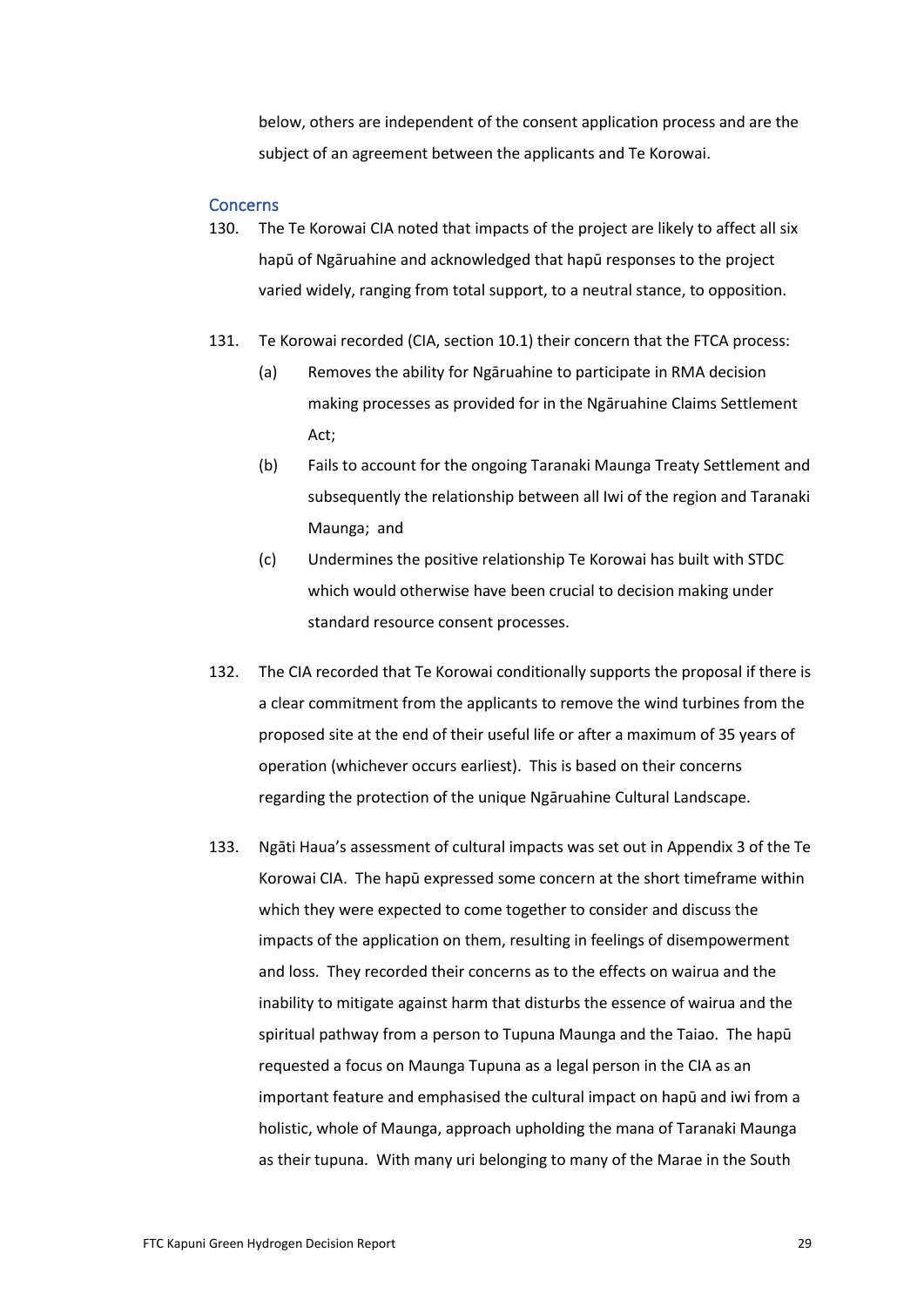below, others are independent of the consent application process and are the subject of an agreement between the applicants and Te Korowai.

### Concerns

130. The Te Korowai CIA noted that impacts of the project are likely to affect all six hapū of Ngāruahine and acknowledged that hapū responses to the project varied widely, ranging from total support, to a neutral stance, to opposition.

131. Te Korowai recorded (CIA, section 10.1) their concern that the FTCA process:

    (a) Removes the ability for Ngāruahine to participate in RMA decision making processes as provided for in the Ngāruahine Claims Settlement Act;

    (b) Fails to account for the ongoing Taranaki Maunga Treaty Settlement and subsequently the relationship between all Iwi of the region and Taranaki Maunga; and

    (c) Undermines the positive relationship Te Korowai has built with STDC which would otherwise have been crucial to decision making under standard resource consent processes.

132. The CIA recorded that Te Korowai conditionally supports the proposal if there is a clear commitment from the applicants to remove the wind turbines from the proposed site at the end of their useful life or after a maximum of 35 years of operation (whichever occurs earliest). This is based on their concerns regarding the protection of the unique Ngāruahine Cultural Landscape.

133. Ngāti Haua's assessment of cultural impacts was set out in Appendix 3 of the Te Korowai CIA. The hapū expressed some concern at the short timeframe within which they were expected to come together to consider and discuss the impacts of the application on them, resulting in feelings of disempowerment and loss. They recorded their concerns as to the effects on wairua and the inability to mitigate against harm that disturbs the essence of wairua and the spiritual pathway from a person to Tupuna Maunga and the Taiao. The hapū requested a focus on Maunga Tupuna as a legal person in the CIA as an important feature and emphasised the cultural impact on hapū and iwi from a holistic, whole of Maunga, approach upholding the mana of Taranaki Maunga as their tupuna. With many uri belonging to many of the Marae in the South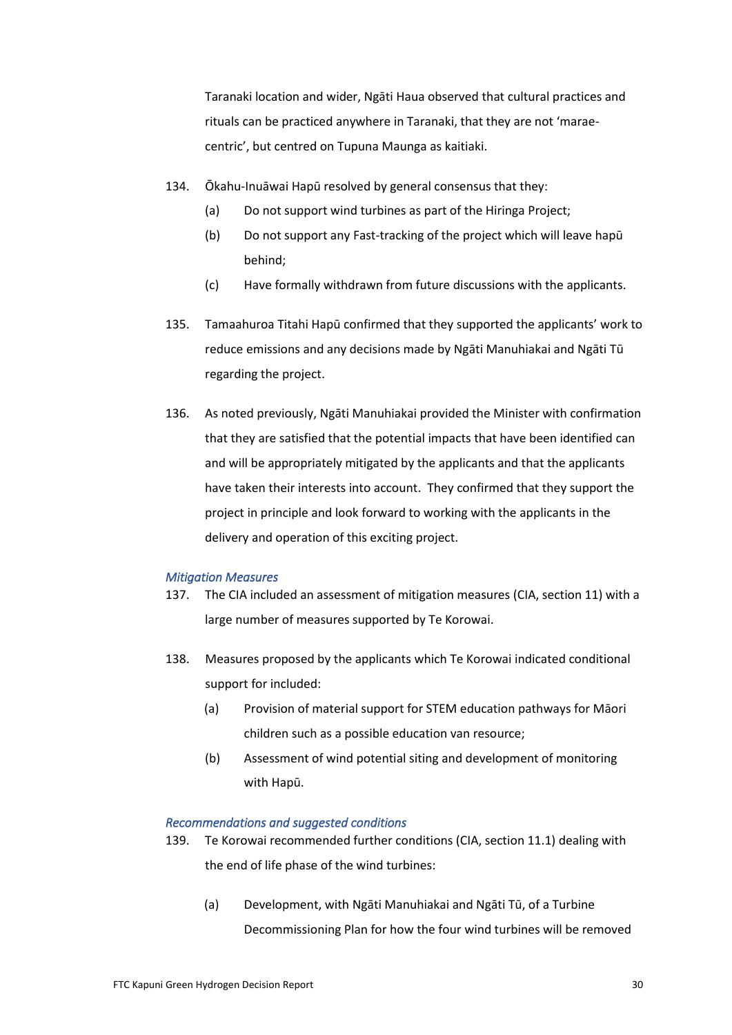Taranaki location and wider, Ngāti Haua observed that cultural practices and rituals can be practiced anywhere in Taranaki, that they are not 'marae-centric', but centred on Tupuna Maunga as kaitiaki.

134. Ōkahu-Inuāwai Hapū resolved by general consensus that they:

   (a) Do not support wind turbines as part of the Hiringa Project;

   (b) Do not support any Fast-tracking of the project which will leave hapū behind;

   (c) Have formally withdrawn from future discussions with the applicants.

135. Tamaahuroa Titahi Hapū confirmed that they supported the applicants' work to reduce emissions and any decisions made by Ngāti Manuhiakai and Ngāti Tū regarding the project.

136. As noted previously, Ngāti Manuhiakai provided the Minister with confirmation that they are satisfied that the potential impacts that have been identified can and will be appropriately mitigated by the applicants and that the applicants have taken their interests into account. They confirmed that they support the project in principle and look forward to working with the applicants in the delivery and operation of this exciting project.

### *Mitigation Measures*

137. The CIA included an assessment of mitigation measures (CIA, section 11) with a large number of measures supported by Te Korowai.

138. Measures proposed by the applicants which Te Korowai indicated conditional support for included:

   (a) Provision of material support for STEM education pathways for Māori children such as a possible education van resource;

   (b) Assessment of wind potential siting and development of monitoring with Hapū.

### *Recommendations and suggested conditions*

139. Te Korowai recommended further conditions (CIA, section 11.1) dealing with the end of life phase of the wind turbines:

   (a) Development, with Ngāti Manuhiakai and Ngāti Tū, of a Turbine Decommissioning Plan for how the four wind turbines will be removed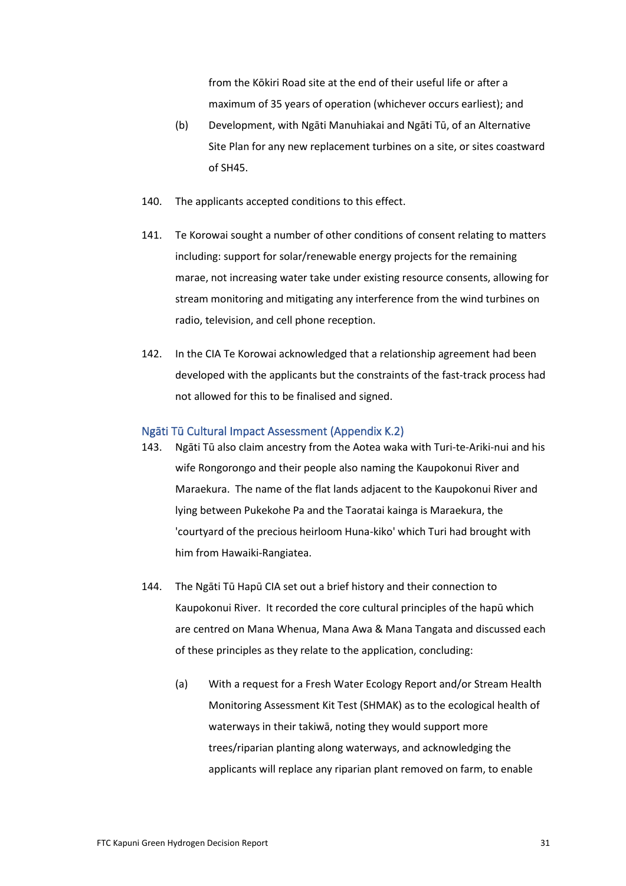from the Kōkiri Road site at the end of their useful life or after a maximum of 35 years of operation (whichever occurs earliest); and

(b) Development, with Ngāti Manuhiakai and Ngāti Tū, of an Alternative Site Plan for any new replacement turbines on a site, or sites coastward of SH45.

140. The applicants accepted conditions to this effect.

141. Te Korowai sought a number of other conditions of consent relating to matters including: support for solar/renewable energy projects for the remaining marae, not increasing water take under existing resource consents, allowing for stream monitoring and mitigating any interference from the wind turbines on radio, television, and cell phone reception.

142. In the CIA Te Korowai acknowledged that a relationship agreement had been developed with the applicants but the constraints of the fast-track process had not allowed for this to be finalised and signed.

### Ngāti Tū Cultural Impact Assessment (Appendix K.2)

143. Ngāti Tū also claim ancestry from the Aotea waka with Turi-te-Ariki-nui and his wife Rongorongo and their people also naming the Kaupokonui River and Maraekura. The name of the flat lands adjacent to the Kaupokonui River and lying between Pukekohe Pa and the Taoratai kainga is Maraekura, the 'courtyard of the precious heirloom Huna-kiko' which Turi had brought with him from Hawaiki-Rangiatea.

144. The Ngāti Tū Hapū CIA set out a brief history and their connection to Kaupokonui River. It recorded the core cultural principles of the hapū which are centred on Mana Whenua, Mana Awa & Mana Tangata and discussed each of these principles as they relate to the application, concluding:

(a) With a request for a Fresh Water Ecology Report and/or Stream Health Monitoring Assessment Kit Test (SHMAK) as to the ecological health of waterways in their takiwā, noting they would support more trees/riparian planting along waterways, and acknowledging the applicants will replace any riparian plant removed on farm, to enable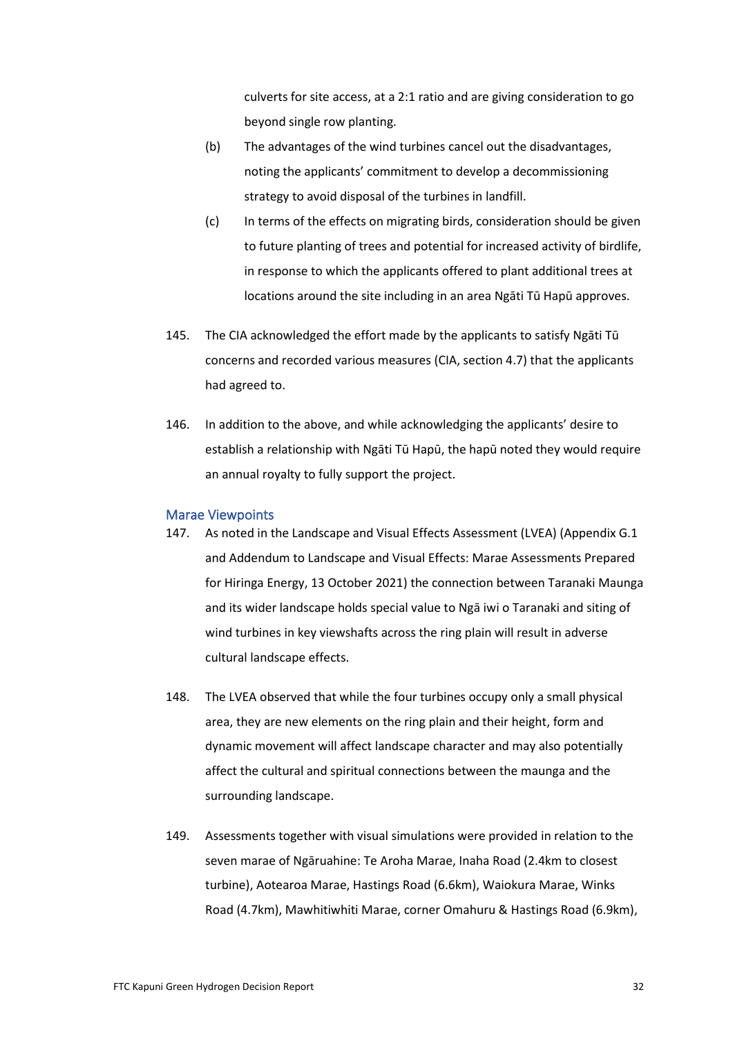culverts for site access, at a 2:1 ratio and are giving consideration to go beyond single row planting.

(b) The advantages of the wind turbines cancel out the disadvantages, noting the applicants' commitment to develop a decommissioning strategy to avoid disposal of the turbines in landfill.

(c) In terms of the effects on migrating birds, consideration should be given to future planting of trees and potential for increased activity of birdlife, in response to which the applicants offered to plant additional trees at locations around the site including in an area Ngāti Tū Hapū approves.

145. The CIA acknowledged the effort made by the applicants to satisfy Ngāti Tū concerns and recorded various measures (CIA, section 4.7) that the applicants had agreed to.

146. In addition to the above, and while acknowledging the applicants' desire to establish a relationship with Ngāti Tū Hapū, the hapū noted they would require an annual royalty to fully support the project.

## Marae Viewpoints

147. As noted in the Landscape and Visual Effects Assessment (LVEA) (Appendix G.1 and Addendum to Landscape and Visual Effects: Marae Assessments Prepared for Hiringa Energy, 13 October 2021) the connection between Taranaki Maunga and its wider landscape holds special value to Ngā iwi o Taranaki and siting of wind turbines in key viewshafts across the ring plain will result in adverse cultural landscape effects.

148. The LVEA observed that while the four turbines occupy only a small physical area, they are new elements on the ring plain and their height, form and dynamic movement will affect landscape character and may also potentially affect the cultural and spiritual connections between the maunga and the surrounding landscape.

149. Assessments together with visual simulations were provided in relation to the seven marae of Ngāruahine: Te Aroha Marae, Inaha Road (2.4km to closest turbine), Aotearoa Marae, Hastings Road (6.6km), Waiokura Marae, Winks Road (4.7km), Mawhitiwhiti Marae, corner Omahuru & Hastings Road (6.9km),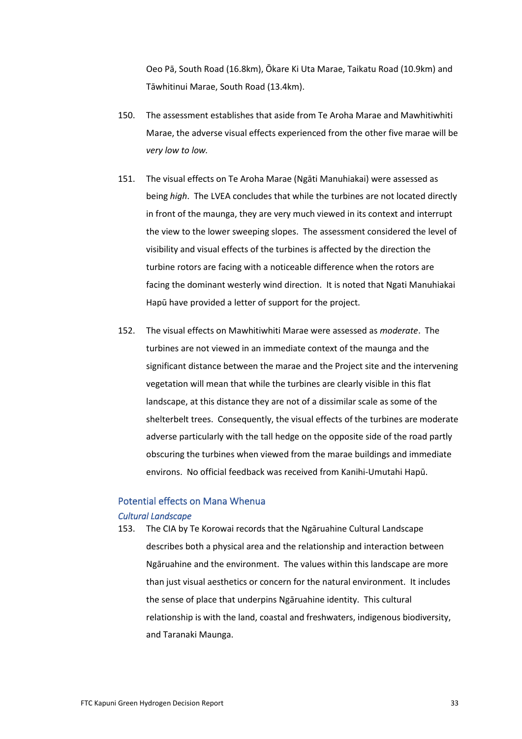Oeo Pā, South Road (16.8km), Ōkare Ki Uta Marae, Taikatu Road (10.9km) and Tāwhitinui Marae, South Road (13.4km).

150. The assessment establishes that aside from Te Aroha Marae and Mawhitiwhiti Marae, the adverse visual effects experienced from the other five marae will be *very low to low.*

151. The visual effects on Te Aroha Marae (Ngāti Manuhiakai) were assessed as being *high*. The LVEA concludes that while the turbines are not located directly in front of the maunga, they are very much viewed in its context and interrupt the view to the lower sweeping slopes. The assessment considered the level of visibility and visual effects of the turbines is affected by the direction the turbine rotors are facing with a noticeable difference when the rotors are facing the dominant westerly wind direction. It is noted that Ngati Manuhiakai Hapū have provided a letter of support for the project.

152. The visual effects on Mawhitiwhiti Marae were assessed as *moderate*. The turbines are not viewed in an immediate context of the maunga and the significant distance between the marae and the Project site and the intervening vegetation will mean that while the turbines are clearly visible in this flat landscape, at this distance they are not of a dissimilar scale as some of the shelterbelt trees. Consequently, the visual effects of the turbines are moderate adverse particularly with the tall hedge on the opposite side of the road partly obscuring the turbines when viewed from the marae buildings and immediate environs. No official feedback was received from Kanihi-Umutahi Hapū.

## Potential effects on Mana Whenua

### *Cultural Landscape*

153. The CIA by Te Korowai records that the Ngāruahine Cultural Landscape describes both a physical area and the relationship and interaction between Ngāruahine and the environment. The values within this landscape are more than just visual aesthetics or concern for the natural environment. It includes the sense of place that underpins Ngāruahine identity. This cultural relationship is with the land, coastal and freshwaters, indigenous biodiversity, and Taranaki Maunga.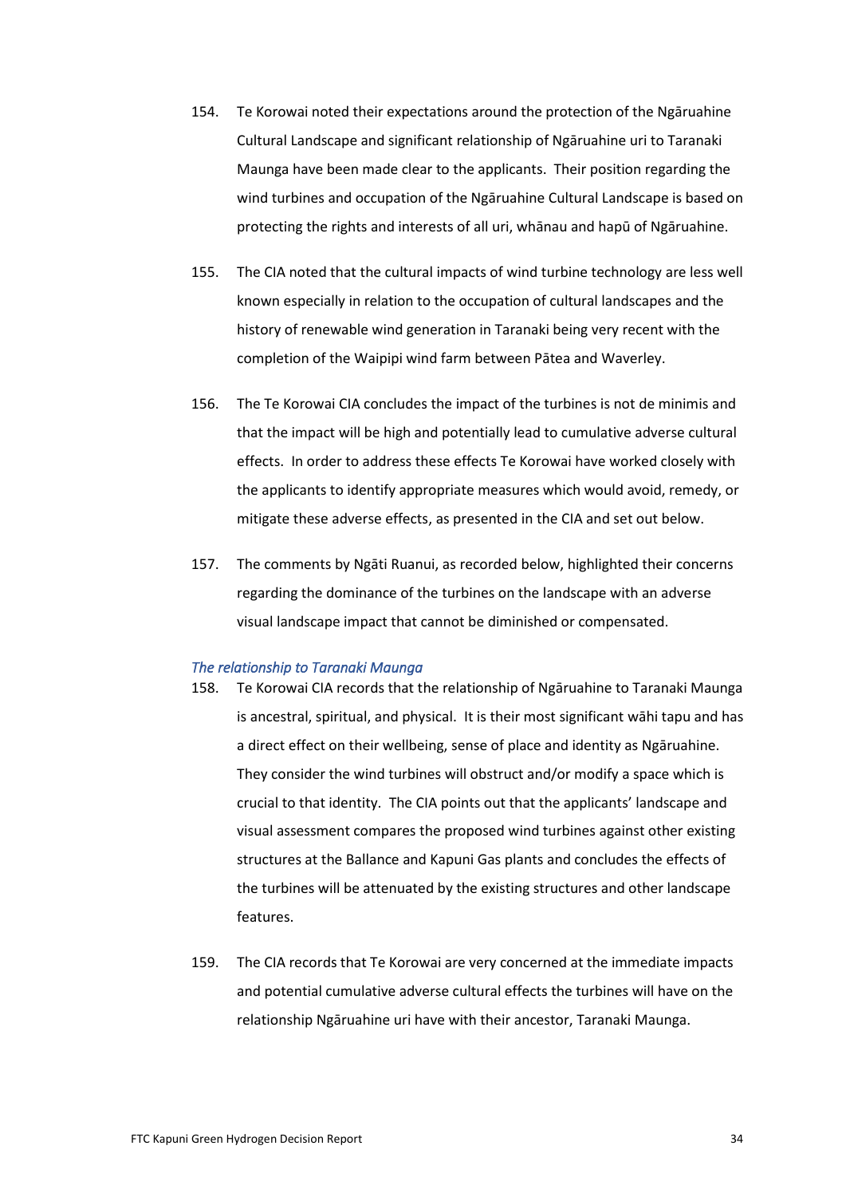154. Te Korowai noted their expectations around the protection of the Ngāruahine Cultural Landscape and significant relationship of Ngāruahine uri to Taranaki Maunga have been made clear to the applicants. Their position regarding the wind turbines and occupation of the Ngāruahine Cultural Landscape is based on protecting the rights and interests of all uri, whānau and hapū of Ngāruahine.

155. The CIA noted that the cultural impacts of wind turbine technology are less well known especially in relation to the occupation of cultural landscapes and the history of renewable wind generation in Taranaki being very recent with the completion of the Waipipi wind farm between Pātea and Waverley.

156. The Te Korowai CIA concludes the impact of the turbines is not de minimis and that the impact will be high and potentially lead to cumulative adverse cultural effects. In order to address these effects Te Korowai have worked closely with the applicants to identify appropriate measures which would avoid, remedy, or mitigate these adverse effects, as presented in the CIA and set out below.

157. The comments by Ngāti Ruanui, as recorded below, highlighted their concerns regarding the dominance of the turbines on the landscape with an adverse visual landscape impact that cannot be diminished or compensated.

*The relationship to Taranaki Maunga*

158. Te Korowai CIA records that the relationship of Ngāruahine to Taranaki Maunga is ancestral, spiritual, and physical. It is their most significant wāhi tapu and has a direct effect on their wellbeing, sense of place and identity as Ngāruahine. They consider the wind turbines will obstruct and/or modify a space which is crucial to that identity. The CIA points out that the applicants' landscape and visual assessment compares the proposed wind turbines against other existing structures at the Ballance and Kapuni Gas plants and concludes the effects of the turbines will be attenuated by the existing structures and other landscape features.

159. The CIA records that Te Korowai are very concerned at the immediate impacts and potential cumulative adverse cultural effects the turbines will have on the relationship Ngāruahine uri have with their ancestor, Taranaki Maunga.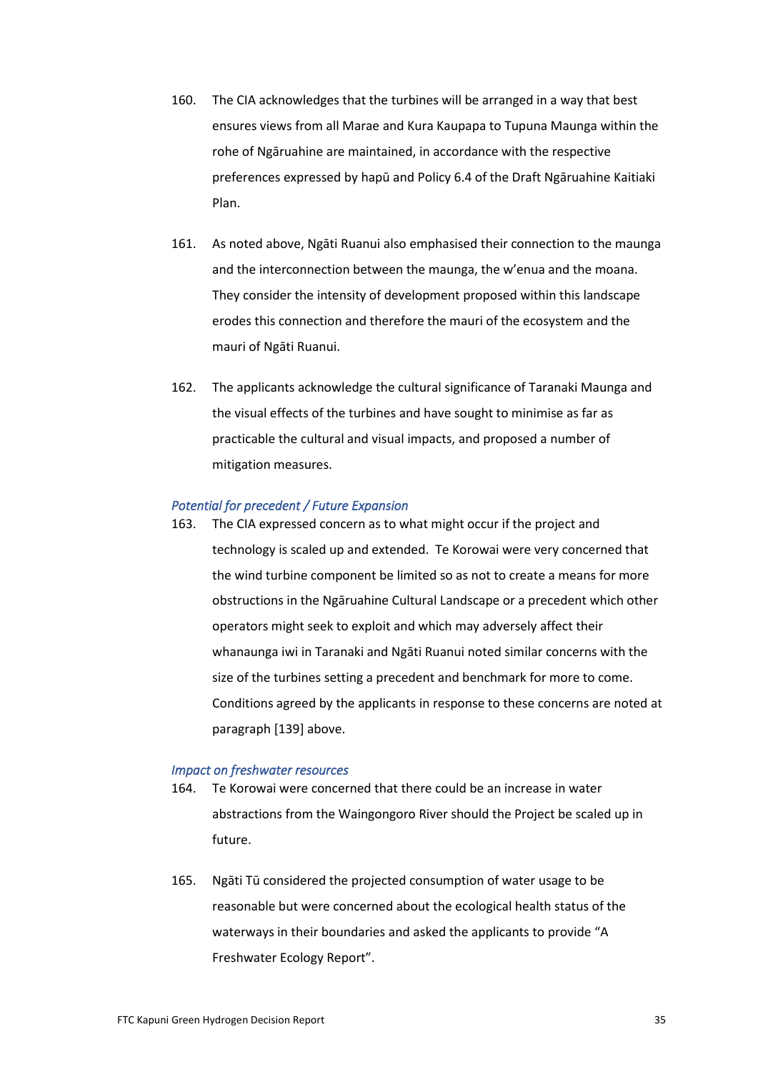160. The CIA acknowledges that the turbines will be arranged in a way that best ensures views from all Marae and Kura Kaupapa to Tupuna Maunga within the rohe of Ngāruahine are maintained, in accordance with the respective preferences expressed by hapū and Policy 6.4 of the Draft Ngāruahine Kaitiaki Plan.

161. As noted above, Ngāti Ruanui also emphasised their connection to the maunga and the interconnection between the maunga, the w'enua and the moana. They consider the intensity of development proposed within this landscape erodes this connection and therefore the mauri of the ecosystem and the mauri of Ngāti Ruanui.

162. The applicants acknowledge the cultural significance of Taranaki Maunga and the visual effects of the turbines and have sought to minimise as far as practicable the cultural and visual impacts, and proposed a number of mitigation measures.

*Potential for precedent / Future Expansion*

163. The CIA expressed concern as to what might occur if the project and technology is scaled up and extended. Te Korowai were very concerned that the wind turbine component be limited so as not to create a means for more obstructions in the Ngāruahine Cultural Landscape or a precedent which other operators might seek to exploit and which may adversely affect their whanaunga iwi in Taranaki and Ngāti Ruanui noted similar concerns with the size of the turbines setting a precedent and benchmark for more to come. Conditions agreed by the applicants in response to these concerns are noted at paragraph [139] above.

*Impact on freshwater resources*

164. Te Korowai were concerned that there could be an increase in water abstractions from the Waingongoro River should the Project be scaled up in future.

165. Ngāti Tū considered the projected consumption of water usage to be reasonable but were concerned about the ecological health status of the waterways in their boundaries and asked the applicants to provide "A Freshwater Ecology Report".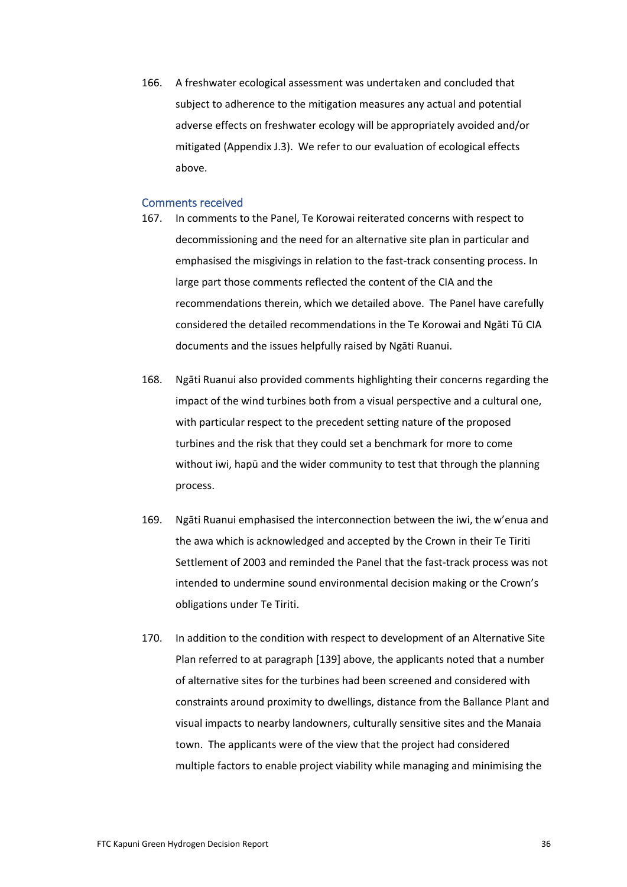166. A freshwater ecological assessment was undertaken and concluded that subject to adherence to the mitigation measures any actual and potential adverse effects on freshwater ecology will be appropriately avoided and/or mitigated (Appendix J.3). We refer to our evaluation of ecological effects above.

### Comments received

167. In comments to the Panel, Te Korowai reiterated concerns with respect to decommissioning and the need for an alternative site plan in particular and emphasised the misgivings in relation to the fast-track consenting process. In large part those comments reflected the content of the CIA and the recommendations therein, which we detailed above. The Panel have carefully considered the detailed recommendations in the Te Korowai and Ngāti Tū CIA documents and the issues helpfully raised by Ngāti Ruanui.

168. Ngāti Ruanui also provided comments highlighting their concerns regarding the impact of the wind turbines both from a visual perspective and a cultural one, with particular respect to the precedent setting nature of the proposed turbines and the risk that they could set a benchmark for more to come without iwi, hapū and the wider community to test that through the planning process.

169. Ngāti Ruanui emphasised the interconnection between the iwi, the w'enua and the awa which is acknowledged and accepted by the Crown in their Te Tiriti Settlement of 2003 and reminded the Panel that the fast-track process was not intended to undermine sound environmental decision making or the Crown's obligations under Te Tiriti.

170. In addition to the condition with respect to development of an Alternative Site Plan referred to at paragraph [139] above, the applicants noted that a number of alternative sites for the turbines had been screened and considered with constraints around proximity to dwellings, distance from the Ballance Plant and visual impacts to nearby landowners, culturally sensitive sites and the Manaia town. The applicants were of the view that the project had considered multiple factors to enable project viability while managing and minimising the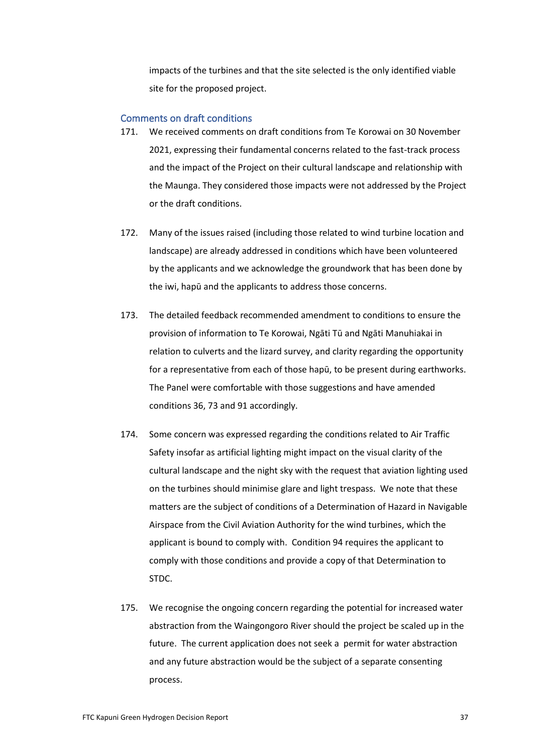impacts of the turbines and that the site selected is the only identified viable site for the proposed project.

### Comments on draft conditions

171. We received comments on draft conditions from Te Korowai on 30 November 2021, expressing their fundamental concerns related to the fast-track process and the impact of the Project on their cultural landscape and relationship with the Maunga. They considered those impacts were not addressed by the Project or the draft conditions.

172. Many of the issues raised (including those related to wind turbine location and landscape) are already addressed in conditions which have been volunteered by the applicants and we acknowledge the groundwork that has been done by the iwi, hapū and the applicants to address those concerns.

173. The detailed feedback recommended amendment to conditions to ensure the provision of information to Te Korowai, Ngāti Tū and Ngāti Manuhiakai in relation to culverts and the lizard survey, and clarity regarding the opportunity for a representative from each of those hapū, to be present during earthworks. The Panel were comfortable with those suggestions and have amended conditions 36, 73 and 91 accordingly.

174. Some concern was expressed regarding the conditions related to Air Traffic Safety insofar as artificial lighting might impact on the visual clarity of the cultural landscape and the night sky with the request that aviation lighting used on the turbines should minimise glare and light trespass. We note that these matters are the subject of conditions of a Determination of Hazard in Navigable Airspace from the Civil Aviation Authority for the wind turbines, which the applicant is bound to comply with. Condition 94 requires the applicant to comply with those conditions and provide a copy of that Determination to STDC.

175. We recognise the ongoing concern regarding the potential for increased water abstraction from the Waingongoro River should the project be scaled up in the future. The current application does not seek a permit for water abstraction and any future abstraction would be the subject of a separate consenting process.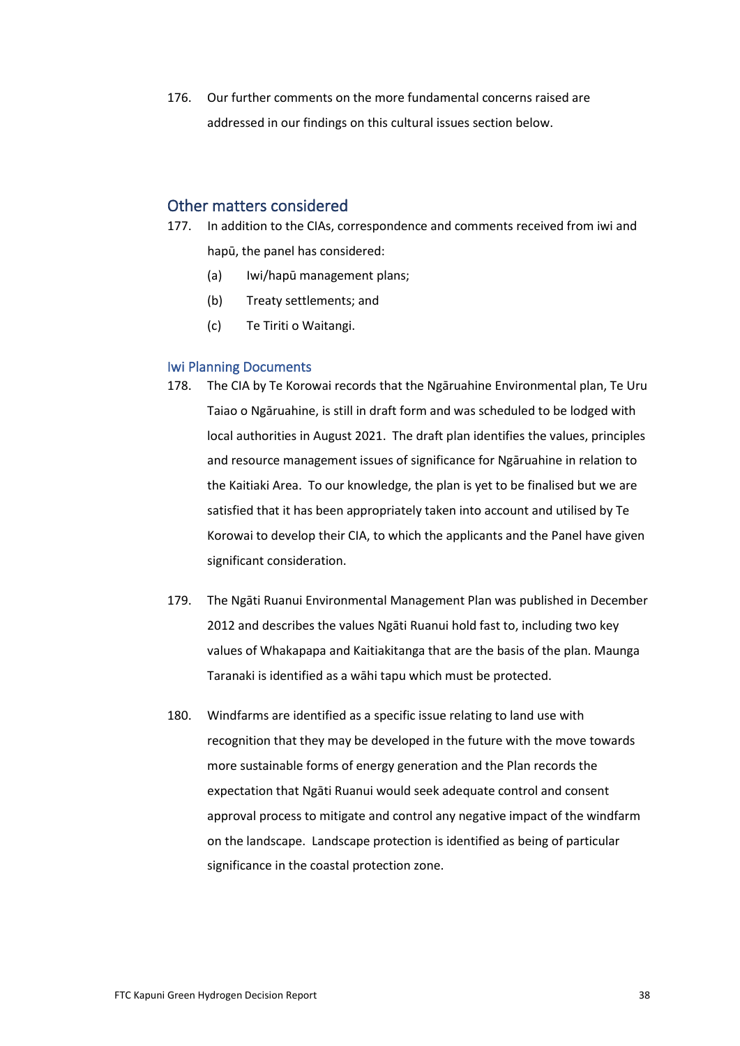176. Our further comments on the more fundamental concerns raised are addressed in our findings on this cultural issues section below.

## Other matters considered

177. In addition to the CIAs, correspondence and comments received from iwi and hapū, the panel has considered:

   (a) Iwi/hapū management plans;

   (b) Treaty settlements; and

   (c) Te Tiriti o Waitangi.

### Iwi Planning Documents

178. The CIA by Te Korowai records that the Ngāruahine Environmental plan, Te Uru Taiao o Ngāruahine, is still in draft form and was scheduled to be lodged with local authorities in August 2021. The draft plan identifies the values, principles and resource management issues of significance for Ngāruahine in relation to the Kaitiaki Area. To our knowledge, the plan is yet to be finalised but we are satisfied that it has been appropriately taken into account and utilised by Te Korowai to develop their CIA, to which the applicants and the Panel have given significant consideration.

179. The Ngāti Ruanui Environmental Management Plan was published in December 2012 and describes the values Ngāti Ruanui hold fast to, including two key values of Whakapapa and Kaitiakitanga that are the basis of the plan. Maunga Taranaki is identified as a wāhi tapu which must be protected.

180. Windfarms are identified as a specific issue relating to land use with recognition that they may be developed in the future with the move towards more sustainable forms of energy generation and the Plan records the expectation that Ngāti Ruanui would seek adequate control and consent approval process to mitigate and control any negative impact of the windfarm on the landscape. Landscape protection is identified as being of particular significance in the coastal protection zone.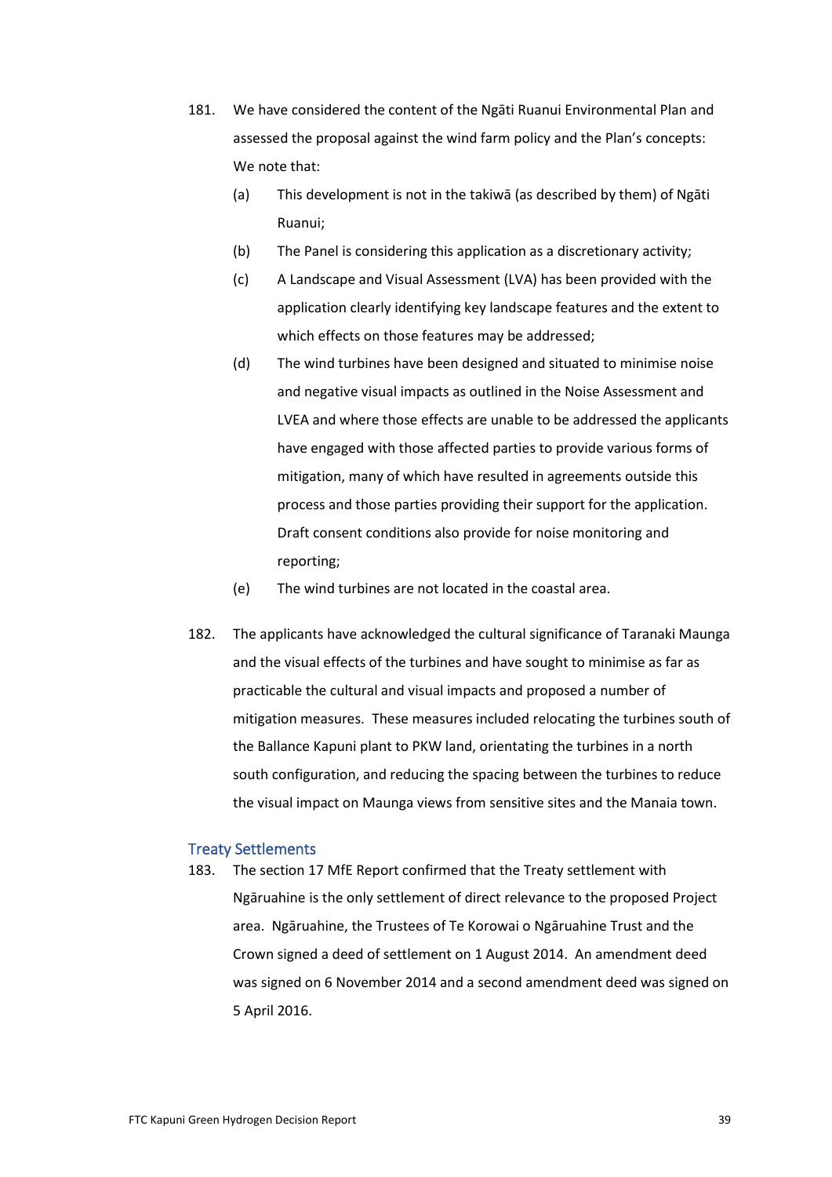181. We have considered the content of the Ngāti Ruanui Environmental Plan and assessed the proposal against the wind farm policy and the Plan's concepts: We note that:

   (a) This development is not in the takiwā (as described by them) of Ngāti Ruanui;

   (b) The Panel is considering this application as a discretionary activity;

   (c) A Landscape and Visual Assessment (LVA) has been provided with the application clearly identifying key landscape features and the extent to which effects on those features may be addressed;

   (d) The wind turbines have been designed and situated to minimise noise and negative visual impacts as outlined in the Noise Assessment and LVEA and where those effects are unable to be addressed the applicants have engaged with those affected parties to provide various forms of mitigation, many of which have resulted in agreements outside this process and those parties providing their support for the application. Draft consent conditions also provide for noise monitoring and reporting;

   (e) The wind turbines are not located in the coastal area.

182. The applicants have acknowledged the cultural significance of Taranaki Maunga and the visual effects of the turbines and have sought to minimise as far as practicable the cultural and visual impacts and proposed a number of mitigation measures. These measures included relocating the turbines south of the Ballance Kapuni plant to PKW land, orientating the turbines in a north south configuration, and reducing the spacing between the turbines to reduce the visual impact on Maunga views from sensitive sites and the Manaia town.

## Treaty Settlements

183. The section 17 MfE Report confirmed that the Treaty settlement with Ngāruahine is the only settlement of direct relevance to the proposed Project area. Ngāruahine, the Trustees of Te Korowai o Ngāruahine Trust and the Crown signed a deed of settlement on 1 August 2014. An amendment deed was signed on 6 November 2014 and a second amendment deed was signed on 5 April 2016.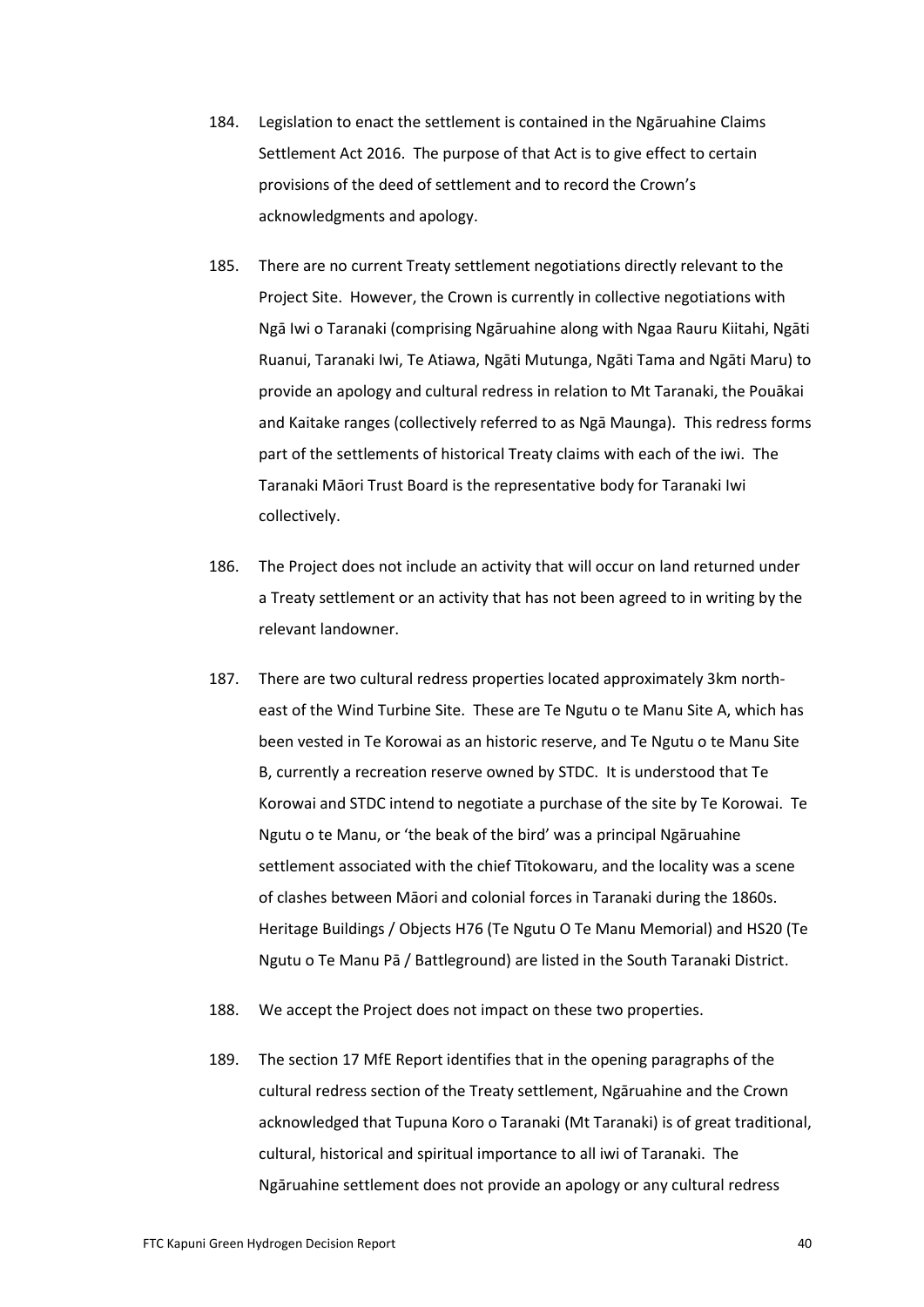184. Legislation to enact the settlement is contained in the Ngāruahine Claims Settlement Act 2016. The purpose of that Act is to give effect to certain provisions of the deed of settlement and to record the Crown's acknowledgments and apology.

185. There are no current Treaty settlement negotiations directly relevant to the Project Site. However, the Crown is currently in collective negotiations with Ngā Iwi o Taranaki (comprising Ngāruahine along with Ngaa Rauru Kiitahi, Ngāti Ruanui, Taranaki Iwi, Te Atiawa, Ngāti Mutunga, Ngāti Tama and Ngāti Maru) to provide an apology and cultural redress in relation to Mt Taranaki, the Pouākai and Kaitake ranges (collectively referred to as Ngā Maunga). This redress forms part of the settlements of historical Treaty claims with each of the iwi. The Taranaki Māori Trust Board is the representative body for Taranaki Iwi collectively.

186. The Project does not include an activity that will occur on land returned under a Treaty settlement or an activity that has not been agreed to in writing by the relevant landowner.

187. There are two cultural redress properties located approximately 3km north-east of the Wind Turbine Site. These are Te Ngutu o te Manu Site A, which has been vested in Te Korowai as an historic reserve, and Te Ngutu o te Manu Site B, currently a recreation reserve owned by STDC. It is understood that Te Korowai and STDC intend to negotiate a purchase of the site by Te Korowai. Te Ngutu o te Manu, or 'the beak of the bird' was a principal Ngāruahine settlement associated with the chief Tītokowaru, and the locality was a scene of clashes between Māori and colonial forces in Taranaki during the 1860s. Heritage Buildings / Objects H76 (Te Ngutu O Te Manu Memorial) and HS20 (Te Ngutu o Te Manu Pā / Battleground) are listed in the South Taranaki District.

188. We accept the Project does not impact on these two properties.

189. The section 17 MfE Report identifies that in the opening paragraphs of the cultural redress section of the Treaty settlement, Ngāruahine and the Crown acknowledged that Tupuna Koro o Taranaki (Mt Taranaki) is of great traditional, cultural, historical and spiritual importance to all iwi of Taranaki. The Ngāruahine settlement does not provide an apology or any cultural redress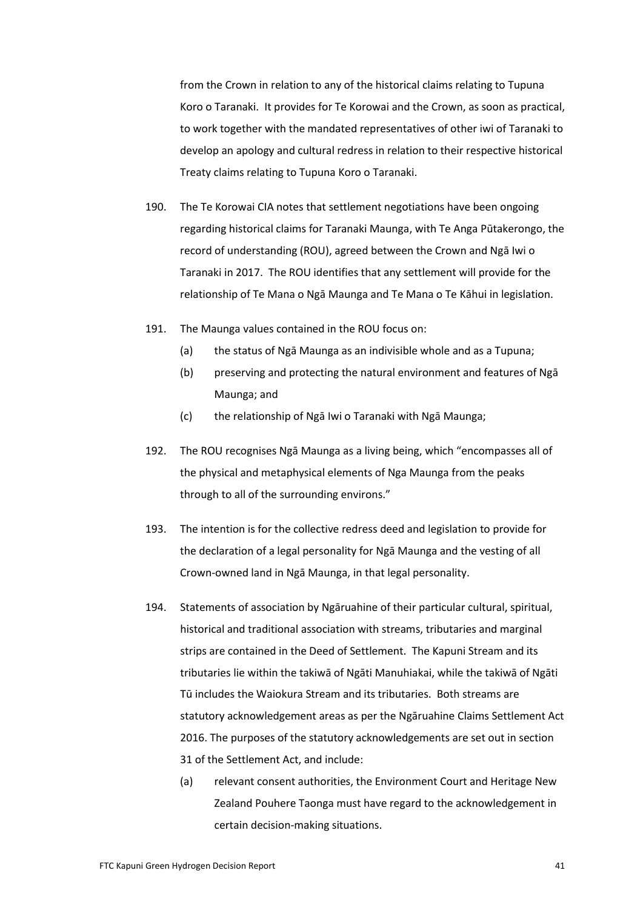from the Crown in relation to any of the historical claims relating to Tupuna Koro o Taranaki. It provides for Te Korowai and the Crown, as soon as practical, to work together with the mandated representatives of other iwi of Taranaki to develop an apology and cultural redress in relation to their respective historical Treaty claims relating to Tupuna Koro o Taranaki.

190. The Te Korowai CIA notes that settlement negotiations have been ongoing regarding historical claims for Taranaki Maunga, with Te Anga Pūtakerongo, the record of understanding (ROU), agreed between the Crown and Ngā Iwi o Taranaki in 2017. The ROU identifies that any settlement will provide for the relationship of Te Mana o Ngā Maunga and Te Mana o Te Kāhui in legislation.

191. The Maunga values contained in the ROU focus on:

    (a) the status of Ngā Maunga as an indivisible whole and as a Tupuna;

    (b) preserving and protecting the natural environment and features of Ngā Maunga; and

    (c) the relationship of Ngā Iwi o Taranaki with Ngā Maunga;

192. The ROU recognises Ngā Maunga as a living being, which "encompasses all of the physical and metaphysical elements of Nga Maunga from the peaks through to all of the surrounding environs."

193. The intention is for the collective redress deed and legislation to provide for the declaration of a legal personality for Ngā Maunga and the vesting of all Crown-owned land in Ngā Maunga, in that legal personality.

194. Statements of association by Ngāruahine of their particular cultural, spiritual, historical and traditional association with streams, tributaries and marginal strips are contained in the Deed of Settlement. The Kapuni Stream and its tributaries lie within the takiwā of Ngāti Manuhiakai, while the takiwā of Ngāti Tū includes the Waiokura Stream and its tributaries. Both streams are statutory acknowledgement areas as per the Ngāruahine Claims Settlement Act 2016. The purposes of the statutory acknowledgements are set out in section 31 of the Settlement Act, and include:

    (a) relevant consent authorities, the Environment Court and Heritage New Zealand Pouhere Taonga must have regard to the acknowledgement in certain decision-making situations.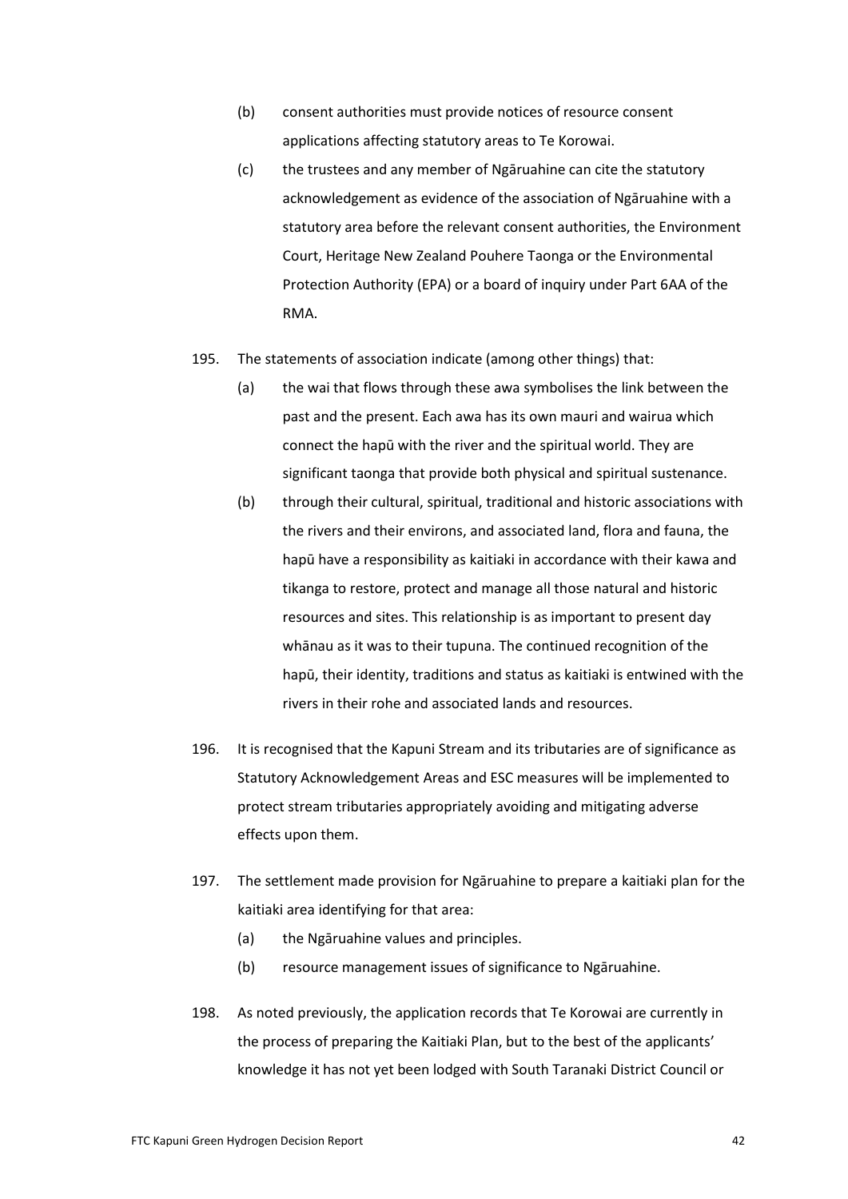(b) consent authorities must provide notices of resource consent applications affecting statutory areas to Te Korowai.

(c) the trustees and any member of Ngāruahine can cite the statutory acknowledgement as evidence of the association of Ngāruahine with a statutory area before the relevant consent authorities, the Environment Court, Heritage New Zealand Pouhere Taonga or the Environmental Protection Authority (EPA) or a board of inquiry under Part 6AA of the RMA.

195. The statements of association indicate (among other things) that:

(a) the wai that flows through these awa symbolises the link between the past and the present. Each awa has its own mauri and wairua which connect the hapū with the river and the spiritual world. They are significant taonga that provide both physical and spiritual sustenance.

(b) through their cultural, spiritual, traditional and historic associations with the rivers and their environs, and associated land, flora and fauna, the hapū have a responsibility as kaitiaki in accordance with their kawa and tikanga to restore, protect and manage all those natural and historic resources and sites. This relationship is as important to present day whānau as it was to their tupuna. The continued recognition of the hapū, their identity, traditions and status as kaitiaki is entwined with the rivers in their rohe and associated lands and resources.

196. It is recognised that the Kapuni Stream and its tributaries are of significance as Statutory Acknowledgement Areas and ESC measures will be implemented to protect stream tributaries appropriately avoiding and mitigating adverse effects upon them.

197. The settlement made provision for Ngāruahine to prepare a kaitiaki plan for the kaitiaki area identifying for that area:

(a) the Ngāruahine values and principles.

(b) resource management issues of significance to Ngāruahine.

198. As noted previously, the application records that Te Korowai are currently in the process of preparing the Kaitiaki Plan, but to the best of the applicants' knowledge it has not yet been lodged with South Taranaki District Council or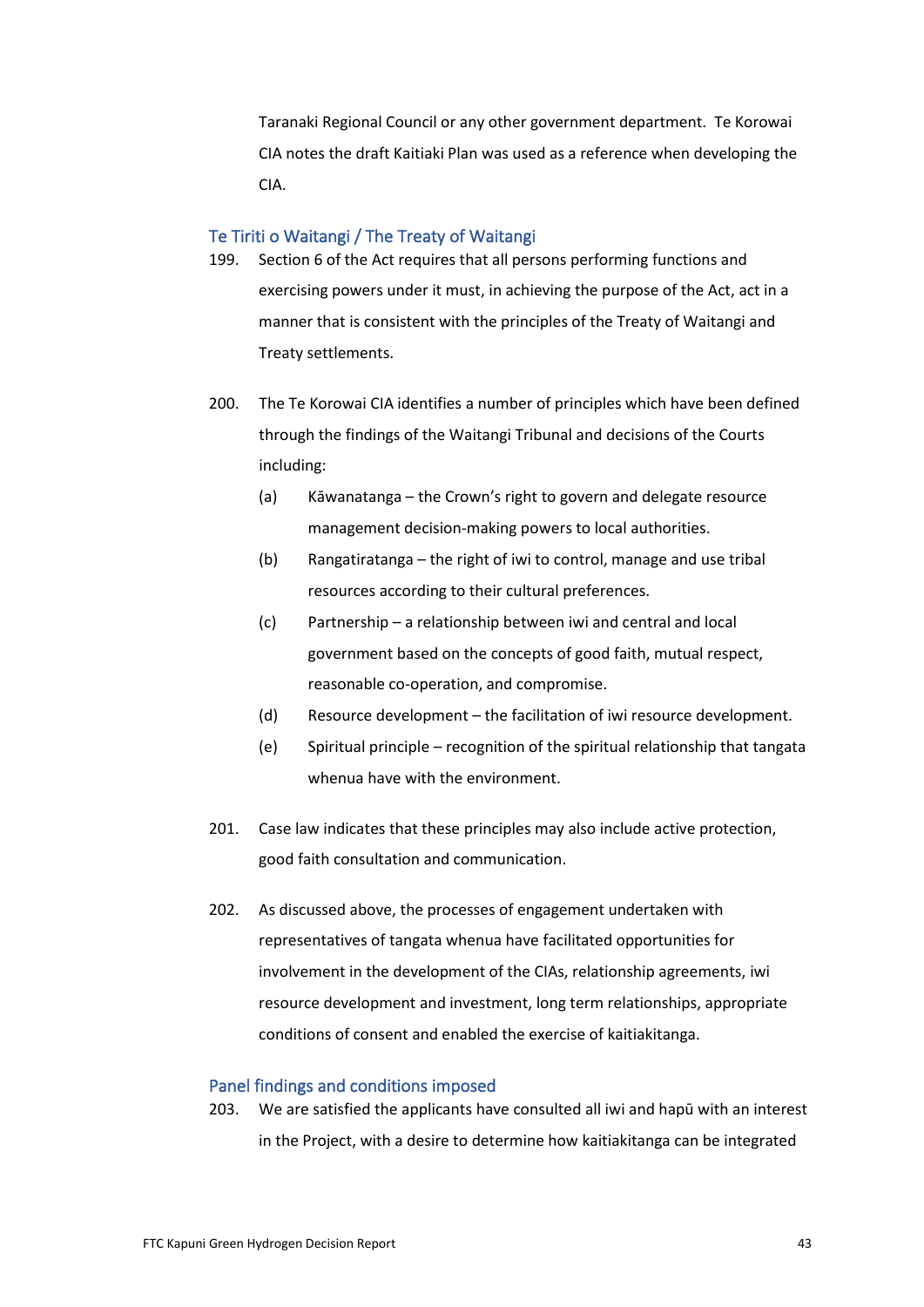Taranaki Regional Council or any other government department. Te Korowai CIA notes the draft Kaitiaki Plan was used as a reference when developing the CIA.

### Te Tiriti o Waitangi / The Treaty of Waitangi

199. Section 6 of the Act requires that all persons performing functions and exercising powers under it must, in achieving the purpose of the Act, act in a manner that is consistent with the principles of the Treaty of Waitangi and Treaty settlements.

200. The Te Korowai CIA identifies a number of principles which have been defined through the findings of the Waitangi Tribunal and decisions of the Courts including:

     (a) Kāwanatanga – the Crown's right to govern and delegate resource management decision-making powers to local authorities.

     (b) Rangatiratanga – the right of iwi to control, manage and use tribal resources according to their cultural preferences.

     (c) Partnership – a relationship between iwi and central and local government based on the concepts of good faith, mutual respect, reasonable co-operation, and compromise.

     (d) Resource development – the facilitation of iwi resource development.

     (e) Spiritual principle – recognition of the spiritual relationship that tangata whenua have with the environment.

201. Case law indicates that these principles may also include active protection, good faith consultation and communication.

202. As discussed above, the processes of engagement undertaken with representatives of tangata whenua have facilitated opportunities for involvement in the development of the CIAs, relationship agreements, iwi resource development and investment, long term relationships, appropriate conditions of consent and enabled the exercise of kaitiakitanga.

### Panel findings and conditions imposed

203. We are satisfied the applicants have consulted all iwi and hapū with an interest in the Project, with a desire to determine how kaitiakitanga can be integrated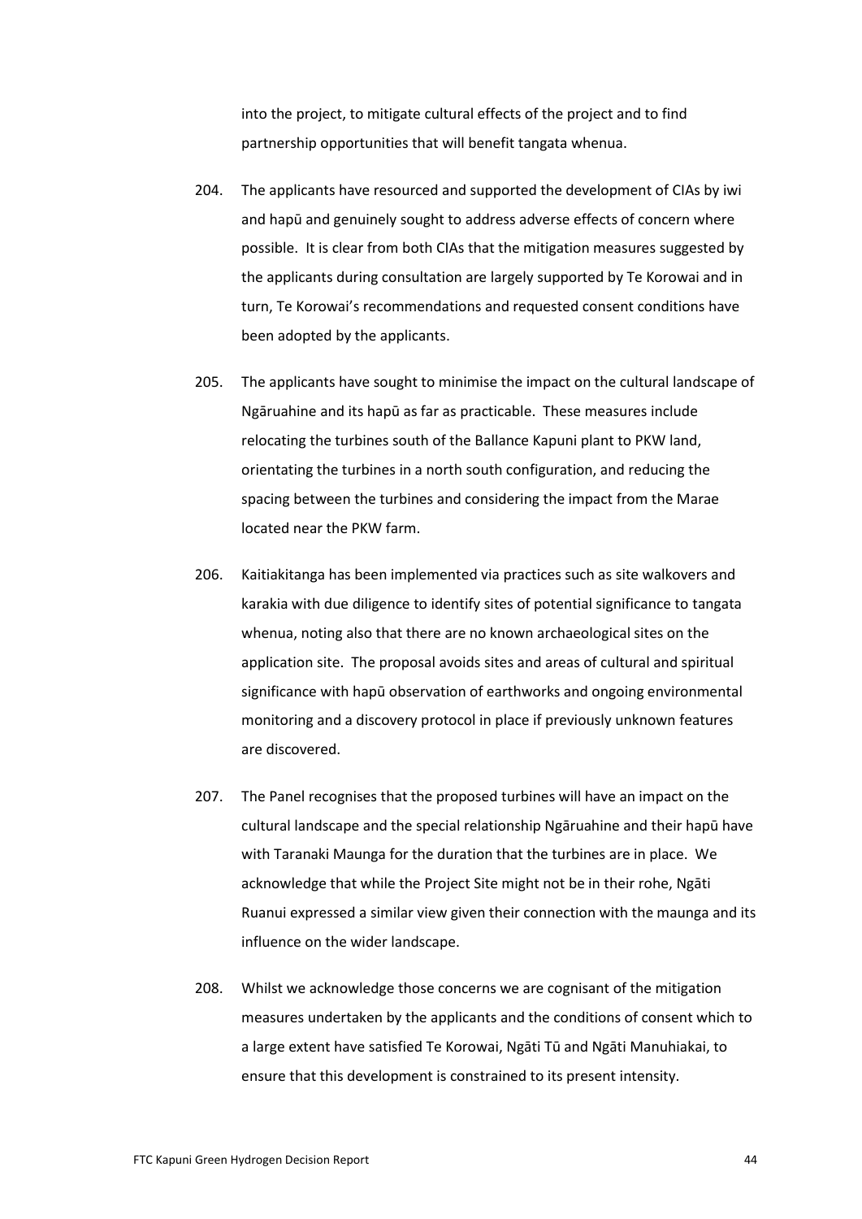into the project, to mitigate cultural effects of the project and to find partnership opportunities that will benefit tangata whenua.

204. The applicants have resourced and supported the development of CIAs by iwi and hapū and genuinely sought to address adverse effects of concern where possible. It is clear from both CIAs that the mitigation measures suggested by the applicants during consultation are largely supported by Te Korowai and in turn, Te Korowai's recommendations and requested consent conditions have been adopted by the applicants.

205. The applicants have sought to minimise the impact on the cultural landscape of Ngāruahine and its hapū as far as practicable. These measures include relocating the turbines south of the Ballance Kapuni plant to PKW land, orientating the turbines in a north south configuration, and reducing the spacing between the turbines and considering the impact from the Marae located near the PKW farm.

206. Kaitiakitanga has been implemented via practices such as site walkovers and karakia with due diligence to identify sites of potential significance to tangata whenua, noting also that there are no known archaeological sites on the application site. The proposal avoids sites and areas of cultural and spiritual significance with hapū observation of earthworks and ongoing environmental monitoring and a discovery protocol in place if previously unknown features are discovered.

207. The Panel recognises that the proposed turbines will have an impact on the cultural landscape and the special relationship Ngāruahine and their hapū have with Taranaki Maunga for the duration that the turbines are in place. We acknowledge that while the Project Site might not be in their rohe, Ngāti Ruanui expressed a similar view given their connection with the maunga and its influence on the wider landscape.

208. Whilst we acknowledge those concerns we are cognisant of the mitigation measures undertaken by the applicants and the conditions of consent which to a large extent have satisfied Te Korowai, Ngāti Tū and Ngāti Manuhiakai, to ensure that this development is constrained to its present intensity.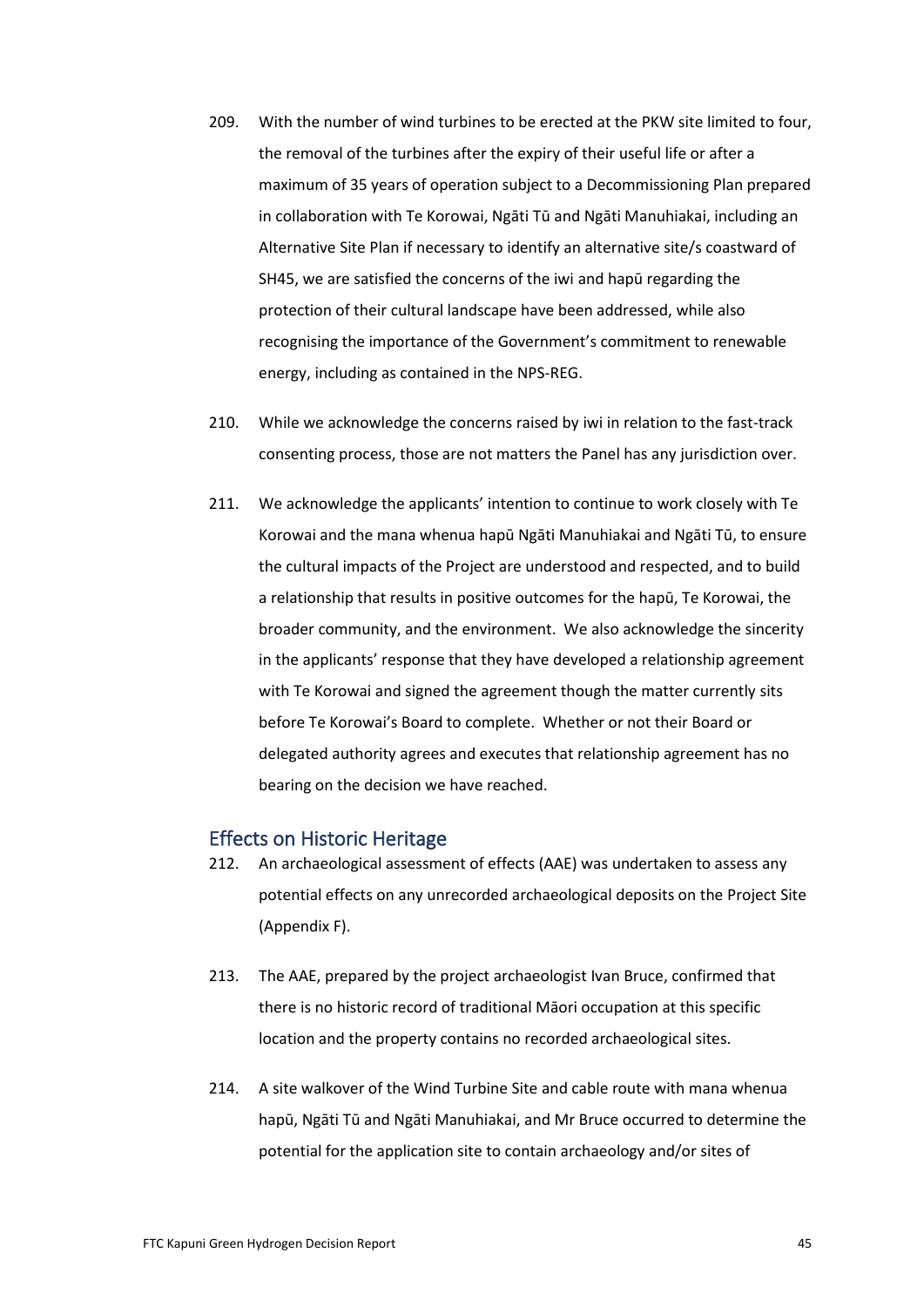209. With the number of wind turbines to be erected at the PKW site limited to four, the removal of the turbines after the expiry of their useful life or after a maximum of 35 years of operation subject to a Decommissioning Plan prepared in collaboration with Te Korowai, Ngāti Tū and Ngāti Manuhiakai, including an Alternative Site Plan if necessary to identify an alternative site/s coastward of SH45, we are satisfied the concerns of the iwi and hapū regarding the protection of their cultural landscape have been addressed, while also recognising the importance of the Government's commitment to renewable energy, including as contained in the NPS-REG.

210. While we acknowledge the concerns raised by iwi in relation to the fast-track consenting process, those are not matters the Panel has any jurisdiction over.

211. We acknowledge the applicants' intention to continue to work closely with Te Korowai and the mana whenua hapū Ngāti Manuhiakai and Ngāti Tū, to ensure the cultural impacts of the Project are understood and respected, and to build a relationship that results in positive outcomes for the hapū, Te Korowai, the broader community, and the environment. We also acknowledge the sincerity in the applicants' response that they have developed a relationship agreement with Te Korowai and signed the agreement though the matter currently sits before Te Korowai's Board to complete. Whether or not their Board or delegated authority agrees and executes that relationship agreement has no bearing on the decision we have reached.

## Effects on Historic Heritage

212. An archaeological assessment of effects (AAE) was undertaken to assess any potential effects on any unrecorded archaeological deposits on the Project Site (Appendix F).

213. The AAE, prepared by the project archaeologist Ivan Bruce, confirmed that there is no historic record of traditional Māori occupation at this specific location and the property contains no recorded archaeological sites.

214. A site walkover of the Wind Turbine Site and cable route with mana whenua hapū, Ngāti Tū and Ngāti Manuhiakai, and Mr Bruce occurred to determine the potential for the application site to contain archaeology and/or sites of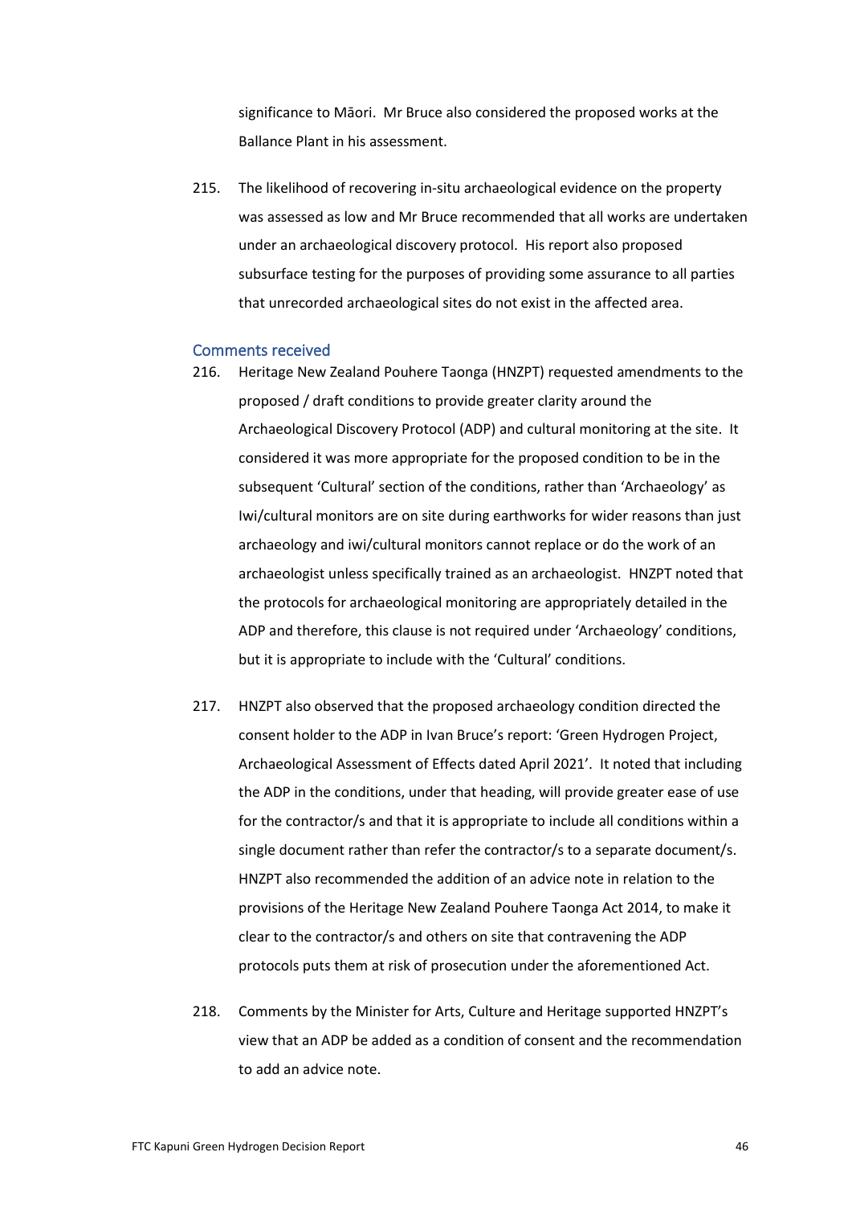significance to Māori. Mr Bruce also considered the proposed works at the Ballance Plant in his assessment.

215. The likelihood of recovering in-situ archaeological evidence on the property was assessed as low and Mr Bruce recommended that all works are undertaken under an archaeological discovery protocol. His report also proposed subsurface testing for the purposes of providing some assurance to all parties that unrecorded archaeological sites do not exist in the affected area.

### Comments received

216. Heritage New Zealand Pouhere Taonga (HNZPT) requested amendments to the proposed / draft conditions to provide greater clarity around the Archaeological Discovery Protocol (ADP) and cultural monitoring at the site. It considered it was more appropriate for the proposed condition to be in the subsequent 'Cultural' section of the conditions, rather than 'Archaeology' as Iwi/cultural monitors are on site during earthworks for wider reasons than just archaeology and iwi/cultural monitors cannot replace or do the work of an archaeologist unless specifically trained as an archaeologist. HNZPT noted that the protocols for archaeological monitoring are appropriately detailed in the ADP and therefore, this clause is not required under 'Archaeology' conditions, but it is appropriate to include with the 'Cultural' conditions.

217. HNZPT also observed that the proposed archaeology condition directed the consent holder to the ADP in Ivan Bruce's report: 'Green Hydrogen Project, Archaeological Assessment of Effects dated April 2021'. It noted that including the ADP in the conditions, under that heading, will provide greater ease of use for the contractor/s and that it is appropriate to include all conditions within a single document rather than refer the contractor/s to a separate document/s. HNZPT also recommended the addition of an advice note in relation to the provisions of the Heritage New Zealand Pouhere Taonga Act 2014, to make it clear to the contractor/s and others on site that contravening the ADP protocols puts them at risk of prosecution under the aforementioned Act.

218. Comments by the Minister for Arts, Culture and Heritage supported HNZPT's view that an ADP be added as a condition of consent and the recommendation to add an advice note.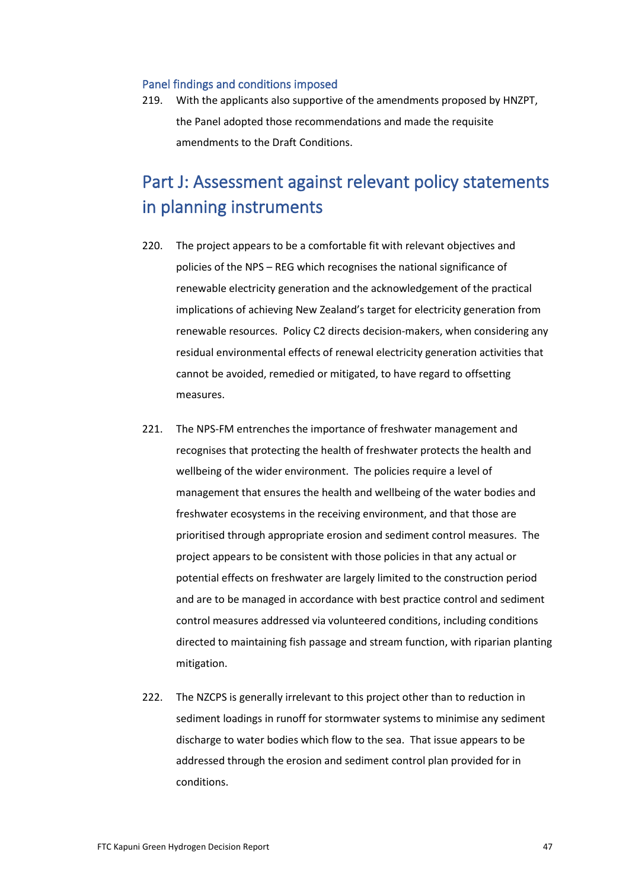### Panel findings and conditions imposed

219. With the applicants also supportive of the amendments proposed by HNZPT, the Panel adopted those recommendations and made the requisite amendments to the Draft Conditions.

## Part J: Assessment against relevant policy statements in planning instruments

220. The project appears to be a comfortable fit with relevant objectives and policies of the NPS – REG which recognises the national significance of renewable electricity generation and the acknowledgement of the practical implications of achieving New Zealand's target for electricity generation from renewable resources. Policy C2 directs decision-makers, when considering any residual environmental effects of renewal electricity generation activities that cannot be avoided, remedied or mitigated, to have regard to offsetting measures.

221. The NPS-FM entrenches the importance of freshwater management and recognises that protecting the health of freshwater protects the health and wellbeing of the wider environment. The policies require a level of management that ensures the health and wellbeing of the water bodies and freshwater ecosystems in the receiving environment, and that those are prioritised through appropriate erosion and sediment control measures. The project appears to be consistent with those policies in that any actual or potential effects on freshwater are largely limited to the construction period and are to be managed in accordance with best practice control and sediment control measures addressed via volunteered conditions, including conditions directed to maintaining fish passage and stream function, with riparian planting mitigation.

222. The NZCPS is generally irrelevant to this project other than to reduction in sediment loadings in runoff for stormwater systems to minimise any sediment discharge to water bodies which flow to the sea. That issue appears to be addressed through the erosion and sediment control plan provided for in conditions.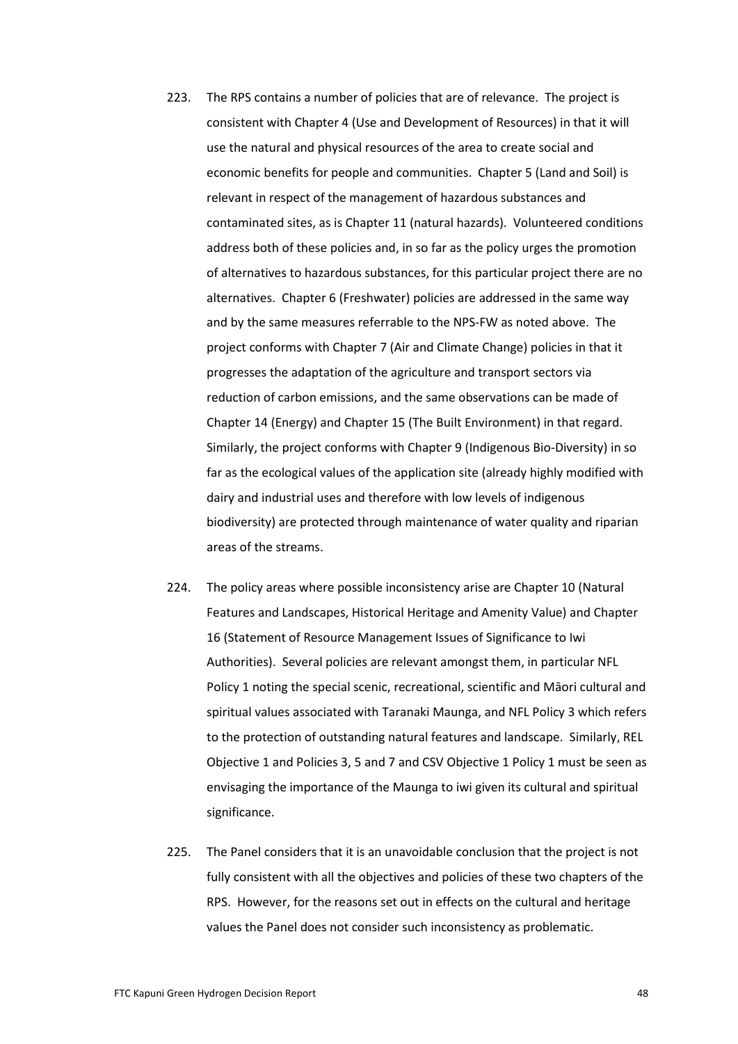223. The RPS contains a number of policies that are of relevance. The project is consistent with Chapter 4 (Use and Development of Resources) in that it will use the natural and physical resources of the area to create social and economic benefits for people and communities. Chapter 5 (Land and Soil) is relevant in respect of the management of hazardous substances and contaminated sites, as is Chapter 11 (natural hazards). Volunteered conditions address both of these policies and, in so far as the policy urges the promotion of alternatives to hazardous substances, for this particular project there are no alternatives. Chapter 6 (Freshwater) policies are addressed in the same way and by the same measures referrable to the NPS-FW as noted above. The project conforms with Chapter 7 (Air and Climate Change) policies in that it progresses the adaptation of the agriculture and transport sectors via reduction of carbon emissions, and the same observations can be made of Chapter 14 (Energy) and Chapter 15 (The Built Environment) in that regard. Similarly, the project conforms with Chapter 9 (Indigenous Bio-Diversity) in so far as the ecological values of the application site (already highly modified with dairy and industrial uses and therefore with low levels of indigenous biodiversity) are protected through maintenance of water quality and riparian areas of the streams.

224. The policy areas where possible inconsistency arise are Chapter 10 (Natural Features and Landscapes, Historical Heritage and Amenity Value) and Chapter 16 (Statement of Resource Management Issues of Significance to Iwi Authorities). Several policies are relevant amongst them, in particular NFL Policy 1 noting the special scenic, recreational, scientific and Māori cultural and spiritual values associated with Taranaki Maunga, and NFL Policy 3 which refers to the protection of outstanding natural features and landscape. Similarly, REL Objective 1 and Policies 3, 5 and 7 and CSV Objective 1 Policy 1 must be seen as envisaging the importance of the Maunga to iwi given its cultural and spiritual significance.

225. The Panel considers that it is an unavoidable conclusion that the project is not fully consistent with all the objectives and policies of these two chapters of the RPS. However, for the reasons set out in effects on the cultural and heritage values the Panel does not consider such inconsistency as problematic.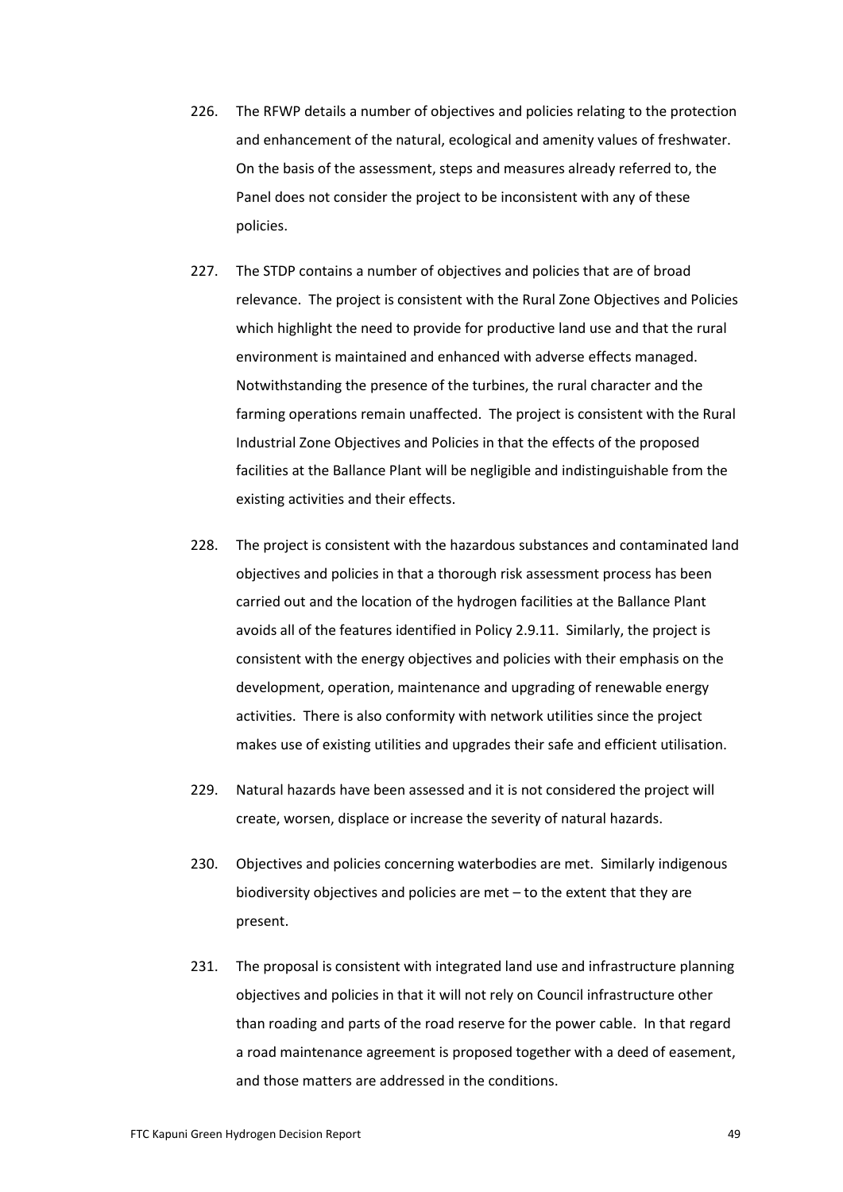226. The RFWP details a number of objectives and policies relating to the protection and enhancement of the natural, ecological and amenity values of freshwater. On the basis of the assessment, steps and measures already referred to, the Panel does not consider the project to be inconsistent with any of these policies.

227. The STDP contains a number of objectives and policies that are of broad relevance. The project is consistent with the Rural Zone Objectives and Policies which highlight the need to provide for productive land use and that the rural environment is maintained and enhanced with adverse effects managed. Notwithstanding the presence of the turbines, the rural character and the farming operations remain unaffected. The project is consistent with the Rural Industrial Zone Objectives and Policies in that the effects of the proposed facilities at the Ballance Plant will be negligible and indistinguishable from the existing activities and their effects.

228. The project is consistent with the hazardous substances and contaminated land objectives and policies in that a thorough risk assessment process has been carried out and the location of the hydrogen facilities at the Ballance Plant avoids all of the features identified in Policy 2.9.11. Similarly, the project is consistent with the energy objectives and policies with their emphasis on the development, operation, maintenance and upgrading of renewable energy activities. There is also conformity with network utilities since the project makes use of existing utilities and upgrades their safe and efficient utilisation.

229. Natural hazards have been assessed and it is not considered the project will create, worsen, displace or increase the severity of natural hazards.

230. Objectives and policies concerning waterbodies are met. Similarly indigenous biodiversity objectives and policies are met – to the extent that they are present.

231. The proposal is consistent with integrated land use and infrastructure planning objectives and policies in that it will not rely on Council infrastructure other than roading and parts of the road reserve for the power cable. In that regard a road maintenance agreement is proposed together with a deed of easement, and those matters are addressed in the conditions.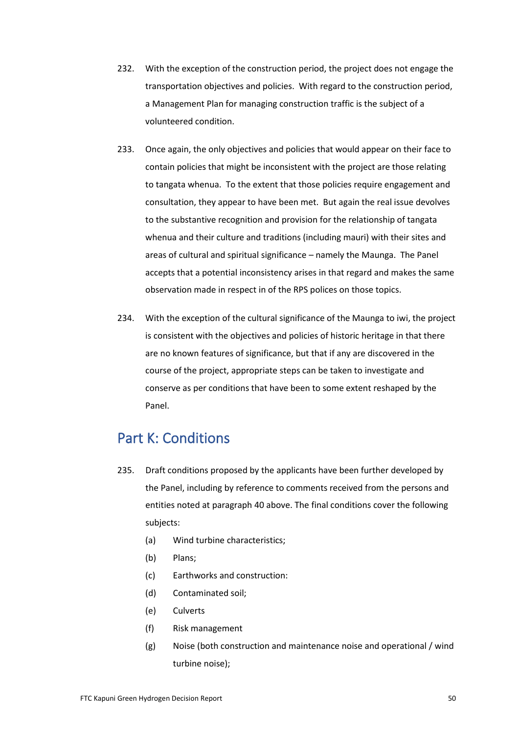232. With the exception of the construction period, the project does not engage the transportation objectives and policies. With regard to the construction period, a Management Plan for managing construction traffic is the subject of a volunteered condition.

233. Once again, the only objectives and policies that would appear on their face to contain policies that might be inconsistent with the project are those relating to tangata whenua. To the extent that those policies require engagement and consultation, they appear to have been met. But again the real issue devolves to the substantive recognition and provision for the relationship of tangata whenua and their culture and traditions (including mauri) with their sites and areas of cultural and spiritual significance – namely the Maunga. The Panel accepts that a potential inconsistency arises in that regard and makes the same observation made in respect in of the RPS polices on those topics.

234. With the exception of the cultural significance of the Maunga to iwi, the project is consistent with the objectives and policies of historic heritage in that there are no known features of significance, but that if any are discovered in the course of the project, appropriate steps can be taken to investigate and conserve as per conditions that have been to some extent reshaped by the Panel.

## Part K: Conditions

235. Draft conditions proposed by the applicants have been further developed by the Panel, including by reference to comments received from the persons and entities noted at paragraph 40 above. The final conditions cover the following subjects:

    (a) Wind turbine characteristics;

    (b) Plans;

    (c) Earthworks and construction:

    (d) Contaminated soil;

    (e) Culverts

    (f) Risk management

    (g) Noise (both construction and maintenance noise and operational / wind turbine noise);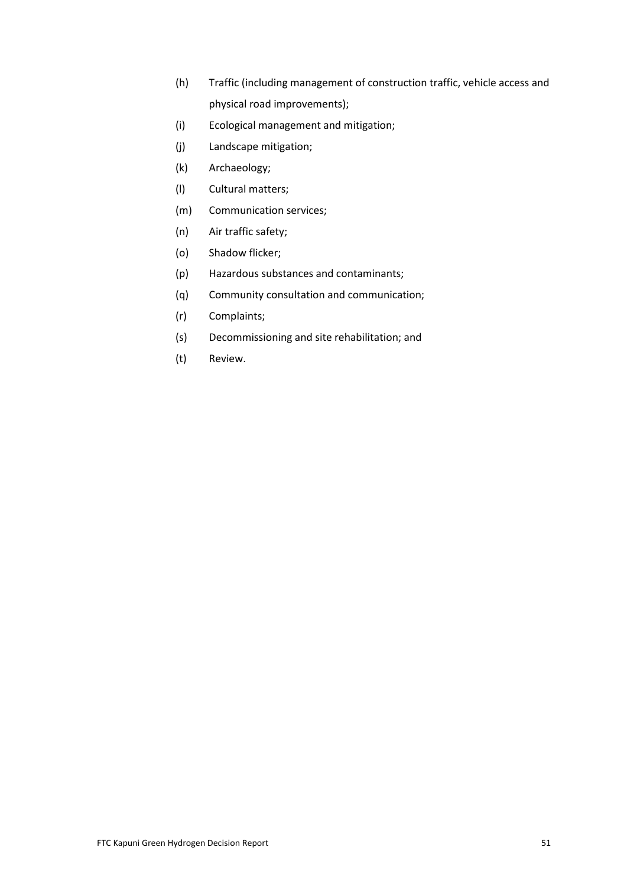(h) Traffic (including management of construction traffic, vehicle access and physical road improvements);

(i) Ecological management and mitigation;

(j) Landscape mitigation;

(k) Archaeology;

(l) Cultural matters;

(m) Communication services;

(n) Air traffic safety;

(o) Shadow flicker;

(p) Hazardous substances and contaminants;

(q) Community consultation and communication;

(r) Complaints;

(s) Decommissioning and site rehabilitation; and

(t) Review.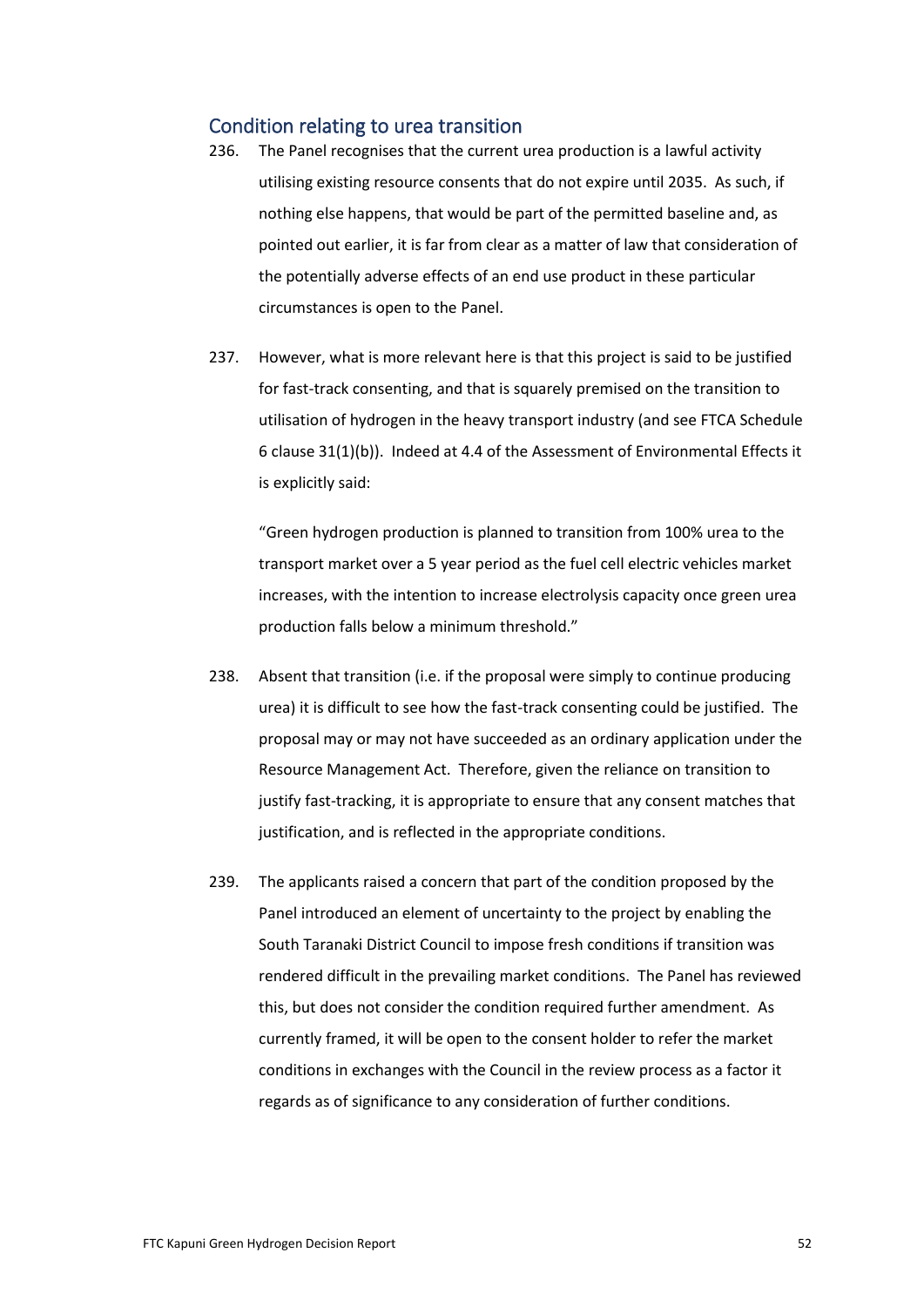## Condition relating to urea transition

236. The Panel recognises that the current urea production is a lawful activity utilising existing resource consents that do not expire until 2035. As such, if nothing else happens, that would be part of the permitted baseline and, as pointed out earlier, it is far from clear as a matter of law that consideration of the potentially adverse effects of an end use product in these particular circumstances is open to the Panel.

237. However, what is more relevant here is that this project is said to be justified for fast-track consenting, and that is squarely premised on the transition to utilisation of hydrogen in the heavy transport industry (and see FTCA Schedule 6 clause 31(1)(b)). Indeed at 4.4 of the Assessment of Environmental Effects it is explicitly said:

    "Green hydrogen production is planned to transition from 100% urea to the transport market over a 5 year period as the fuel cell electric vehicles market increases, with the intention to increase electrolysis capacity once green urea production falls below a minimum threshold."

238. Absent that transition (i.e. if the proposal were simply to continue producing urea) it is difficult to see how the fast-track consenting could be justified. The proposal may or may not have succeeded as an ordinary application under the Resource Management Act. Therefore, given the reliance on transition to justify fast-tracking, it is appropriate to ensure that any consent matches that justification, and is reflected in the appropriate conditions.

239. The applicants raised a concern that part of the condition proposed by the Panel introduced an element of uncertainty to the project by enabling the South Taranaki District Council to impose fresh conditions if transition was rendered difficult in the prevailing market conditions. The Panel has reviewed this, but does not consider the condition required further amendment. As currently framed, it will be open to the consent holder to refer the market conditions in exchanges with the Council in the review process as a factor it regards as of significance to any consideration of further conditions.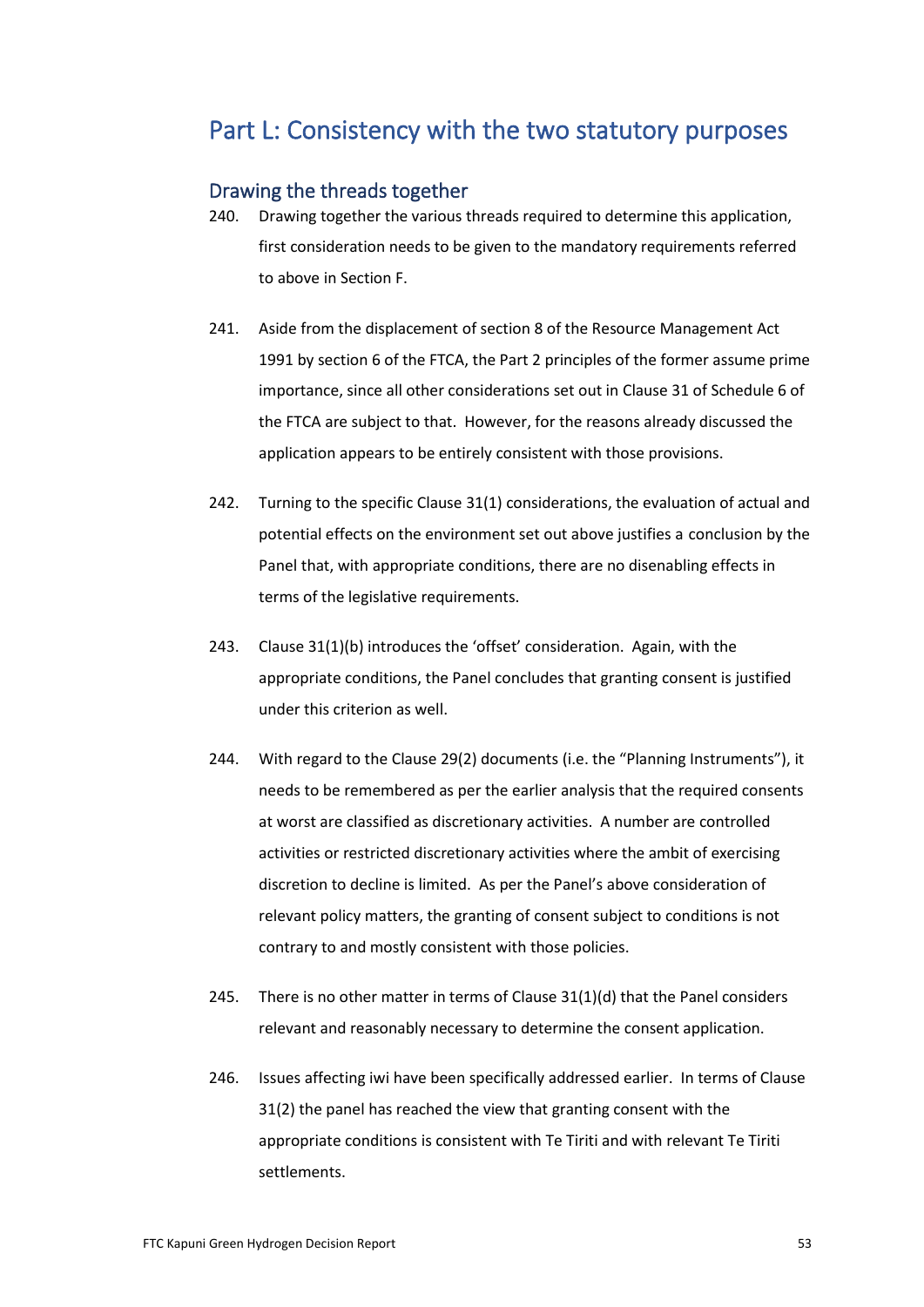# Part L: Consistency with the two statutory purposes

## Drawing the threads together

240. Drawing together the various threads required to determine this application, first consideration needs to be given to the mandatory requirements referred to above in Section F.

241. Aside from the displacement of section 8 of the Resource Management Act 1991 by section 6 of the FTCA, the Part 2 principles of the former assume prime importance, since all other considerations set out in Clause 31 of Schedule 6 of the FTCA are subject to that. However, for the reasons already discussed the application appears to be entirely consistent with those provisions.

242. Turning to the specific Clause 31(1) considerations, the evaluation of actual and potential effects on the environment set out above justifies a conclusion by the Panel that, with appropriate conditions, there are no disenabling effects in terms of the legislative requirements.

243. Clause 31(1)(b) introduces the 'offset' consideration. Again, with the appropriate conditions, the Panel concludes that granting consent is justified under this criterion as well.

244. With regard to the Clause 29(2) documents (i.e. the "Planning Instruments"), it needs to be remembered as per the earlier analysis that the required consents at worst are classified as discretionary activities. A number are controlled activities or restricted discretionary activities where the ambit of exercising discretion to decline is limited. As per the Panel's above consideration of relevant policy matters, the granting of consent subject to conditions is not contrary to and mostly consistent with those policies.

245. There is no other matter in terms of Clause 31(1)(d) that the Panel considers relevant and reasonably necessary to determine the consent application.

246. Issues affecting iwi have been specifically addressed earlier. In terms of Clause 31(2) the panel has reached the view that granting consent with the appropriate conditions is consistent with Te Tiriti and with relevant Te Tiriti settlements.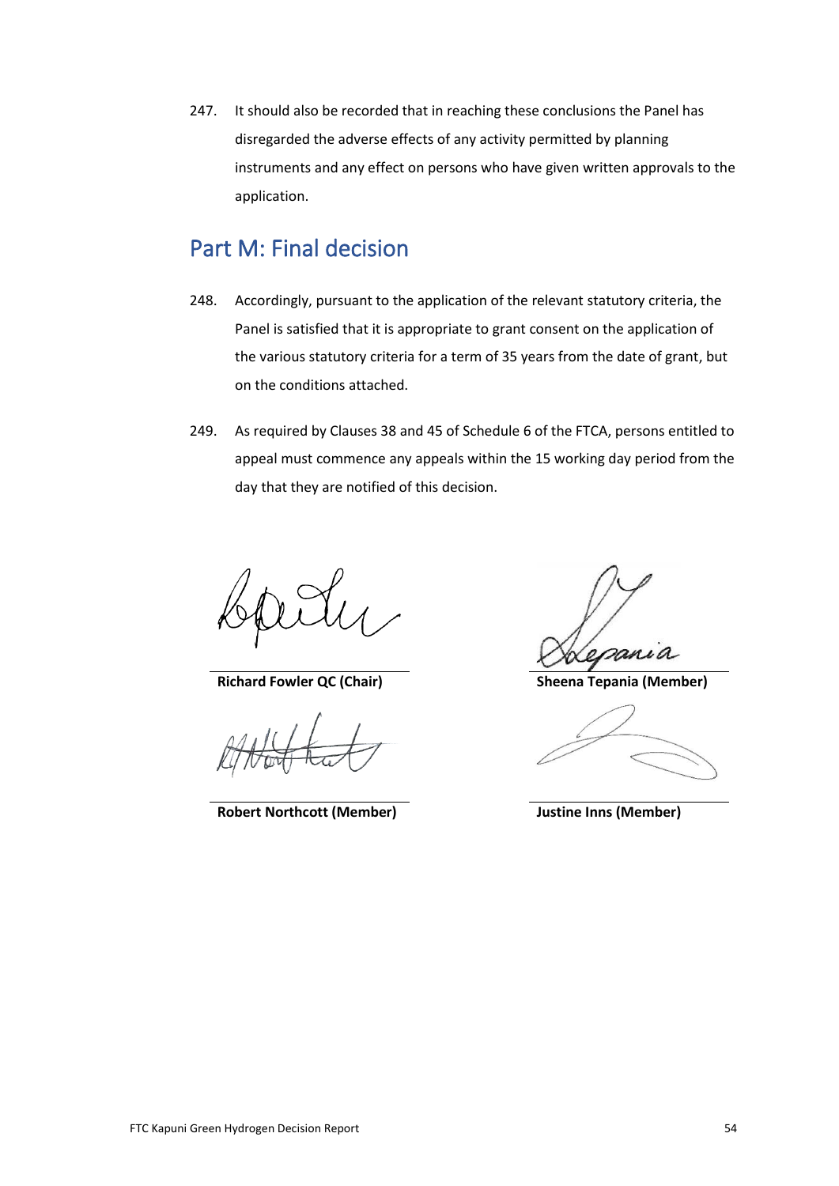247. It should also be recorded that in reaching these conclusions the Panel has disregarded the adverse effects of any activity permitted by planning instruments and any effect on persons who have given written approvals to the application.

## Part M: Final decision

248. Accordingly, pursuant to the application of the relevant statutory criteria, the Panel is satisfied that it is appropriate to grant consent on the application of the various statutory criteria for a term of 35 years from the date of grant, but on the conditions attached.

249. As required by Clauses 38 and 45 of Schedule 6 of the FTCA, persons entitled to appeal must commence any appeals within the 15 working day period from the day that they are notified of this decision.

**Richard Fowler QC (Chair)**

**Sheena Tepania (Member)**

**Robert Northcott (Member)**

**Justine Inns (Member)**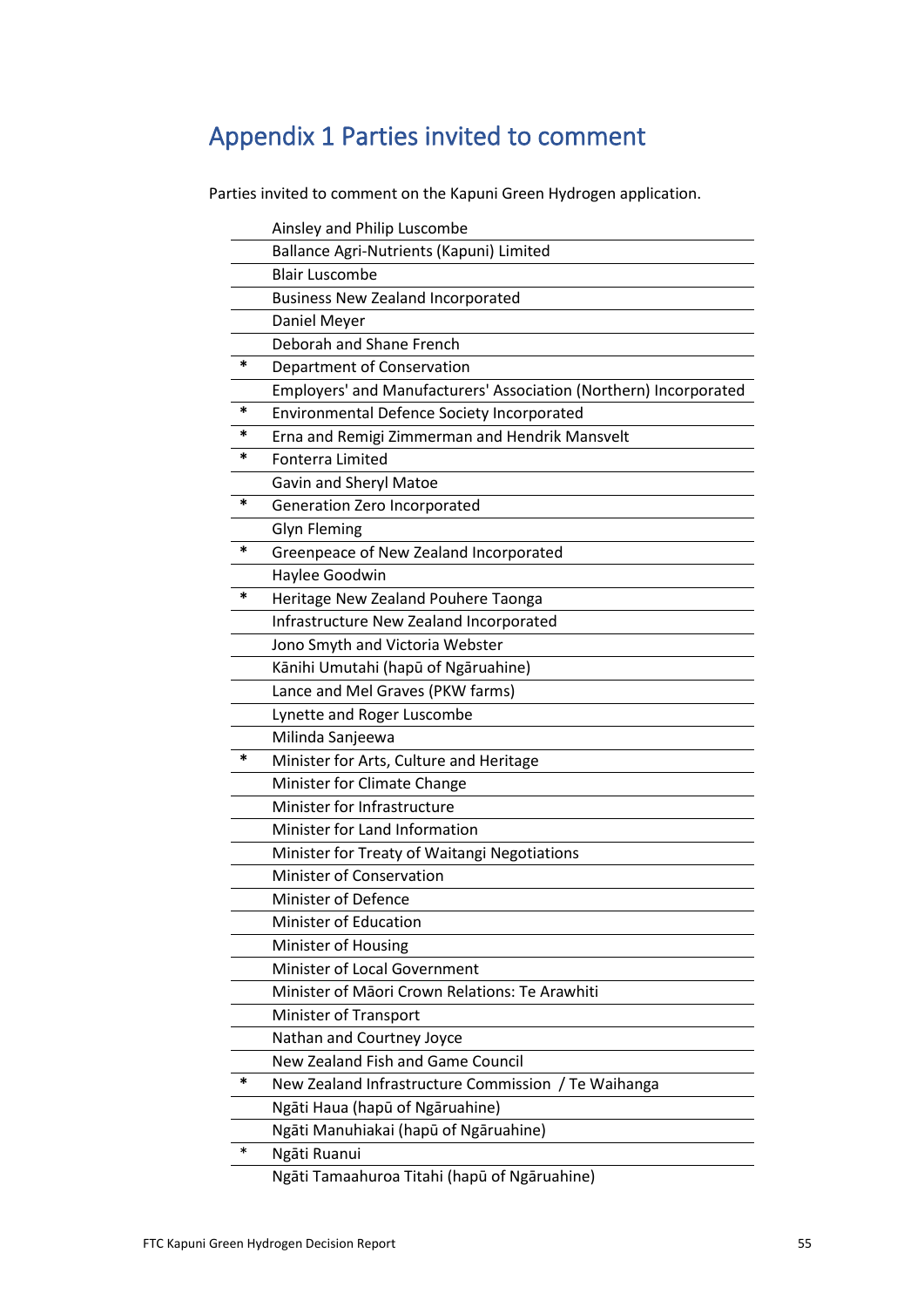# Appendix 1 Parties invited to comment

Parties invited to comment on the Kapuni Green Hydrogen application.

| | |
|---|---|
| | Ainsley and Philip Luscombe |
| | Ballance Agri-Nutrients (Kapuni) Limited |
| | Blair Luscombe |
| | Business New Zealand Incorporated |
| | Daniel Meyer |
| | Deborah and Shane French |
| * | Department of Conservation |
| | Employers' and Manufacturers' Association (Northern) Incorporated |
| * | Environmental Defence Society Incorporated |
| * | Erna and Remigi Zimmerman and Hendrik Mansvelt |
| * | Fonterra Limited |
| | Gavin and Sheryl Matoe |
| * | Generation Zero Incorporated |
| | Glyn Fleming |
| * | Greenpeace of New Zealand Incorporated |
| | Haylee Goodwin |
| * | Heritage New Zealand Pouhere Taonga |
| | Infrastructure New Zealand Incorporated |
| | Jono Smyth and Victoria Webster |
| | Kānihi Umutahi (hapū of Ngāruahine) |
| | Lance and Mel Graves (PKW farms) |
| | Lynette and Roger Luscombe |
| | Milinda Sanjeewa |
| * | Minister for Arts, Culture and Heritage |
| | Minister for Climate Change |
| | Minister for Infrastructure |
| | Minister for Land Information |
| | Minister for Treaty of Waitangi Negotiations |
| | Minister of Conservation |
| | Minister of Defence |
| | Minister of Education |
| | Minister of Housing |
| | Minister of Local Government |
| | Minister of Māori Crown Relations: Te Arawhiti |
| | Minister of Transport |
| | Nathan and Courtney Joyce |
| | New Zealand Fish and Game Council |
| * | New Zealand Infrastructure Commission / Te Waihanga |
| | Ngāti Haua (hapū of Ngāruahine) |
| | Ngāti Manuhiakai (hapū of Ngāruahine) |
| * | Ngāti Ruanui |
| | Ngāti Tamaahuroa Titahi (hapū of Ngāruahine) |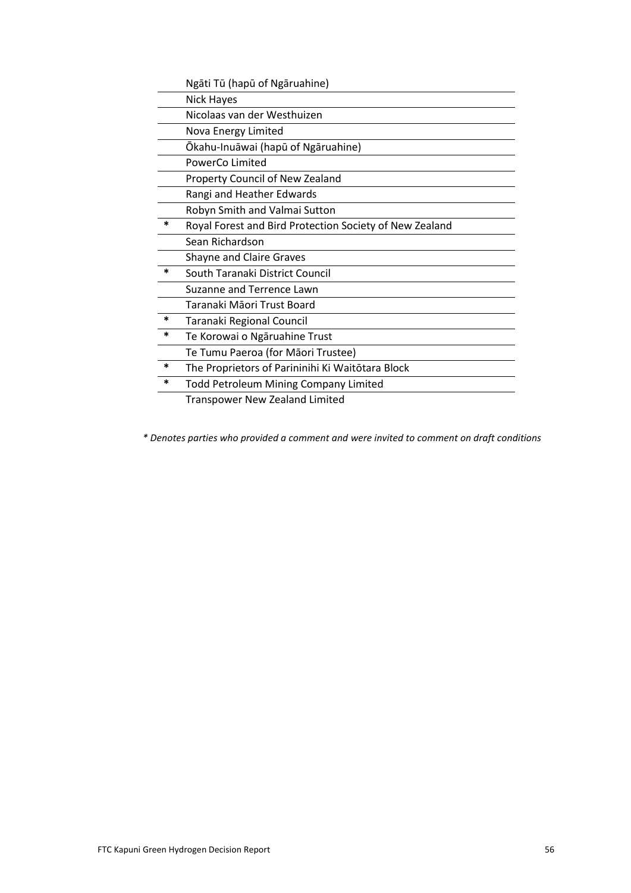| | |
|---|---|
| | Ngāti Tū (hapū of Ngāruahine) |
| | Nick Hayes |
| | Nicolaas van der Westhuizen |
| | Nova Energy Limited |
| | Ōkahu-Inuāwai (hapū of Ngāruahine) |
| | PowerCo Limited |
| | Property Council of New Zealand |
| | Rangi and Heather Edwards |
| | Robyn Smith and Valmai Sutton |
| * | Royal Forest and Bird Protection Society of New Zealand |
| | Sean Richardson |
| | Shayne and Claire Graves |
| * | South Taranaki District Council |
| | Suzanne and Terrence Lawn |
| | Taranaki Māori Trust Board |
| * | Taranaki Regional Council |
| * | Te Korowai o Ngāruahine Trust |
| | Te Tumu Paeroa (for Māori Trustee) |
| * | The Proprietors of Parininihi Ki Waitōtara Block |
| * | Todd Petroleum Mining Company Limited |
| | Transpower New Zealand Limited |

*\* Denotes parties who provided a comment and were invited to comment on draft conditions*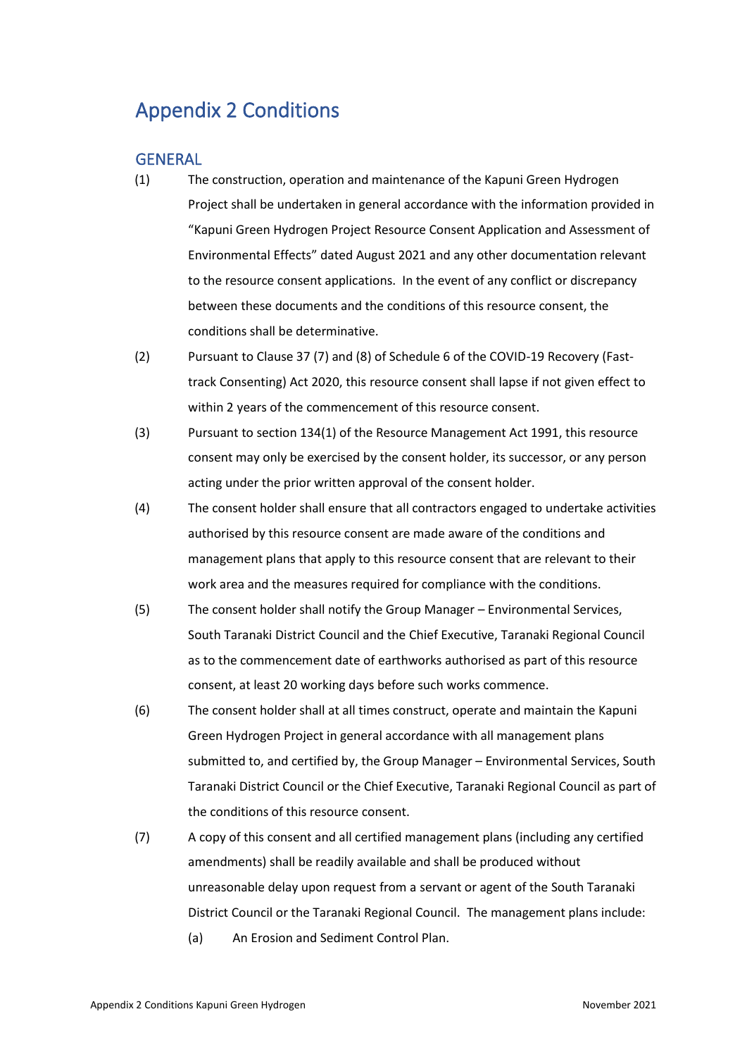# Appendix 2 Conditions

## GENERAL

(1) The construction, operation and maintenance of the Kapuni Green Hydrogen Project shall be undertaken in general accordance with the information provided in "Kapuni Green Hydrogen Project Resource Consent Application and Assessment of Environmental Effects" dated August 2021 and any other documentation relevant to the resource consent applications. In the event of any conflict or discrepancy between these documents and the conditions of this resource consent, the conditions shall be determinative.

(2) Pursuant to Clause 37 (7) and (8) of Schedule 6 of the COVID-19 Recovery (Fast-track Consenting) Act 2020, this resource consent shall lapse if not given effect to within 2 years of the commencement of this resource consent.

(3) Pursuant to section 134(1) of the Resource Management Act 1991, this resource consent may only be exercised by the consent holder, its successor, or any person acting under the prior written approval of the consent holder.

(4) The consent holder shall ensure that all contractors engaged to undertake activities authorised by this resource consent are made aware of the conditions and management plans that apply to this resource consent that are relevant to their work area and the measures required for compliance with the conditions.

(5) The consent holder shall notify the Group Manager – Environmental Services, South Taranaki District Council and the Chief Executive, Taranaki Regional Council as to the commencement date of earthworks authorised as part of this resource consent, at least 20 working days before such works commence.

(6) The consent holder shall at all times construct, operate and maintain the Kapuni Green Hydrogen Project in general accordance with all management plans submitted to, and certified by, the Group Manager – Environmental Services, South Taranaki District Council or the Chief Executive, Taranaki Regional Council as part of the conditions of this resource consent.

(7) A copy of this consent and all certified management plans (including any certified amendments) shall be readily available and shall be produced without unreasonable delay upon request from a servant or agent of the South Taranaki District Council or the Taranaki Regional Council. The management plans include:

   (a) An Erosion and Sediment Control Plan.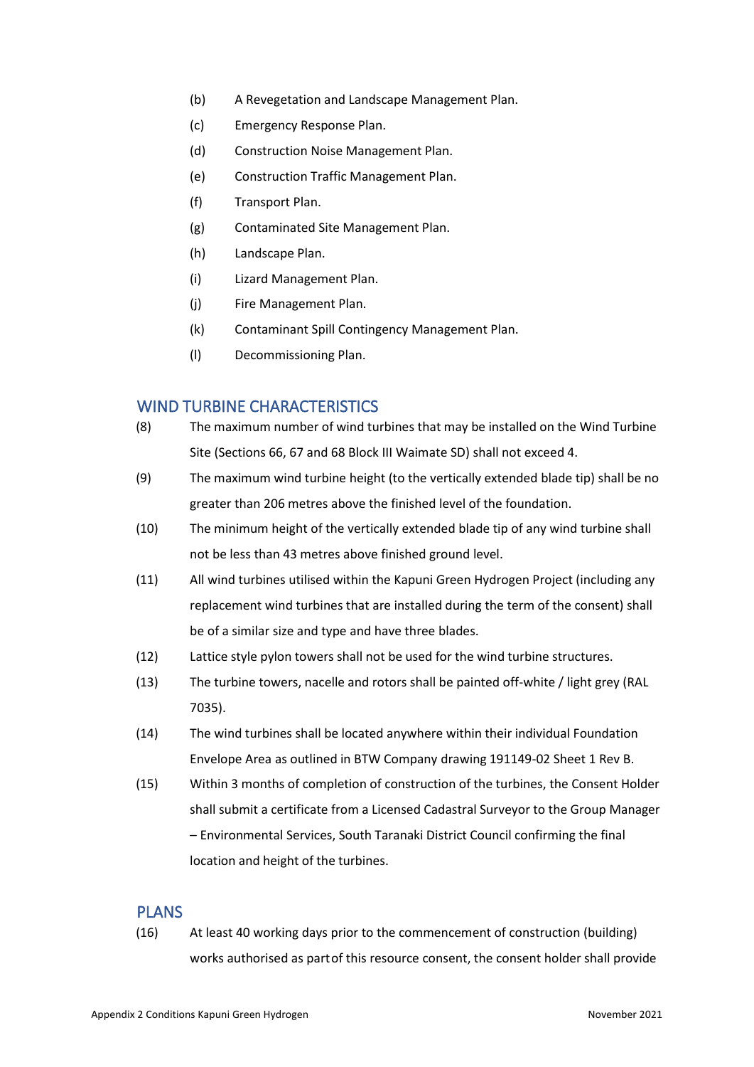(b) A Revegetation and Landscape Management Plan.

(c) Emergency Response Plan.

(d) Construction Noise Management Plan.

(e) Construction Traffic Management Plan.

(f) Transport Plan.

(g) Contaminated Site Management Plan.

(h) Landscape Plan.

(i) Lizard Management Plan.

(j) Fire Management Plan.

(k) Contaminant Spill Contingency Management Plan.

(l) Decommissioning Plan.

## WIND TURBINE CHARACTERISTICS

(8) The maximum number of wind turbines that may be installed on the Wind Turbine Site (Sections 66, 67 and 68 Block III Waimate SD) shall not exceed 4.

(9) The maximum wind turbine height (to the vertically extended blade tip) shall be no greater than 206 metres above the finished level of the foundation.

(10) The minimum height of the vertically extended blade tip of any wind turbine shall not be less than 43 metres above finished ground level.

(11) All wind turbines utilised within the Kapuni Green Hydrogen Project (including any replacement wind turbines that are installed during the term of the consent) shall be of a similar size and type and have three blades.

(12) Lattice style pylon towers shall not be used for the wind turbine structures.

(13) The turbine towers, nacelle and rotors shall be painted off-white / light grey (RAL 7035).

(14) The wind turbines shall be located anywhere within their individual Foundation Envelope Area as outlined in BTW Company drawing 191149-02 Sheet 1 Rev B.

(15) Within 3 months of completion of construction of the turbines, the Consent Holder shall submit a certificate from a Licensed Cadastral Surveyor to the Group Manager – Environmental Services, South Taranaki District Council confirming the final location and height of the turbines.

## PLANS

(16) At least 40 working days prior to the commencement of construction (building) works authorised as part of this resource consent, the consent holder shall provide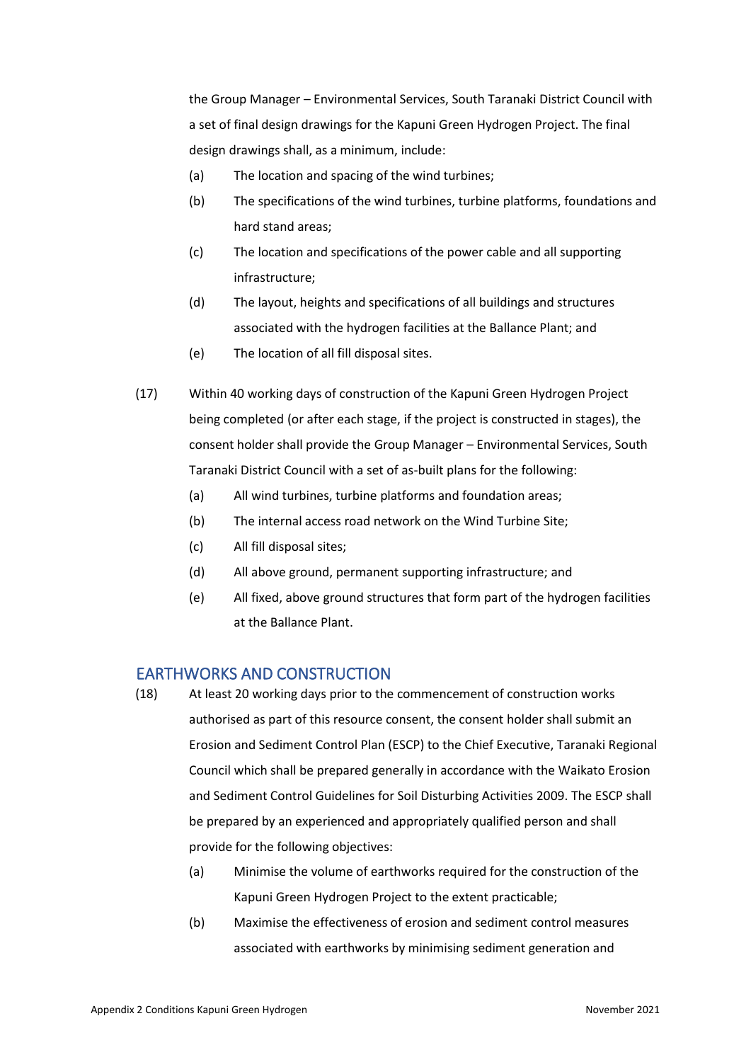the Group Manager – Environmental Services, South Taranaki District Council with a set of final design drawings for the Kapuni Green Hydrogen Project. The final design drawings shall, as a minimum, include:

(a) The location and spacing of the wind turbines;

(b) The specifications of the wind turbines, turbine platforms, foundations and hard stand areas;

(c) The location and specifications of the power cable and all supporting infrastructure;

(d) The layout, heights and specifications of all buildings and structures associated with the hydrogen facilities at the Ballance Plant; and

(e) The location of all fill disposal sites.

(17) Within 40 working days of construction of the Kapuni Green Hydrogen Project being completed (or after each stage, if the project is constructed in stages), the consent holder shall provide the Group Manager – Environmental Services, South Taranaki District Council with a set of as-built plans for the following:

(a) All wind turbines, turbine platforms and foundation areas;

(b) The internal access road network on the Wind Turbine Site;

(c) All fill disposal sites;

(d) All above ground, permanent supporting infrastructure; and

(e) All fixed, above ground structures that form part of the hydrogen facilities at the Ballance Plant.

## EARTHWORKS AND CONSTRUCTION

(18) At least 20 working days prior to the commencement of construction works authorised as part of this resource consent, the consent holder shall submit an Erosion and Sediment Control Plan (ESCP) to the Chief Executive, Taranaki Regional Council which shall be prepared generally in accordance with the Waikato Erosion and Sediment Control Guidelines for Soil Disturbing Activities 2009. The ESCP shall be prepared by an experienced and appropriately qualified person and shall provide for the following objectives:

(a) Minimise the volume of earthworks required for the construction of the Kapuni Green Hydrogen Project to the extent practicable;

(b) Maximise the effectiveness of erosion and sediment control measures associated with earthworks by minimising sediment generation and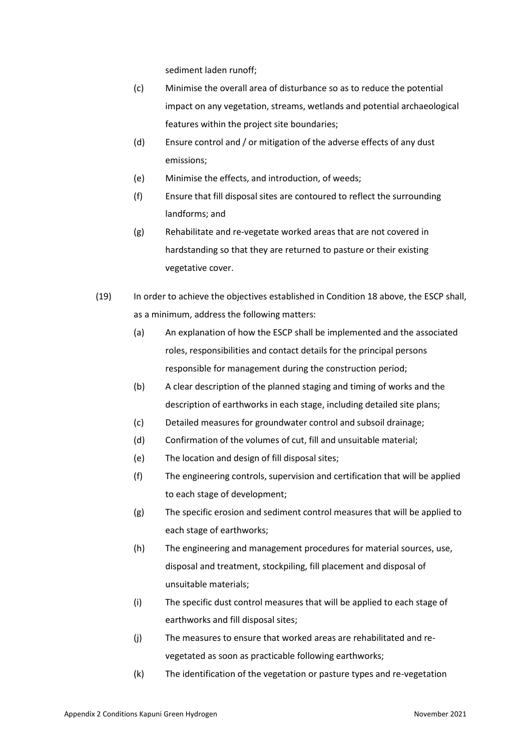sediment laden runoff;

(c) Minimise the overall area of disturbance so as to reduce the potential impact on any vegetation, streams, wetlands and potential archaeological features within the project site boundaries;

(d) Ensure control and / or mitigation of the adverse effects of any dust emissions;

(e) Minimise the effects, and introduction, of weeds;

(f) Ensure that fill disposal sites are contoured to reflect the surrounding landforms; and

(g) Rehabilitate and re-vegetate worked areas that are not covered in hardstanding so that they are returned to pasture or their existing vegetative cover.

(19) In order to achieve the objectives established in Condition 18 above, the ESCP shall, as a minimum, address the following matters:

(a) An explanation of how the ESCP shall be implemented and the associated roles, responsibilities and contact details for the principal persons responsible for management during the construction period;

(b) A clear description of the planned staging and timing of works and the description of earthworks in each stage, including detailed site plans;

(c) Detailed measures for groundwater control and subsoil drainage;

(d) Confirmation of the volumes of cut, fill and unsuitable material;

(e) The location and design of fill disposal sites;

(f) The engineering controls, supervision and certification that will be applied to each stage of development;

(g) The specific erosion and sediment control measures that will be applied to each stage of earthworks;

(h) The engineering and management procedures for material sources, use, disposal and treatment, stockpiling, fill placement and disposal of unsuitable materials;

(i) The specific dust control measures that will be applied to each stage of earthworks and fill disposal sites;

(j) The measures to ensure that worked areas are rehabilitated and re-vegetated as soon as practicable following earthworks;

(k) The identification of the vegetation or pasture types and re-vegetation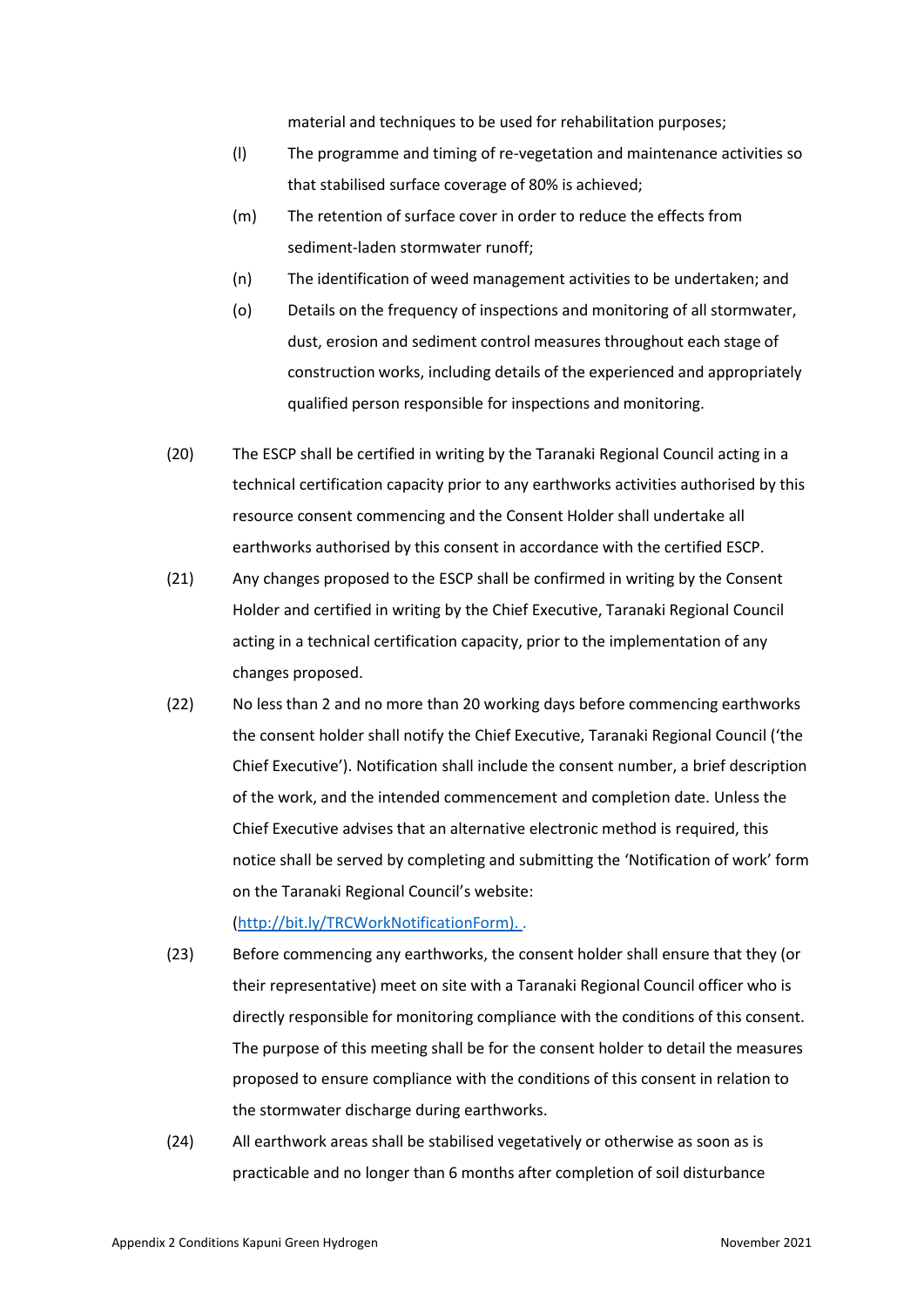material and techniques to be used for rehabilitation purposes;

(l) The programme and timing of re-vegetation and maintenance activities so that stabilised surface coverage of 80% is achieved;

(m) The retention of surface cover in order to reduce the effects from sediment-laden stormwater runoff;

(n) The identification of weed management activities to be undertaken; and

(o) Details on the frequency of inspections and monitoring of all stormwater, dust, erosion and sediment control measures throughout each stage of construction works, including details of the experienced and appropriately qualified person responsible for inspections and monitoring.

(20) The ESCP shall be certified in writing by the Taranaki Regional Council acting in a technical certification capacity prior to any earthworks activities authorised by this resource consent commencing and the Consent Holder shall undertake all earthworks authorised by this consent in accordance with the certified ESCP.

(21) Any changes proposed to the ESCP shall be confirmed in writing by the Consent Holder and certified in writing by the Chief Executive, Taranaki Regional Council acting in a technical certification capacity, prior to the implementation of any changes proposed.

(22) No less than 2 and no more than 20 working days before commencing earthworks the consent holder shall notify the Chief Executive, Taranaki Regional Council ('the Chief Executive'). Notification shall include the consent number, a brief description of the work, and the intended commencement and completion date. Unless the Chief Executive advises that an alternative electronic method is required, this notice shall be served by completing and submitting the 'Notification of work' form on the Taranaki Regional Council's website: (http://bit.ly/TRCWorkNotificationForm). .

(23) Before commencing any earthworks, the consent holder shall ensure that they (or their representative) meet on site with a Taranaki Regional Council officer who is directly responsible for monitoring compliance with the conditions of this consent. The purpose of this meeting shall be for the consent holder to detail the measures proposed to ensure compliance with the conditions of this consent in relation to the stormwater discharge during earthworks.

(24) All earthwork areas shall be stabilised vegetatively or otherwise as soon as is practicable and no longer than 6 months after completion of soil disturbance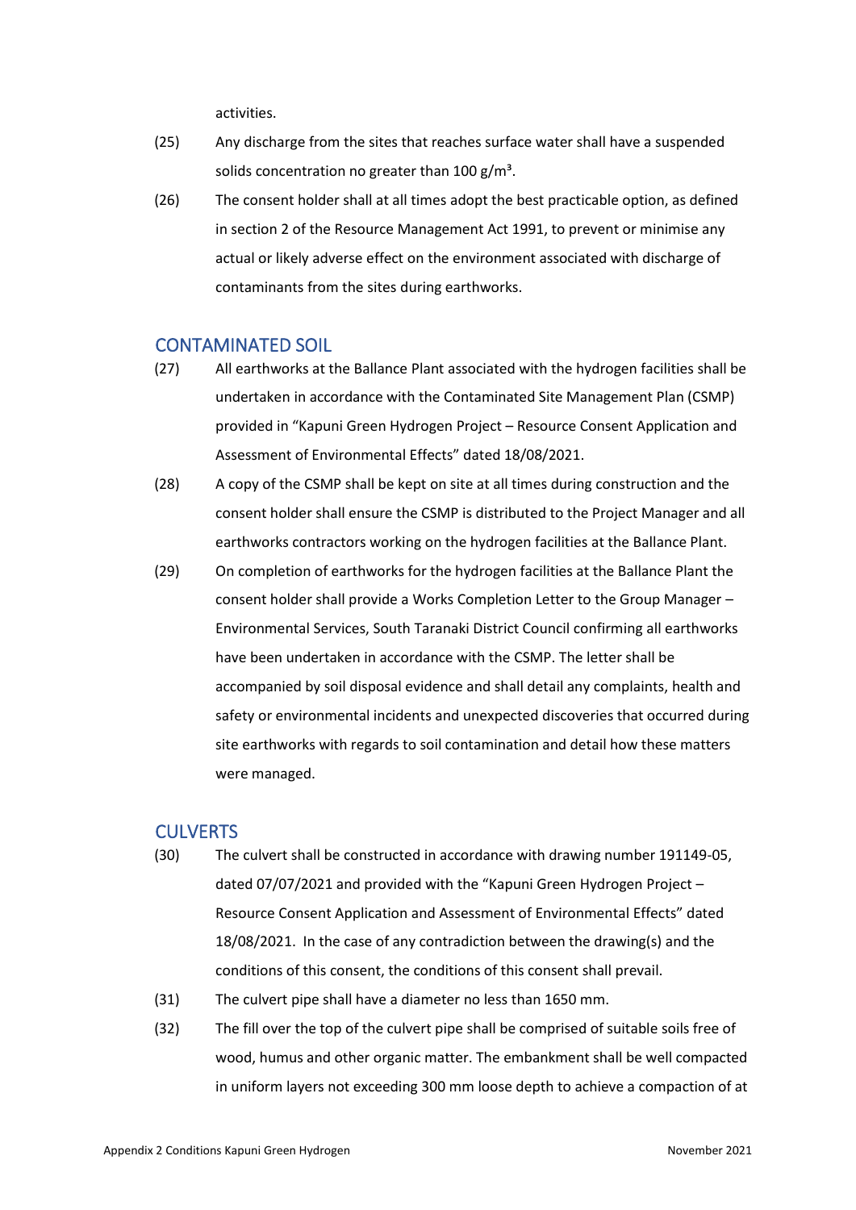activities.

(25) Any discharge from the sites that reaches surface water shall have a suspended solids concentration no greater than 100 $g/m^3$.

(26) The consent holder shall at all times adopt the best practicable option, as defined in section 2 of the Resource Management Act 1991, to prevent or minimise any actual or likely adverse effect on the environment associated with discharge of contaminants from the sites during earthworks.

## CONTAMINATED SOIL

(27) All earthworks at the Ballance Plant associated with the hydrogen facilities shall be undertaken in accordance with the Contaminated Site Management Plan (CSMP) provided in "Kapuni Green Hydrogen Project – Resource Consent Application and Assessment of Environmental Effects" dated 18/08/2021.

(28) A copy of the CSMP shall be kept on site at all times during construction and the consent holder shall ensure the CSMP is distributed to the Project Manager and all earthworks contractors working on the hydrogen facilities at the Ballance Plant.

(29) On completion of earthworks for the hydrogen facilities at the Ballance Plant the consent holder shall provide a Works Completion Letter to the Group Manager – Environmental Services, South Taranaki District Council confirming all earthworks have been undertaken in accordance with the CSMP. The letter shall be accompanied by soil disposal evidence and shall detail any complaints, health and safety or environmental incidents and unexpected discoveries that occurred during site earthworks with regards to soil contamination and detail how these matters were managed.

## CULVERTS

(30) The culvert shall be constructed in accordance with drawing number 191149-05, dated 07/07/2021 and provided with the "Kapuni Green Hydrogen Project – Resource Consent Application and Assessment of Environmental Effects" dated 18/08/2021. In the case of any contradiction between the drawing(s) and the conditions of this consent, the conditions of this consent shall prevail.

(31) The culvert pipe shall have a diameter no less than 1650 mm.

(32) The fill over the top of the culvert pipe shall be comprised of suitable soils free of wood, humus and other organic matter. The embankment shall be well compacted in uniform layers not exceeding 300 mm loose depth to achieve a compaction of at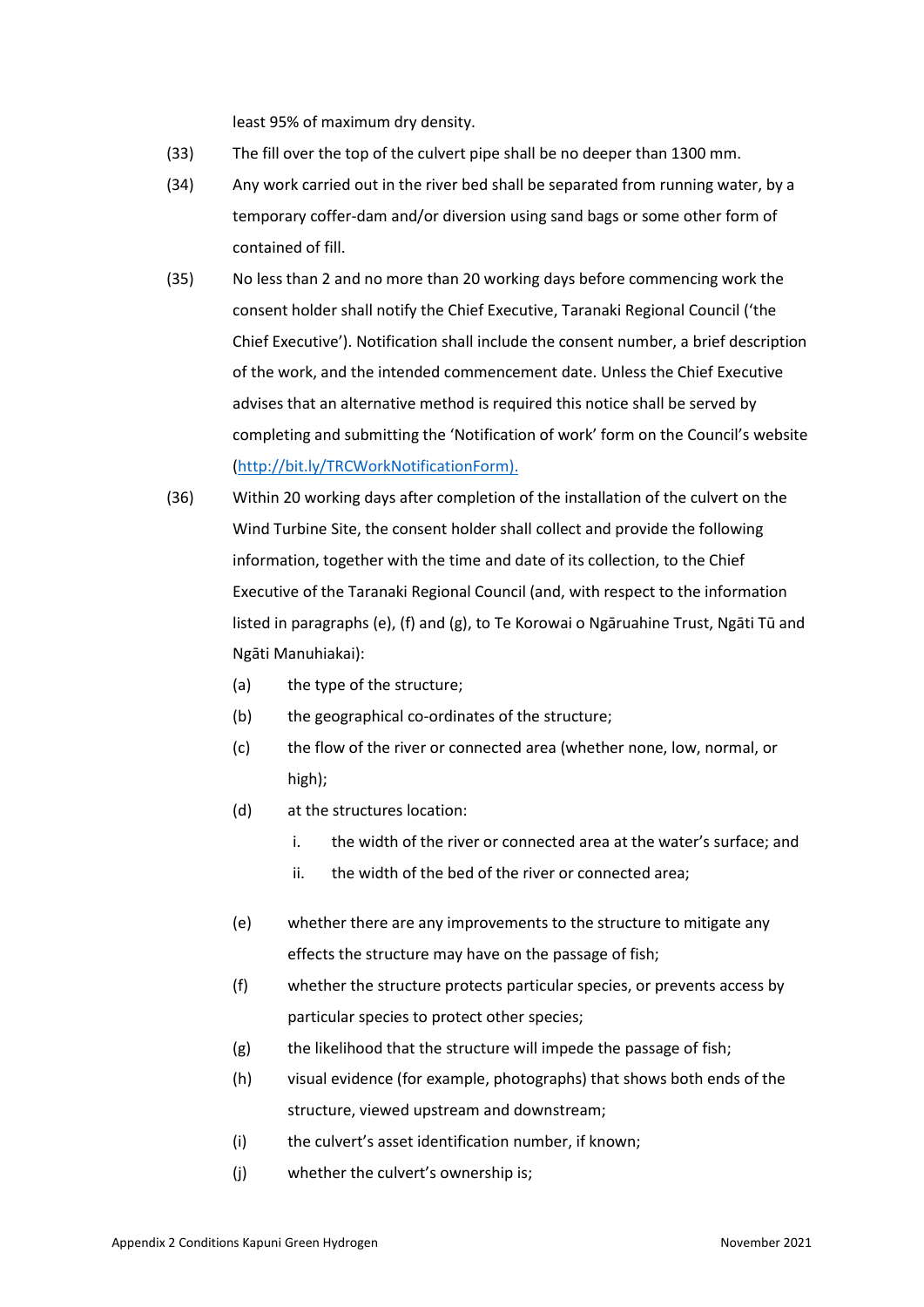least 95% of maximum dry density.

(33) The fill over the top of the culvert pipe shall be no deeper than 1300 mm.

(34) Any work carried out in the river bed shall be separated from running water, by a temporary coffer-dam and/or diversion using sand bags or some other form of contained of fill.

(35) No less than 2 and no more than 20 working days before commencing work the consent holder shall notify the Chief Executive, Taranaki Regional Council ('the Chief Executive'). Notification shall include the consent number, a brief description of the work, and the intended commencement date. Unless the Chief Executive advises that an alternative method is required this notice shall be served by completing and submitting the 'Notification of work' form on the Council's website ([http://bit.ly/TRCWorkNotificationForm).](http://bit.ly/TRCWorkNotificationForm)

(36) Within 20 working days after completion of the installation of the culvert on the Wind Turbine Site, the consent holder shall collect and provide the following information, together with the time and date of its collection, to the Chief Executive of the Taranaki Regional Council (and, with respect to the information listed in paragraphs (e), (f) and (g), to Te Korowai o Ngāruahine Trust, Ngāti Tū and Ngāti Manuhiakai):

   (a) the type of the structure;

   (b) the geographical co-ordinates of the structure;

   (c) the flow of the river or connected area (whether none, low, normal, or high);

   (d) at the structures location:

      i. the width of the river or connected area at the water's surface; and

      ii. the width of the bed of the river or connected area;

   (e) whether there are any improvements to the structure to mitigate any effects the structure may have on the passage of fish;

   (f) whether the structure protects particular species, or prevents access by particular species to protect other species;

   (g) the likelihood that the structure will impede the passage of fish;

   (h) visual evidence (for example, photographs) that shows both ends of the structure, viewed upstream and downstream;

   (i) the culvert's asset identification number, if known;

   (j) whether the culvert's ownership is;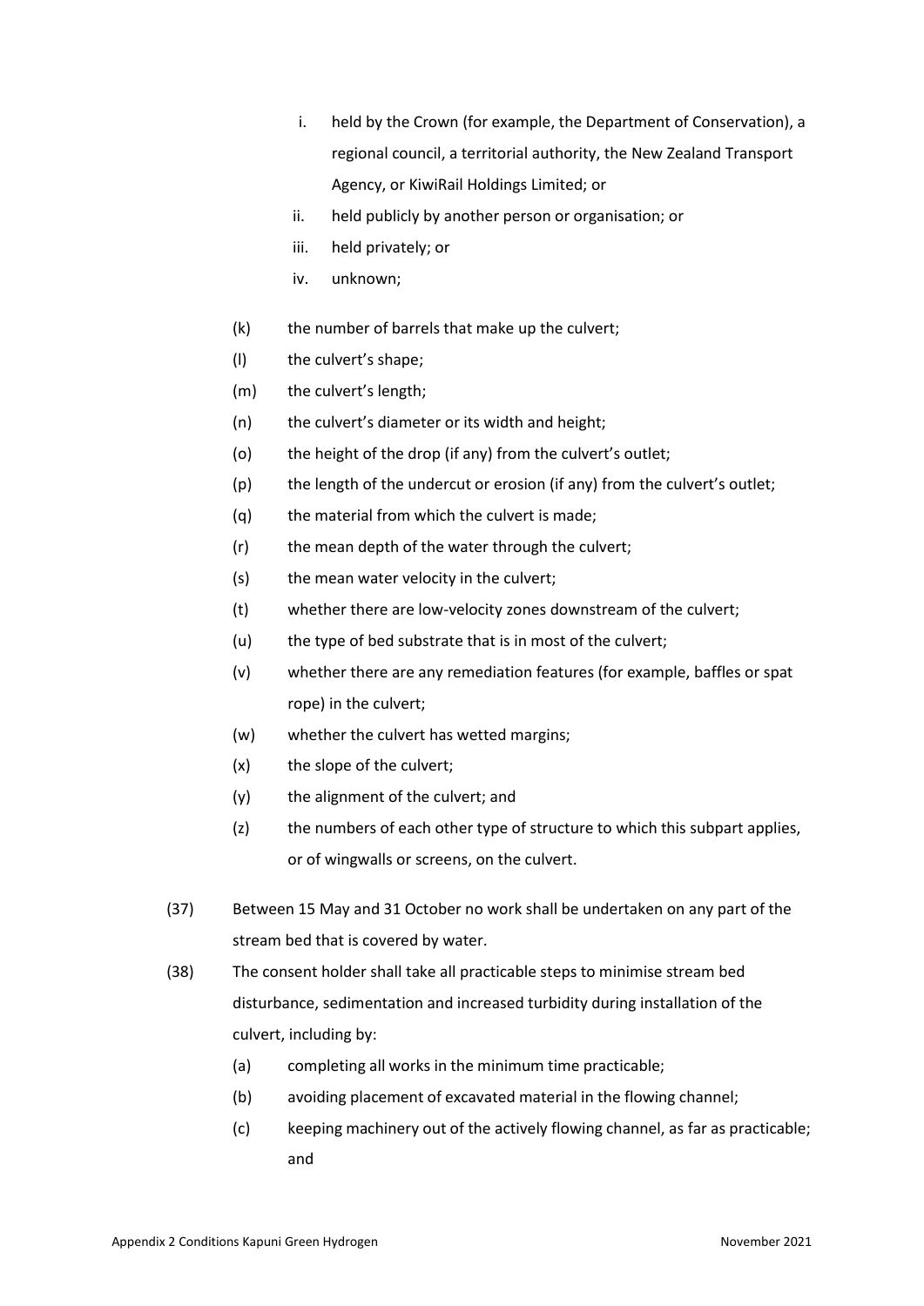i. held by the Crown (for example, the Department of Conservation), a regional council, a territorial authority, the New Zealand Transport Agency, or KiwiRail Holdings Limited; or
ii. held publicly by another person or organisation; or
iii. held privately; or
iv. unknown;

(k) the number of barrels that make up the culvert;

(l) the culvert's shape;

(m) the culvert's length;

(n) the culvert's diameter or its width and height;

(o) the height of the drop (if any) from the culvert's outlet;

(p) the length of the undercut or erosion (if any) from the culvert's outlet;

(q) the material from which the culvert is made;

(r) the mean depth of the water through the culvert;

(s) the mean water velocity in the culvert;

(t) whether there are low-velocity zones downstream of the culvert;

(u) the type of bed substrate that is in most of the culvert;

(v) whether there are any remediation features (for example, baffles or spat rope) in the culvert;

(w) whether the culvert has wetted margins;

(x) the slope of the culvert;

(y) the alignment of the culvert; and

(z) the numbers of each other type of structure to which this subpart applies, or of wingwalls or screens, on the culvert.

(37) Between 15 May and 31 October no work shall be undertaken on any part of the stream bed that is covered by water.

(38) The consent holder shall take all practicable steps to minimise stream bed disturbance, sedimentation and increased turbidity during installation of the culvert, including by:

(a) completing all works in the minimum time practicable;

(b) avoiding placement of excavated material in the flowing channel;

(c) keeping machinery out of the actively flowing channel, as far as practicable; and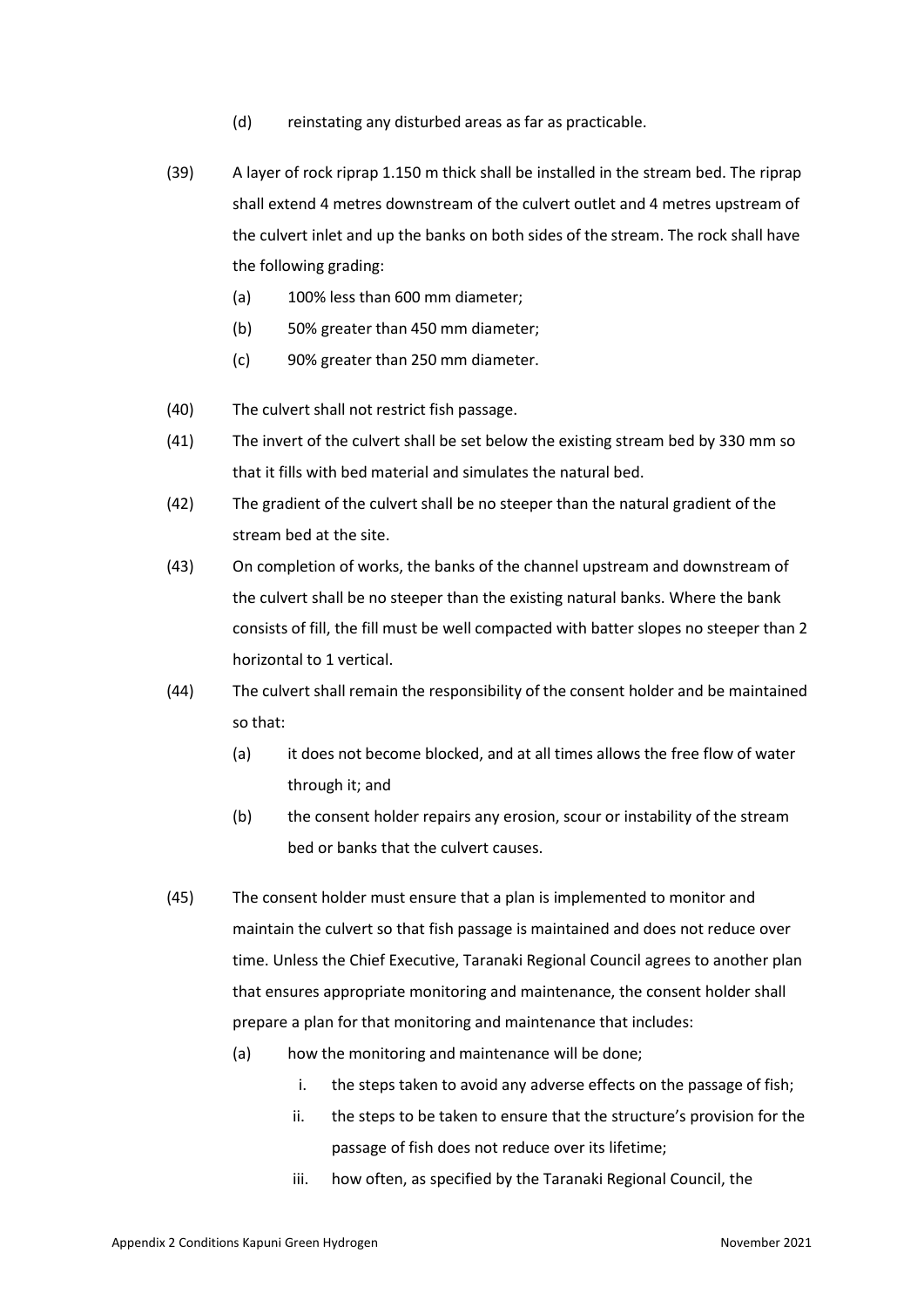(d) reinstating any disturbed areas as far as practicable.

(39) A layer of rock riprap 1.150 m thick shall be installed in the stream bed. The riprap shall extend 4 metres downstream of the culvert outlet and 4 metres upstream of the culvert inlet and up the banks on both sides of the stream. The rock shall have the following grading:

(a) 100% less than 600 mm diameter;

(b) 50% greater than 450 mm diameter;

(c) 90% greater than 250 mm diameter.

(40) The culvert shall not restrict fish passage.

(41) The invert of the culvert shall be set below the existing stream bed by 330 mm so that it fills with bed material and simulates the natural bed.

(42) The gradient of the culvert shall be no steeper than the natural gradient of the stream bed at the site.

(43) On completion of works, the banks of the channel upstream and downstream of the culvert shall be no steeper than the existing natural banks. Where the bank consists of fill, the fill must be well compacted with batter slopes no steeper than 2 horizontal to 1 vertical.

(44) The culvert shall remain the responsibility of the consent holder and be maintained so that:

(a) it does not become blocked, and at all times allows the free flow of water through it; and

(b) the consent holder repairs any erosion, scour or instability of the stream bed or banks that the culvert causes.

(45) The consent holder must ensure that a plan is implemented to monitor and maintain the culvert so that fish passage is maintained and does not reduce over time. Unless the Chief Executive, Taranaki Regional Council agrees to another plan that ensures appropriate monitoring and maintenance, the consent holder shall prepare a plan for that monitoring and maintenance that includes:

(a) how the monitoring and maintenance will be done;

i. the steps taken to avoid any adverse effects on the passage of fish;

ii. the steps to be taken to ensure that the structure's provision for the passage of fish does not reduce over its lifetime;

iii. how often, as specified by the Taranaki Regional Council, the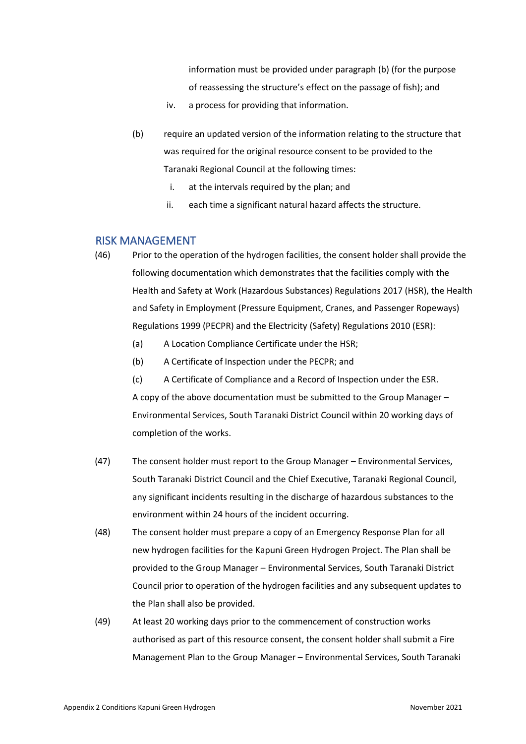information must be provided under paragraph (b) (for the purpose of reassessing the structure's effect on the passage of fish); and

iv. a process for providing that information.

(b) require an updated version of the information relating to the structure that was required for the original resource consent to be provided to the Taranaki Regional Council at the following times:

i. at the intervals required by the plan; and

ii. each time a significant natural hazard affects the structure.

## RISK MANAGEMENT

(46) Prior to the operation of the hydrogen facilities, the consent holder shall provide the following documentation which demonstrates that the facilities comply with the Health and Safety at Work (Hazardous Substances) Regulations 2017 (HSR), the Health and Safety in Employment (Pressure Equipment, Cranes, and Passenger Ropeways) Regulations 1999 (PECPR) and the Electricity (Safety) Regulations 2010 (ESR):

(a) A Location Compliance Certificate under the HSR;

(b) A Certificate of Inspection under the PECPR; and

(c) A Certificate of Compliance and a Record of Inspection under the ESR.

A copy of the above documentation must be submitted to the Group Manager – Environmental Services, South Taranaki District Council within 20 working days of completion of the works.

(47) The consent holder must report to the Group Manager – Environmental Services, South Taranaki District Council and the Chief Executive, Taranaki Regional Council, any significant incidents resulting in the discharge of hazardous substances to the environment within 24 hours of the incident occurring.

(48) The consent holder must prepare a copy of an Emergency Response Plan for all new hydrogen facilities for the Kapuni Green Hydrogen Project. The Plan shall be provided to the Group Manager – Environmental Services, South Taranaki District Council prior to operation of the hydrogen facilities and any subsequent updates to the Plan shall also be provided.

(49) At least 20 working days prior to the commencement of construction works authorised as part of this resource consent, the consent holder shall submit a Fire Management Plan to the Group Manager – Environmental Services, South Taranaki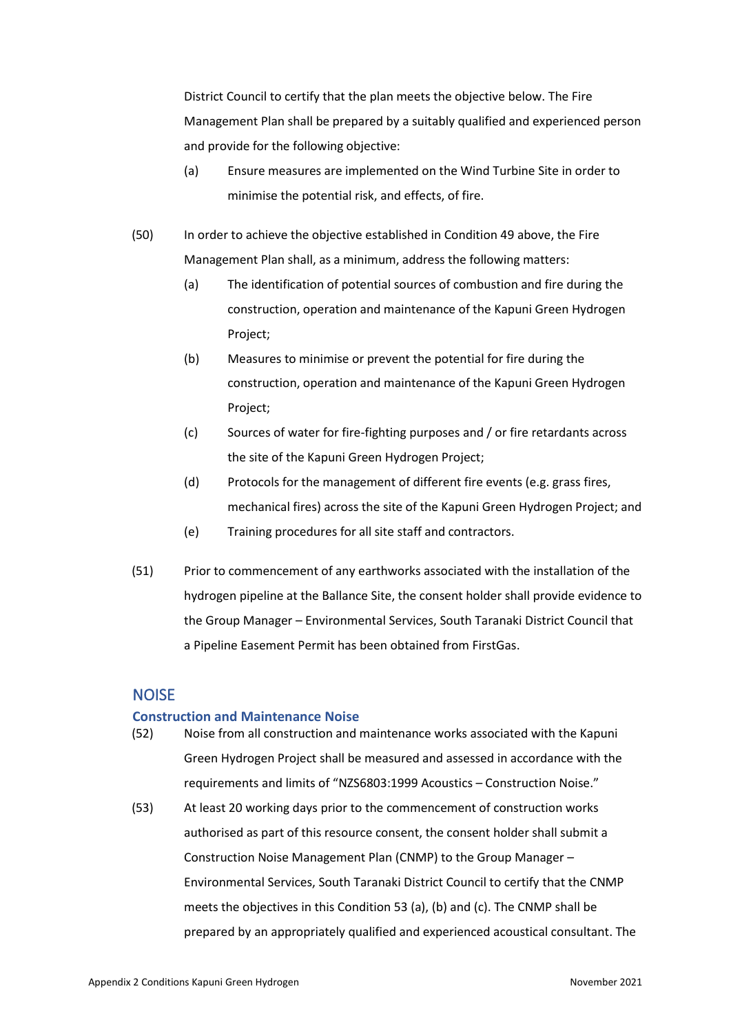District Council to certify that the plan meets the objective below. The Fire Management Plan shall be prepared by a suitably qualified and experienced person and provide for the following objective:

(a) Ensure measures are implemented on the Wind Turbine Site in order to minimise the potential risk, and effects, of fire.

(50) In order to achieve the objective established in Condition 49 above, the Fire Management Plan shall, as a minimum, address the following matters:

(a) The identification of potential sources of combustion and fire during the construction, operation and maintenance of the Kapuni Green Hydrogen Project;

(b) Measures to minimise or prevent the potential for fire during the construction, operation and maintenance of the Kapuni Green Hydrogen Project;

(c) Sources of water for fire-fighting purposes and / or fire retardants across the site of the Kapuni Green Hydrogen Project;

(d) Protocols for the management of different fire events (e.g. grass fires, mechanical fires) across the site of the Kapuni Green Hydrogen Project; and

(e) Training procedures for all site staff and contractors.

(51) Prior to commencement of any earthworks associated with the installation of the hydrogen pipeline at the Ballance Site, the consent holder shall provide evidence to the Group Manager – Environmental Services, South Taranaki District Council that a Pipeline Easement Permit has been obtained from FirstGas.

## NOISE

### Construction and Maintenance Noise

(52) Noise from all construction and maintenance works associated with the Kapuni Green Hydrogen Project shall be measured and assessed in accordance with the requirements and limits of "NZS6803:1999 Acoustics – Construction Noise."

(53) At least 20 working days prior to the commencement of construction works authorised as part of this resource consent, the consent holder shall submit a Construction Noise Management Plan (CNMP) to the Group Manager – Environmental Services, South Taranaki District Council to certify that the CNMP meets the objectives in this Condition 53 (a), (b) and (c). The CNMP shall be prepared by an appropriately qualified and experienced acoustical consultant. The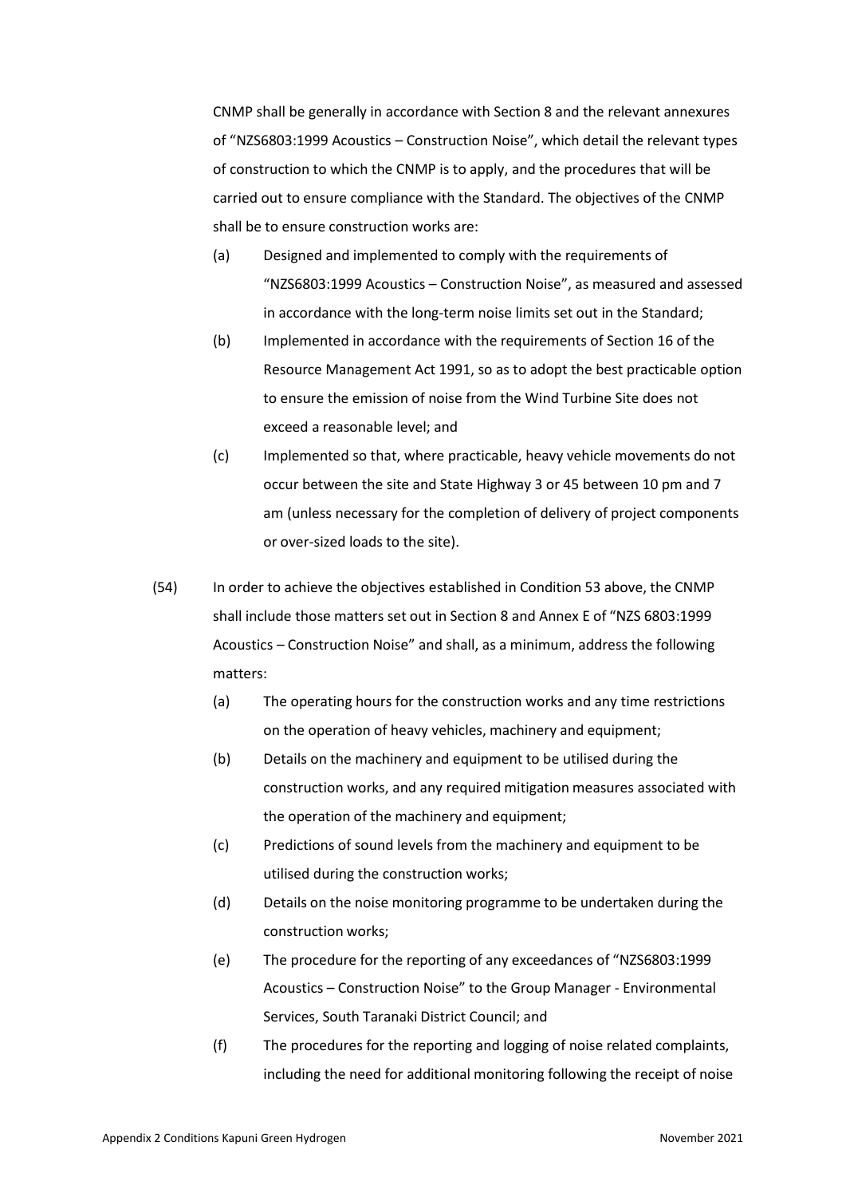CNMP shall be generally in accordance with Section 8 and the relevant annexures of "NZS6803:1999 Acoustics – Construction Noise", which detail the relevant types of construction to which the CNMP is to apply, and the procedures that will be carried out to ensure compliance with the Standard. The objectives of the CNMP shall be to ensure construction works are:

(a) Designed and implemented to comply with the requirements of "NZS6803:1999 Acoustics – Construction Noise", as measured and assessed in accordance with the long-term noise limits set out in the Standard;

(b) Implemented in accordance with the requirements of Section 16 of the Resource Management Act 1991, so as to adopt the best practicable option to ensure the emission of noise from the Wind Turbine Site does not exceed a reasonable level; and

(c) Implemented so that, where practicable, heavy vehicle movements do not occur between the site and State Highway 3 or 45 between 10 pm and 7 am (unless necessary for the completion of delivery of project components or over-sized loads to the site).

(54) In order to achieve the objectives established in Condition 53 above, the CNMP shall include those matters set out in Section 8 and Annex E of "NZS 6803:1999 Acoustics – Construction Noise" and shall, as a minimum, address the following matters:

(a) The operating hours for the construction works and any time restrictions on the operation of heavy vehicles, machinery and equipment;

(b) Details on the machinery and equipment to be utilised during the construction works, and any required mitigation measures associated with the operation of the machinery and equipment;

(c) Predictions of sound levels from the machinery and equipment to be utilised during the construction works;

(d) Details on the noise monitoring programme to be undertaken during the construction works;

(e) The procedure for the reporting of any exceedances of "NZS6803:1999 Acoustics – Construction Noise" to the Group Manager - Environmental Services, South Taranaki District Council; and

(f) The procedures for the reporting and logging of noise related complaints, including the need for additional monitoring following the receipt of noise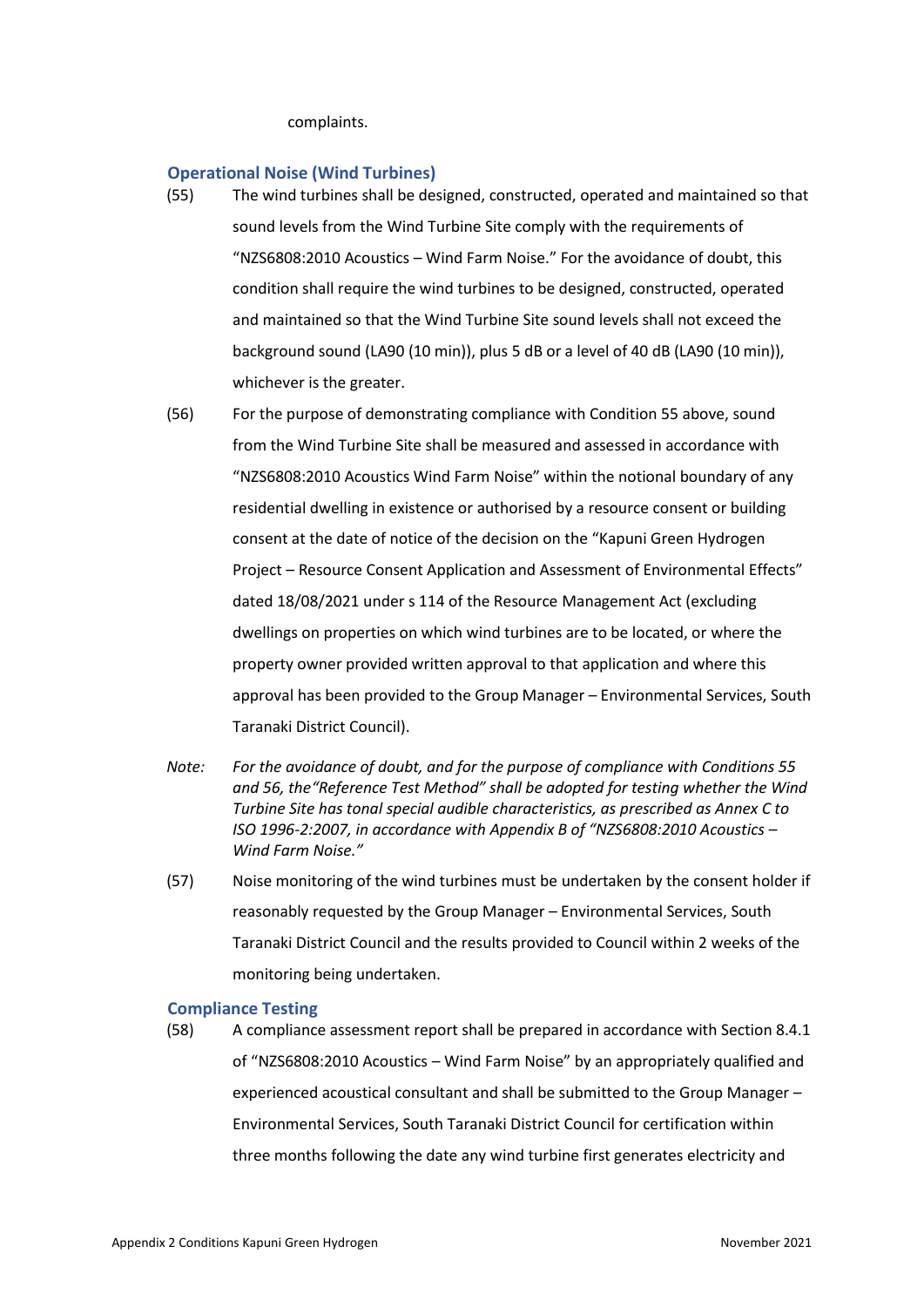complaints.

### Operational Noise (Wind Turbines)

(55) The wind turbines shall be designed, constructed, operated and maintained so that sound levels from the Wind Turbine Site comply with the requirements of "NZS6808:2010 Acoustics – Wind Farm Noise." For the avoidance of doubt, this condition shall require the wind turbines to be designed, constructed, operated and maintained so that the Wind Turbine Site sound levels shall not exceed the background sound (LA90 (10 min)), plus 5 dB or a level of 40 dB (LA90 (10 min)), whichever is the greater.

(56) For the purpose of demonstrating compliance with Condition 55 above, sound from the Wind Turbine Site shall be measured and assessed in accordance with "NZS6808:2010 Acoustics Wind Farm Noise" within the notional boundary of any residential dwelling in existence or authorised by a resource consent or building consent at the date of notice of the decision on the "Kapuni Green Hydrogen Project – Resource Consent Application and Assessment of Environmental Effects" dated 18/08/2021 under s 114 of the Resource Management Act (excluding dwellings on properties on which wind turbines are to be located, or where the property owner provided written approval to that application and where this approval has been provided to the Group Manager – Environmental Services, South Taranaki District Council).

*Note: For the avoidance of doubt, and for the purpose of compliance with Conditions 55 and 56, the "Reference Test Method" shall be adopted for testing whether the Wind Turbine Site has tonal special audible characteristics, as prescribed as Annex C to ISO 1996-2:2007, in accordance with Appendix B of "NZS6808:2010 Acoustics – Wind Farm Noise."*

(57) Noise monitoring of the wind turbines must be undertaken by the consent holder if reasonably requested by the Group Manager – Environmental Services, South Taranaki District Council and the results provided to Council within 2 weeks of the monitoring being undertaken.

### Compliance Testing

(58) A compliance assessment report shall be prepared in accordance with Section 8.4.1 of "NZS6808:2010 Acoustics – Wind Farm Noise" by an appropriately qualified and experienced acoustical consultant and shall be submitted to the Group Manager – Environmental Services, South Taranaki District Council for certification within three months following the date any wind turbine first generates electricity and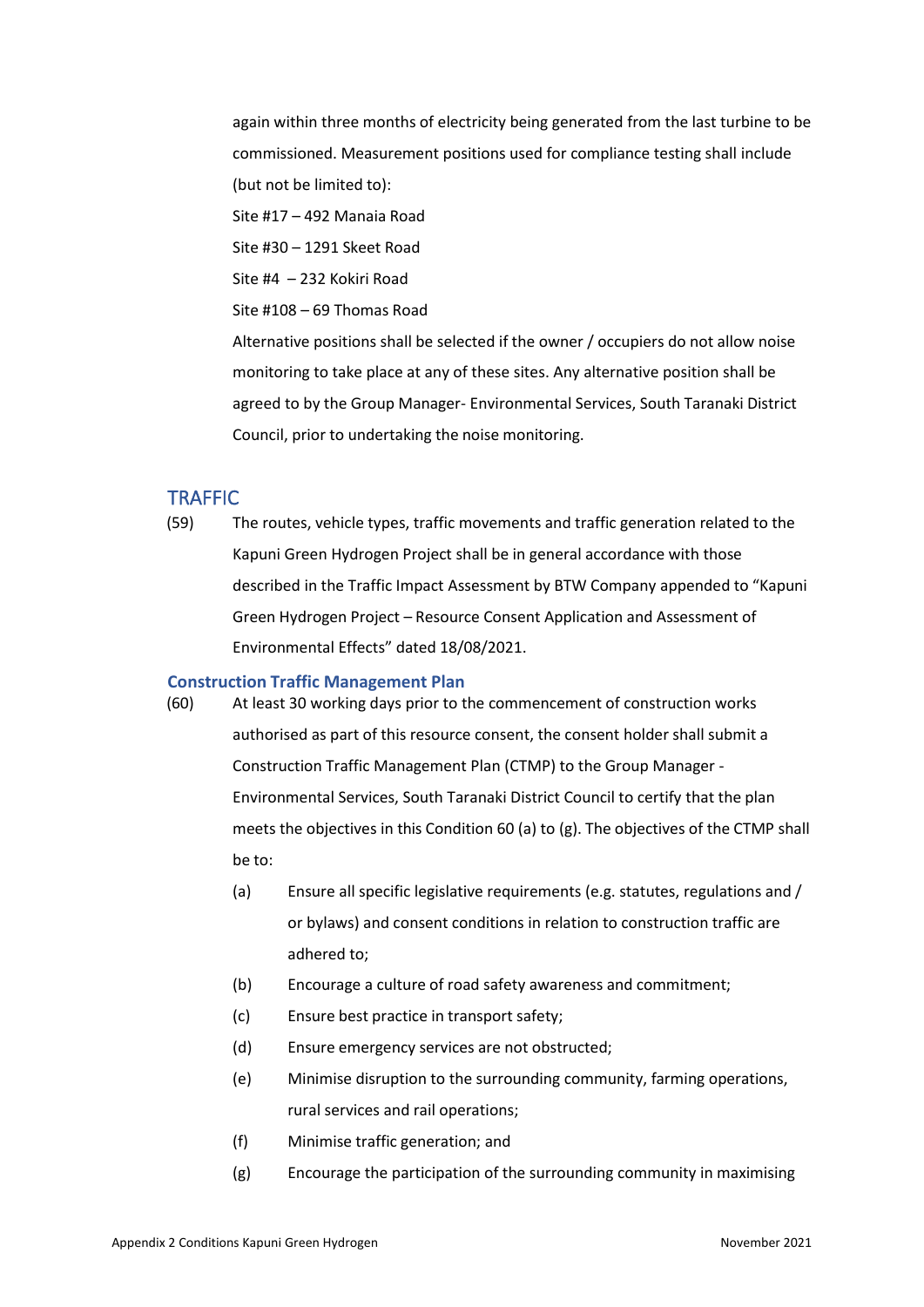again within three months of electricity being generated from the last turbine to be commissioned. Measurement positions used for compliance testing shall include (but not be limited to):

Site #17 – 492 Manaia Road

Site #30 – 1291 Skeet Road

Site #4 – 232 Kokiri Road

Site #108 – 69 Thomas Road

Alternative positions shall be selected if the owner / occupiers do not allow noise monitoring to take place at any of these sites. Any alternative position shall be agreed to by the Group Manager- Environmental Services, South Taranaki District Council, prior to undertaking the noise monitoring.

## TRAFFIC

(59) The routes, vehicle types, traffic movements and traffic generation related to the Kapuni Green Hydrogen Project shall be in general accordance with those described in the Traffic Impact Assessment by BTW Company appended to "Kapuni Green Hydrogen Project – Resource Consent Application and Assessment of Environmental Effects" dated 18/08/2021.

### Construction Traffic Management Plan

(60) At least 30 working days prior to the commencement of construction works authorised as part of this resource consent, the consent holder shall submit a Construction Traffic Management Plan (CTMP) to the Group Manager - Environmental Services, South Taranaki District Council to certify that the plan meets the objectives in this Condition 60 (a) to (g). The objectives of the CTMP shall be to:

- (a) Ensure all specific legislative requirements (e.g. statutes, regulations and / or bylaws) and consent conditions in relation to construction traffic are adhered to;
- (b) Encourage a culture of road safety awareness and commitment;
- (c) Ensure best practice in transport safety;
- (d) Ensure emergency services are not obstructed;
- (e) Minimise disruption to the surrounding community, farming operations, rural services and rail operations;
- (f) Minimise traffic generation; and
- (g) Encourage the participation of the surrounding community in maximising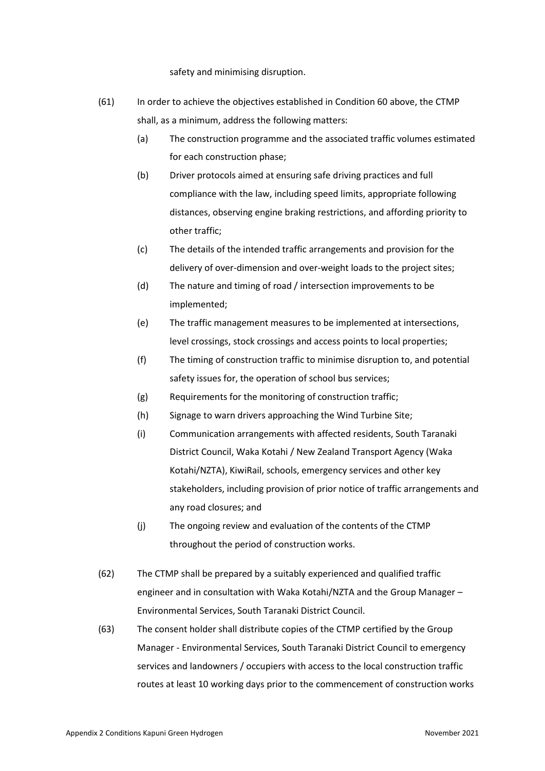safety and minimising disruption.

(61) In order to achieve the objectives established in Condition 60 above, the CTMP shall, as a minimum, address the following matters:

(a) The construction programme and the associated traffic volumes estimated for each construction phase;

(b) Driver protocols aimed at ensuring safe driving practices and full compliance with the law, including speed limits, appropriate following distances, observing engine braking restrictions, and affording priority to other traffic;

(c) The details of the intended traffic arrangements and provision for the delivery of over-dimension and over-weight loads to the project sites;

(d) The nature and timing of road / intersection improvements to be implemented;

(e) The traffic management measures to be implemented at intersections, level crossings, stock crossings and access points to local properties;

(f) The timing of construction traffic to minimise disruption to, and potential safety issues for, the operation of school bus services;

(g) Requirements for the monitoring of construction traffic;

(h) Signage to warn drivers approaching the Wind Turbine Site;

(i) Communication arrangements with affected residents, South Taranaki District Council, Waka Kotahi / New Zealand Transport Agency (Waka Kotahi/NZTA), KiwiRail, schools, emergency services and other key stakeholders, including provision of prior notice of traffic arrangements and any road closures; and

(j) The ongoing review and evaluation of the contents of the CTMP throughout the period of construction works.

(62) The CTMP shall be prepared by a suitably experienced and qualified traffic engineer and in consultation with Waka Kotahi/NZTA and the Group Manager – Environmental Services, South Taranaki District Council.

(63) The consent holder shall distribute copies of the CTMP certified by the Group Manager - Environmental Services, South Taranaki District Council to emergency services and landowners / occupiers with access to the local construction traffic routes at least 10 working days prior to the commencement of construction works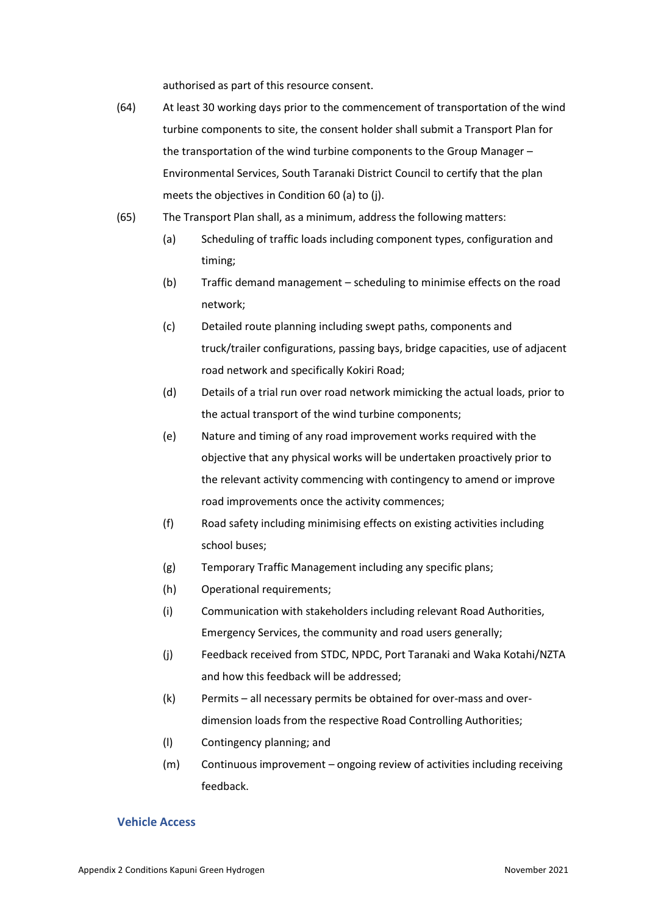authorised as part of this resource consent.

(64) At least 30 working days prior to the commencement of transportation of the wind turbine components to site, the consent holder shall submit a Transport Plan for the transportation of the wind turbine components to the Group Manager – Environmental Services, South Taranaki District Council to certify that the plan meets the objectives in Condition 60 (a) to (j).

(65) The Transport Plan shall, as a minimum, address the following matters:

- (a) Scheduling of traffic loads including component types, configuration and timing;
- (b) Traffic demand management – scheduling to minimise effects on the road network;
- (c) Detailed route planning including swept paths, components and truck/trailer configurations, passing bays, bridge capacities, use of adjacent road network and specifically Kokiri Road;
- (d) Details of a trial run over road network mimicking the actual loads, prior to the actual transport of the wind turbine components;
- (e) Nature and timing of any road improvement works required with the objective that any physical works will be undertaken proactively prior to the relevant activity commencing with contingency to amend or improve road improvements once the activity commences;
- (f) Road safety including minimising effects on existing activities including school buses;
- (g) Temporary Traffic Management including any specific plans;
- (h) Operational requirements;
- (i) Communication with stakeholders including relevant Road Authorities, Emergency Services, the community and road users generally;
- (j) Feedback received from STDC, NPDC, Port Taranaki and Waka Kotahi/NZTA and how this feedback will be addressed;
- (k) Permits – all necessary permits be obtained for over-mass and over-dimension loads from the respective Road Controlling Authorities;
- (l) Contingency planning; and
- (m) Continuous improvement – ongoing review of activities including receiving feedback.

### Vehicle Access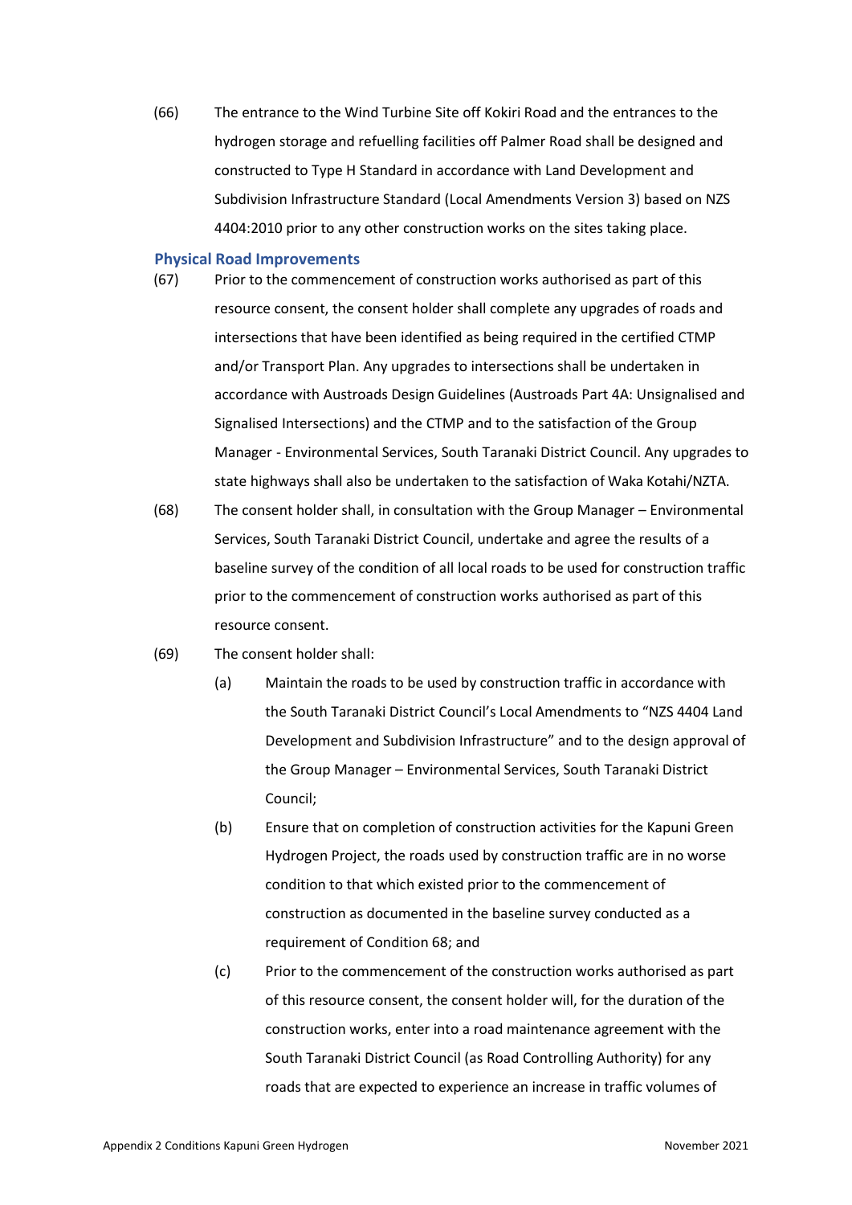(66) The entrance to the Wind Turbine Site off Kokiri Road and the entrances to the hydrogen storage and refuelling facilities off Palmer Road shall be designed and constructed to Type H Standard in accordance with Land Development and Subdivision Infrastructure Standard (Local Amendments Version 3) based on NZS 4404:2010 prior to any other construction works on the sites taking place.

### Physical Road Improvements

(67) Prior to the commencement of construction works authorised as part of this resource consent, the consent holder shall complete any upgrades of roads and intersections that have been identified as being required in the certified CTMP and/or Transport Plan. Any upgrades to intersections shall be undertaken in accordance with Austroads Design Guidelines (Austroads Part 4A: Unsignalised and Signalised Intersections) and the CTMP and to the satisfaction of the Group Manager - Environmental Services, South Taranaki District Council. Any upgrades to state highways shall also be undertaken to the satisfaction of Waka Kotahi/NZTA.

(68) The consent holder shall, in consultation with the Group Manager – Environmental Services, South Taranaki District Council, undertake and agree the results of a baseline survey of the condition of all local roads to be used for construction traffic prior to the commencement of construction works authorised as part of this resource consent.

(69) The consent holder shall:

(a) Maintain the roads to be used by construction traffic in accordance with the South Taranaki District Council's Local Amendments to "NZS 4404 Land Development and Subdivision Infrastructure" and to the design approval of the Group Manager – Environmental Services, South Taranaki District Council;

(b) Ensure that on completion of construction activities for the Kapuni Green Hydrogen Project, the roads used by construction traffic are in no worse condition to that which existed prior to the commencement of construction as documented in the baseline survey conducted as a requirement of Condition 68; and

(c) Prior to the commencement of the construction works authorised as part of this resource consent, the consent holder will, for the duration of the construction works, enter into a road maintenance agreement with the South Taranaki District Council (as Road Controlling Authority) for any roads that are expected to experience an increase in traffic volumes of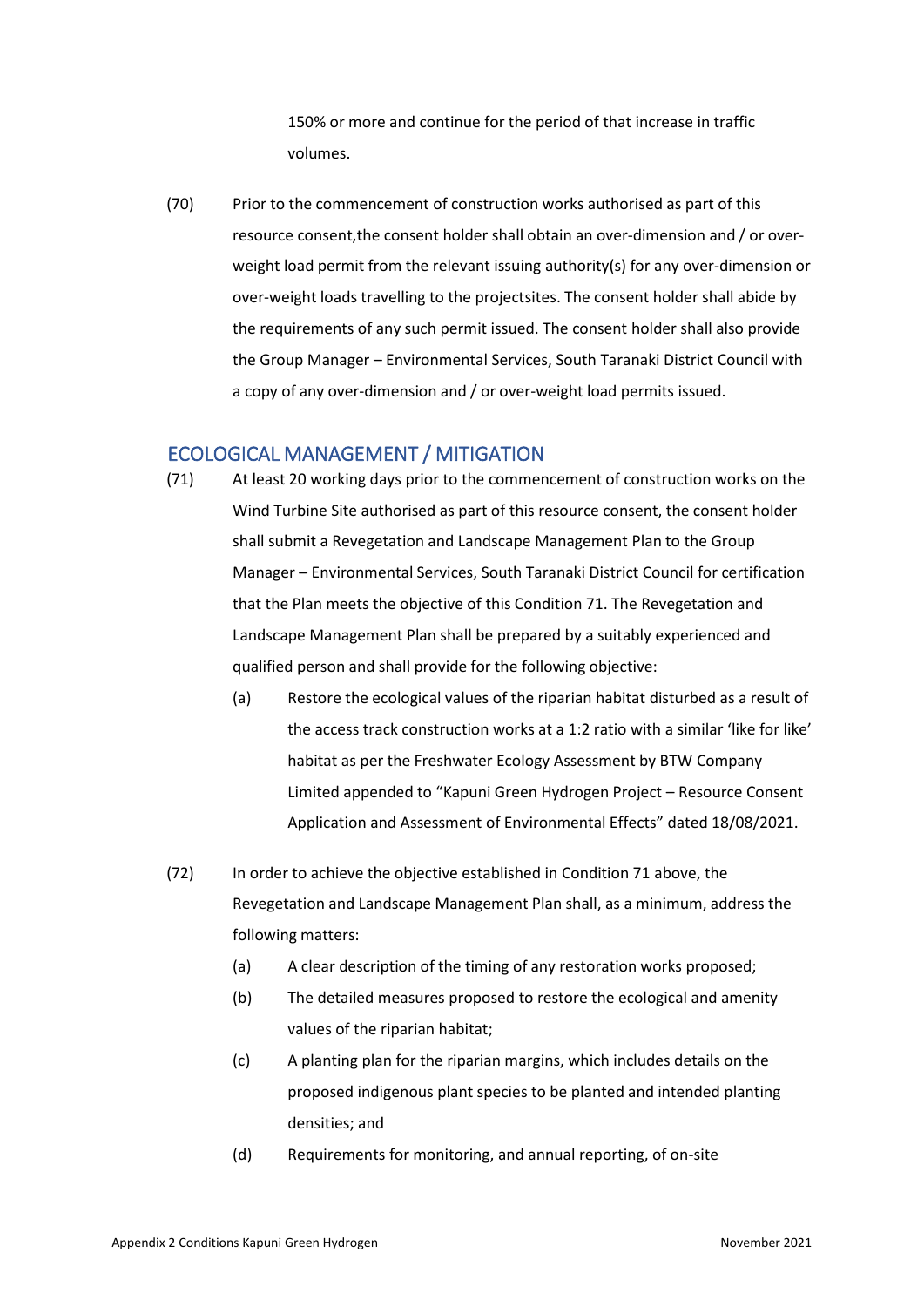150% or more and continue for the period of that increase in traffic volumes.

(70) Prior to the commencement of construction works authorised as part of this resource consent,the consent holder shall obtain an over-dimension and / or over-weight load permit from the relevant issuing authority(s) for any over-dimension or over-weight loads travelling to the projectsites. The consent holder shall abide by the requirements of any such permit issued. The consent holder shall also provide the Group Manager – Environmental Services, South Taranaki District Council with a copy of any over-dimension and / or over-weight load permits issued.

## ECOLOGICAL MANAGEMENT / MITIGATION

(71) At least 20 working days prior to the commencement of construction works on the Wind Turbine Site authorised as part of this resource consent, the consent holder shall submit a Revegetation and Landscape Management Plan to the Group Manager – Environmental Services, South Taranaki District Council for certification that the Plan meets the objective of this Condition 71. The Revegetation and Landscape Management Plan shall be prepared by a suitably experienced and qualified person and shall provide for the following objective:

- (a) Restore the ecological values of the riparian habitat disturbed as a result of the access track construction works at a 1:2 ratio with a similar 'like for like' habitat as per the Freshwater Ecology Assessment by BTW Company Limited appended to "Kapuni Green Hydrogen Project – Resource Consent Application and Assessment of Environmental Effects" dated 18/08/2021.

(72) In order to achieve the objective established in Condition 71 above, the Revegetation and Landscape Management Plan shall, as a minimum, address the following matters:

- (a) A clear description of the timing of any restoration works proposed;
- (b) The detailed measures proposed to restore the ecological and amenity values of the riparian habitat;
- (c) A planting plan for the riparian margins, which includes details on the proposed indigenous plant species to be planted and intended planting densities; and
- (d) Requirements for monitoring, and annual reporting, of on-site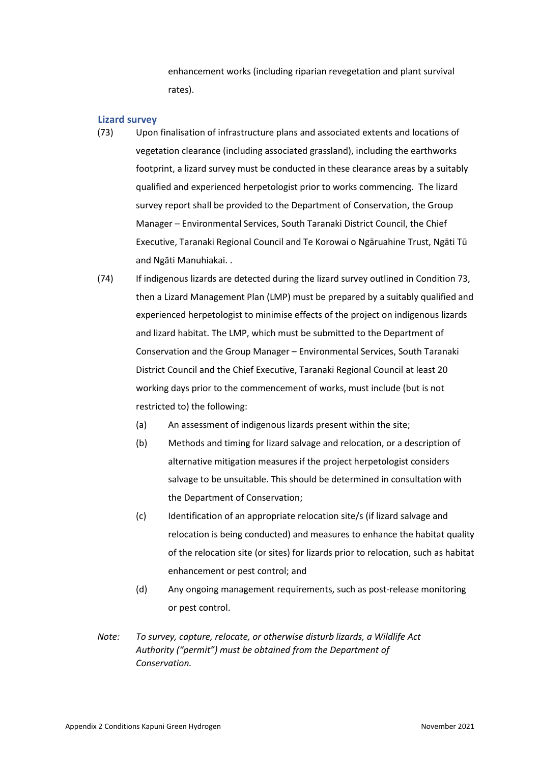enhancement works (including riparian revegetation and plant survival rates).

### Lizard survey

(73) Upon finalisation of infrastructure plans and associated extents and locations of vegetation clearance (including associated grassland), including the earthworks footprint, a lizard survey must be conducted in these clearance areas by a suitably qualified and experienced herpetologist prior to works commencing. The lizard survey report shall be provided to the Department of Conservation, the Group Manager – Environmental Services, South Taranaki District Council, the Chief Executive, Taranaki Regional Council and Te Korowai o Ngāruahine Trust, Ngāti Tū and Ngāti Manuhiakai. .

(74) If indigenous lizards are detected during the lizard survey outlined in Condition 73, then a Lizard Management Plan (LMP) must be prepared by a suitably qualified and experienced herpetologist to minimise effects of the project on indigenous lizards and lizard habitat. The LMP, which must be submitted to the Department of Conservation and the Group Manager – Environmental Services, South Taranaki District Council and the Chief Executive, Taranaki Regional Council at least 20 working days prior to the commencement of works, must include (but is not restricted to) the following:

- (a) An assessment of indigenous lizards present within the site;
- (b) Methods and timing for lizard salvage and relocation, or a description of alternative mitigation measures if the project herpetologist considers salvage to be unsuitable. This should be determined in consultation with the Department of Conservation;
- (c) Identification of an appropriate relocation site/s (if lizard salvage and relocation is being conducted) and measures to enhance the habitat quality of the relocation site (or sites) for lizards prior to relocation, such as habitat enhancement or pest control; and
- (d) Any ongoing management requirements, such as post-release monitoring or pest control.

*Note: To survey, capture, relocate, or otherwise disturb lizards, a Wildlife Act Authority ("permit") must be obtained from the Department of Conservation.*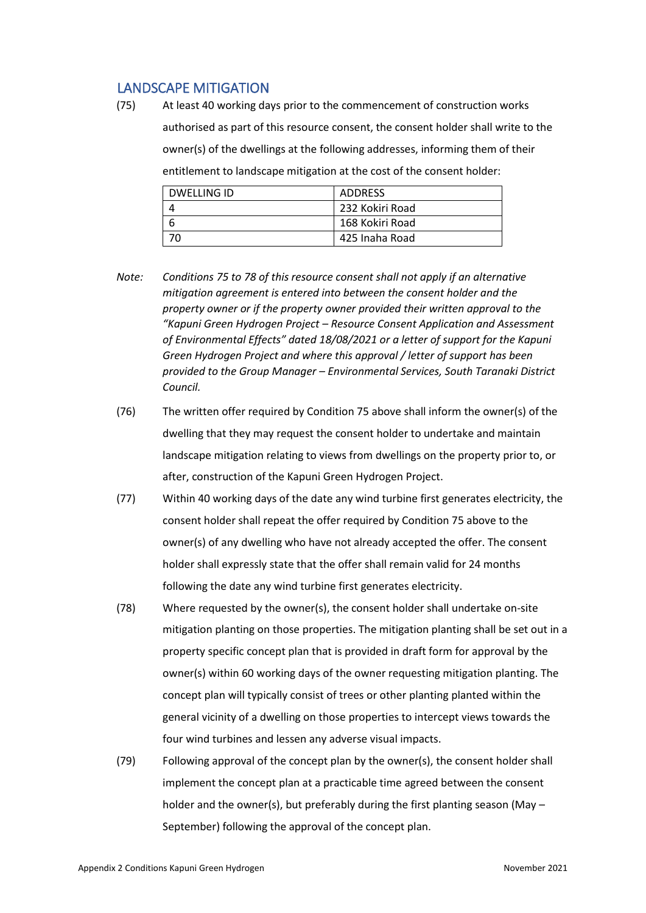## LANDSCAPE MITIGATION

(75) At least 40 working days prior to the commencement of construction works authorised as part of this resource consent, the consent holder shall write to the owner(s) of the dwellings at the following addresses, informing them of their entitlement to landscape mitigation at the cost of the consent holder:

| DWELLING ID | ADDRESS |
|---|---|
| 4 | 232 Kokiri Road |
| 6 | 168 Kokiri Road |
| 70 | 425 Inaha Road |

*Note: Conditions 75 to 78 of this resource consent shall not apply if an alternative mitigation agreement is entered into between the consent holder and the property owner or if the property owner provided their written approval to the "Kapuni Green Hydrogen Project – Resource Consent Application and Assessment of Environmental Effects" dated 18/08/2021 or a letter of support for the Kapuni Green Hydrogen Project and where this approval / letter of support has been provided to the Group Manager – Environmental Services, South Taranaki District Council.*

(76) The written offer required by Condition 75 above shall inform the owner(s) of the dwelling that they may request the consent holder to undertake and maintain landscape mitigation relating to views from dwellings on the property prior to, or after, construction of the Kapuni Green Hydrogen Project.

(77) Within 40 working days of the date any wind turbine first generates electricity, the consent holder shall repeat the offer required by Condition 75 above to the owner(s) of any dwelling who have not already accepted the offer. The consent holder shall expressly state that the offer shall remain valid for 24 months following the date any wind turbine first generates electricity.

(78) Where requested by the owner(s), the consent holder shall undertake on-site mitigation planting on those properties. The mitigation planting shall be set out in a property specific concept plan that is provided in draft form for approval by the owner(s) within 60 working days of the owner requesting mitigation planting. The concept plan will typically consist of trees or other planting planted within the general vicinity of a dwelling on those properties to intercept views towards the four wind turbines and lessen any adverse visual impacts.

(79) Following approval of the concept plan by the owner(s), the consent holder shall implement the concept plan at a practicable time agreed between the consent holder and the owner(s), but preferably during the first planting season (May – September) following the approval of the concept plan.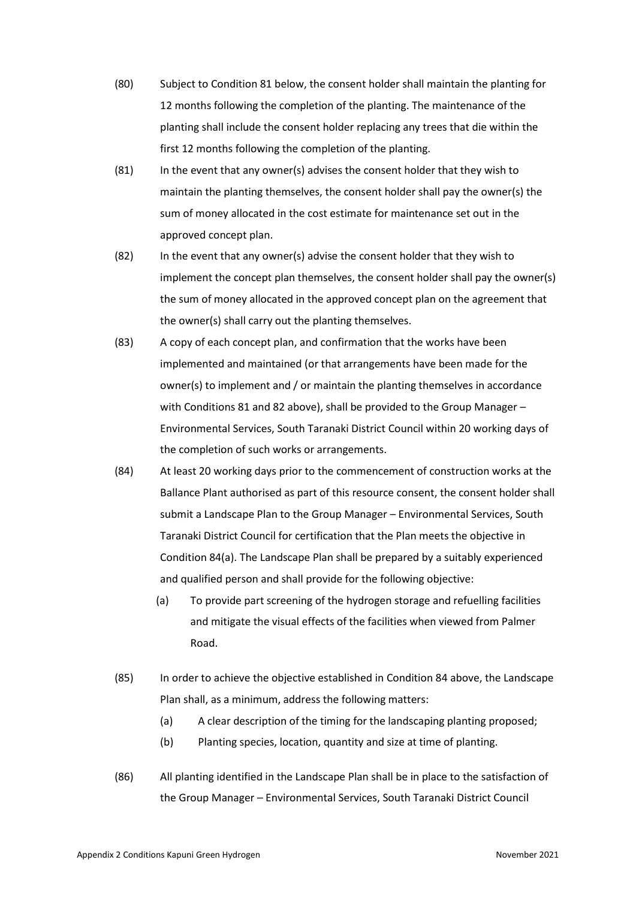(80) Subject to Condition 81 below, the consent holder shall maintain the planting for 12 months following the completion of the planting. The maintenance of the planting shall include the consent holder replacing any trees that die within the first 12 months following the completion of the planting.

(81) In the event that any owner(s) advises the consent holder that they wish to maintain the planting themselves, the consent holder shall pay the owner(s) the sum of money allocated in the cost estimate for maintenance set out in the approved concept plan.

(82) In the event that any owner(s) advise the consent holder that they wish to implement the concept plan themselves, the consent holder shall pay the owner(s) the sum of money allocated in the approved concept plan on the agreement that the owner(s) shall carry out the planting themselves.

(83) A copy of each concept plan, and confirmation that the works have been implemented and maintained (or that arrangements have been made for the owner(s) to implement and / or maintain the planting themselves in accordance with Conditions 81 and 82 above), shall be provided to the Group Manager – Environmental Services, South Taranaki District Council within 20 working days of the completion of such works or arrangements.

(84) At least 20 working days prior to the commencement of construction works at the Ballance Plant authorised as part of this resource consent, the consent holder shall submit a Landscape Plan to the Group Manager – Environmental Services, South Taranaki District Council for certification that the Plan meets the objective in Condition 84(a). The Landscape Plan shall be prepared by a suitably experienced and qualified person and shall provide for the following objective:

   (a) To provide part screening of the hydrogen storage and refuelling facilities and mitigate the visual effects of the facilities when viewed from Palmer Road.

(85) In order to achieve the objective established in Condition 84 above, the Landscape Plan shall, as a minimum, address the following matters:

   (a) A clear description of the timing for the landscaping planting proposed;

   (b) Planting species, location, quantity and size at time of planting.

(86) All planting identified in the Landscape Plan shall be in place to the satisfaction of the Group Manager – Environmental Services, South Taranaki District Council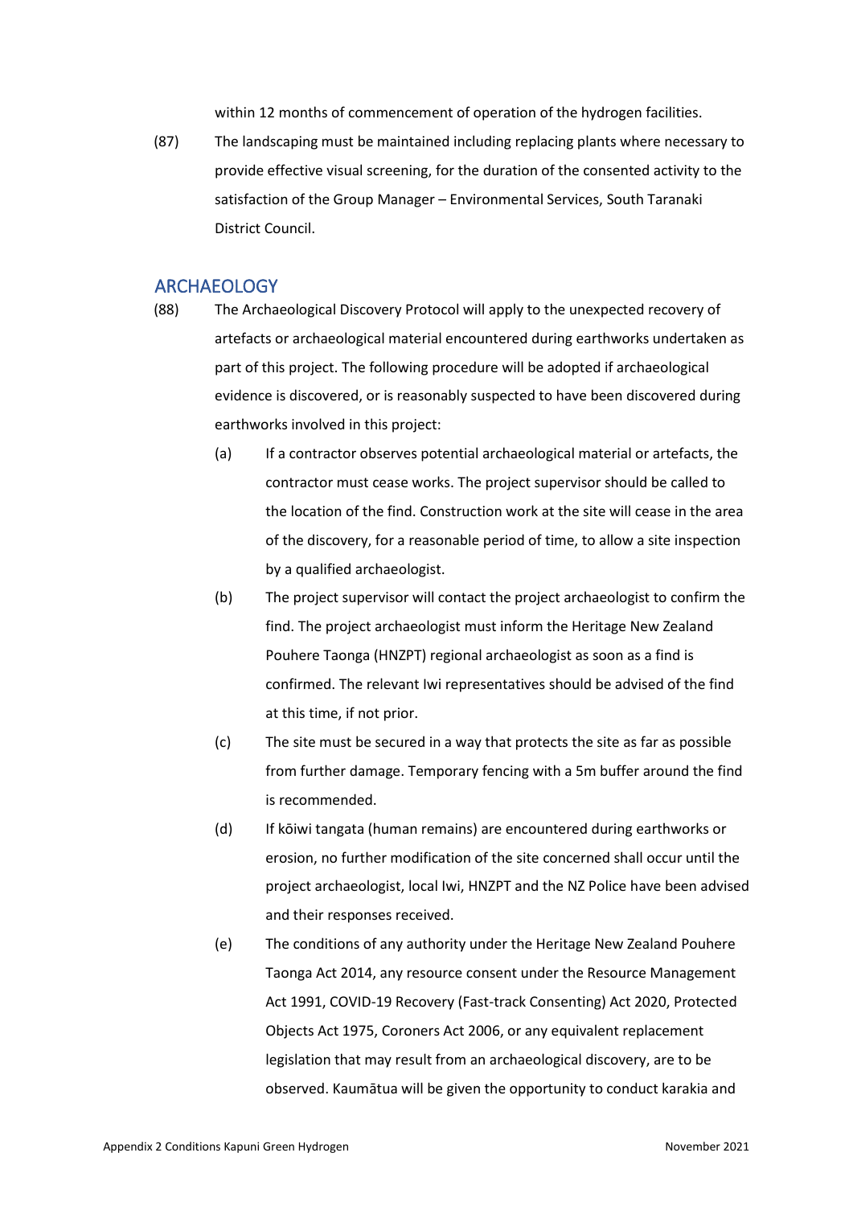within 12 months of commencement of operation of the hydrogen facilities.

(87) The landscaping must be maintained including replacing plants where necessary to provide effective visual screening, for the duration of the consented activity to the satisfaction of the Group Manager – Environmental Services, South Taranaki District Council.

## ARCHAEOLOGY

(88) The Archaeological Discovery Protocol will apply to the unexpected recovery of artefacts or archaeological material encountered during earthworks undertaken as part of this project. The following procedure will be adopted if archaeological evidence is discovered, or is reasonably suspected to have been discovered during earthworks involved in this project:

(a) If a contractor observes potential archaeological material or artefacts, the contractor must cease works. The project supervisor should be called to the location of the find. Construction work at the site will cease in the area of the discovery, for a reasonable period of time, to allow a site inspection by a qualified archaeologist.

(b) The project supervisor will contact the project archaeologist to confirm the find. The project archaeologist must inform the Heritage New Zealand Pouhere Taonga (HNZPT) regional archaeologist as soon as a find is confirmed. The relevant Iwi representatives should be advised of the find at this time, if not prior.

(c) The site must be secured in a way that protects the site as far as possible from further damage. Temporary fencing with a 5m buffer around the find is recommended.

(d) If kōiwi tangata (human remains) are encountered during earthworks or erosion, no further modification of the site concerned shall occur until the project archaeologist, local Iwi, HNZPT and the NZ Police have been advised and their responses received.

(e) The conditions of any authority under the Heritage New Zealand Pouhere Taonga Act 2014, any resource consent under the Resource Management Act 1991, COVID-19 Recovery (Fast-track Consenting) Act 2020, Protected Objects Act 1975, Coroners Act 2006, or any equivalent replacement legislation that may result from an archaeological discovery, are to be observed. Kaumātua will be given the opportunity to conduct karakia and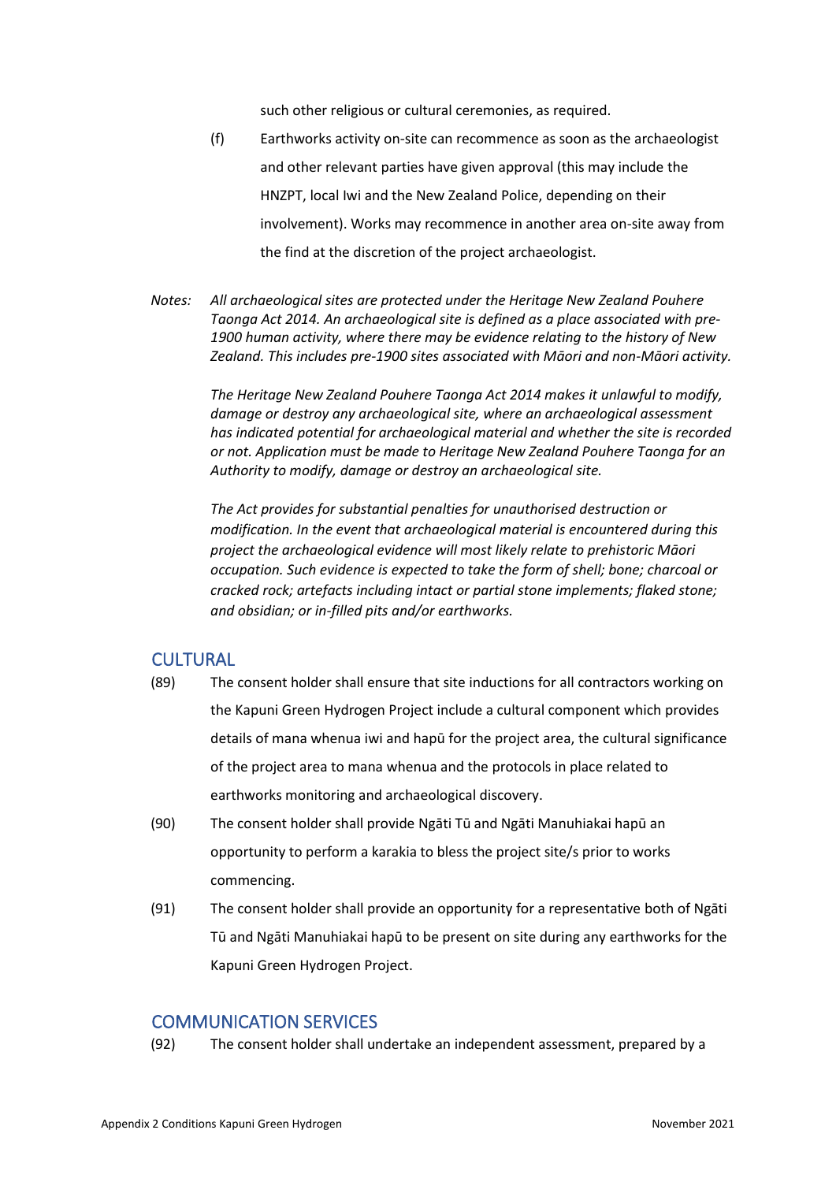such other religious or cultural ceremonies, as required.

(f) Earthworks activity on-site can recommence as soon as the archaeologist and other relevant parties have given approval (this may include the HNZPT, local Iwi and the New Zealand Police, depending on their involvement). Works may recommence in another area on-site away from the find at the discretion of the project archaeologist.

*Notes: All archaeological sites are protected under the Heritage New Zealand Pouhere Taonga Act 2014. An archaeological site is defined as a place associated with pre-1900 human activity, where there may be evidence relating to the history of New Zealand. This includes pre-1900 sites associated with Māori and non-Māori activity.*

*The Heritage New Zealand Pouhere Taonga Act 2014 makes it unlawful to modify, damage or destroy any archaeological site, where an archaeological assessment has indicated potential for archaeological material and whether the site is recorded or not. Application must be made to Heritage New Zealand Pouhere Taonga for an Authority to modify, damage or destroy an archaeological site.*

*The Act provides for substantial penalties for unauthorised destruction or modification. In the event that archaeological material is encountered during this project the archaeological evidence will most likely relate to prehistoric Māori occupation. Such evidence is expected to take the form of shell; bone; charcoal or cracked rock; artefacts including intact or partial stone implements; flaked stone; and obsidian; or in-filled pits and/or earthworks.*

## CULTURAL

(89) The consent holder shall ensure that site inductions for all contractors working on the Kapuni Green Hydrogen Project include a cultural component which provides details of mana whenua iwi and hapū for the project area, the cultural significance of the project area to mana whenua and the protocols in place related to earthworks monitoring and archaeological discovery.

(90) The consent holder shall provide Ngāti Tū and Ngāti Manuhiakai hapū an opportunity to perform a karakia to bless the project site/s prior to works commencing.

(91) The consent holder shall provide an opportunity for a representative both of Ngāti Tū and Ngāti Manuhiakai hapū to be present on site during any earthworks for the Kapuni Green Hydrogen Project.

## COMMUNICATION SERVICES

(92) The consent holder shall undertake an independent assessment, prepared by a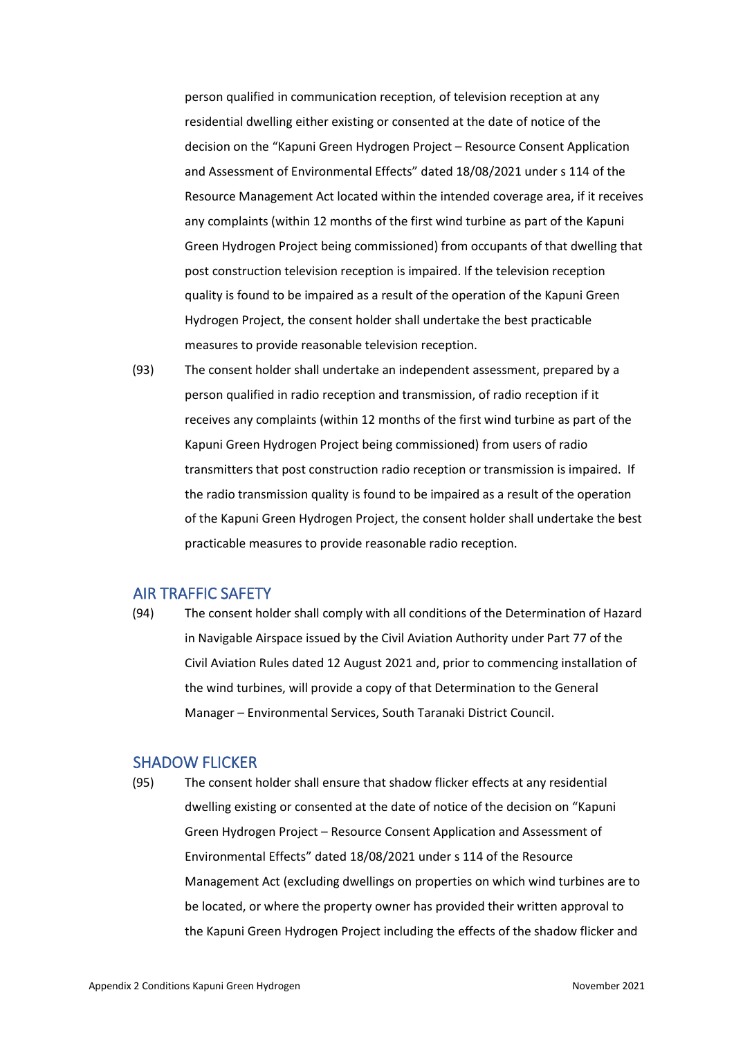person qualified in communication reception, of television reception at any residential dwelling either existing or consented at the date of notice of the decision on the "Kapuni Green Hydrogen Project – Resource Consent Application and Assessment of Environmental Effects" dated 18/08/2021 under s 114 of the Resource Management Act located within the intended coverage area, if it receives any complaints (within 12 months of the first wind turbine as part of the Kapuni Green Hydrogen Project being commissioned) from occupants of that dwelling that post construction television reception is impaired. If the television reception quality is found to be impaired as a result of the operation of the Kapuni Green Hydrogen Project, the consent holder shall undertake the best practicable measures to provide reasonable television reception.

(93) The consent holder shall undertake an independent assessment, prepared by a person qualified in radio reception and transmission, of radio reception if it receives any complaints (within 12 months of the first wind turbine as part of the Kapuni Green Hydrogen Project being commissioned) from users of radio transmitters that post construction radio reception or transmission is impaired. If the radio transmission quality is found to be impaired as a result of the operation of the Kapuni Green Hydrogen Project, the consent holder shall undertake the best practicable measures to provide reasonable radio reception.

## AIR TRAFFIC SAFETY

(94) The consent holder shall comply with all conditions of the Determination of Hazard in Navigable Airspace issued by the Civil Aviation Authority under Part 77 of the Civil Aviation Rules dated 12 August 2021 and, prior to commencing installation of the wind turbines, will provide a copy of that Determination to the General Manager – Environmental Services, South Taranaki District Council.

## SHADOW FLICKER

(95) The consent holder shall ensure that shadow flicker effects at any residential dwelling existing or consented at the date of notice of the decision on "Kapuni Green Hydrogen Project – Resource Consent Application and Assessment of Environmental Effects" dated 18/08/2021 under s 114 of the Resource Management Act (excluding dwellings on properties on which wind turbines are to be located, or where the property owner has provided their written approval to the Kapuni Green Hydrogen Project including the effects of the shadow flicker and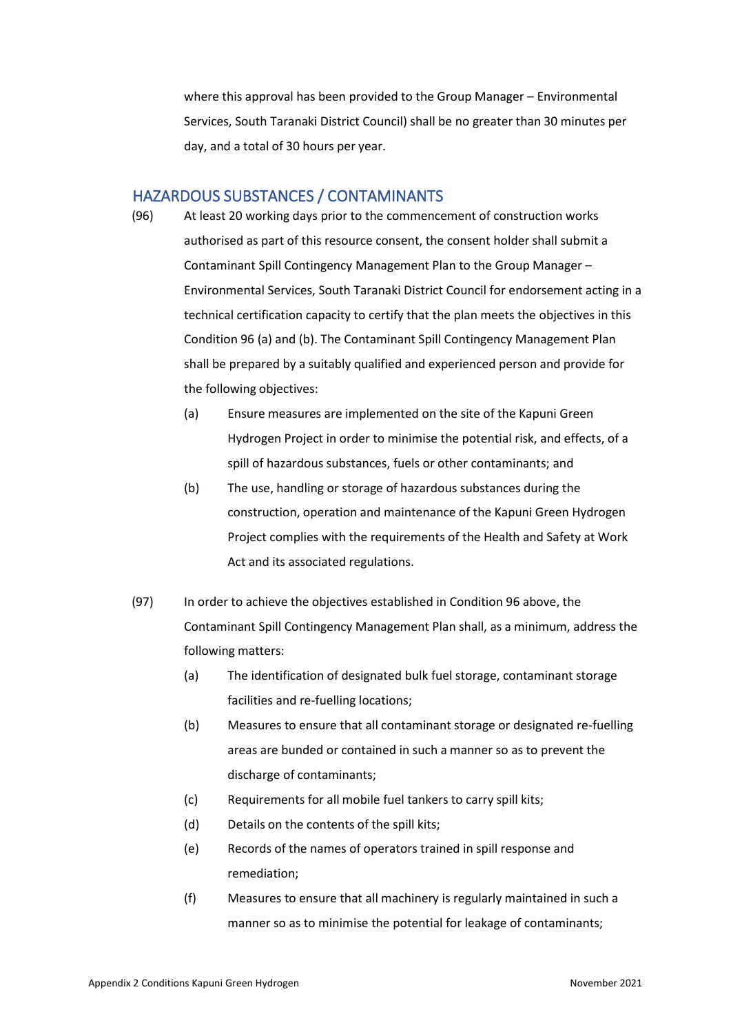where this approval has been provided to the Group Manager – Environmental Services, South Taranaki District Council) shall be no greater than 30 minutes per day, and a total of 30 hours per year.

## HAZARDOUS SUBSTANCES / CONTAMINANTS

(96) At least 20 working days prior to the commencement of construction works authorised as part of this resource consent, the consent holder shall submit a Contaminant Spill Contingency Management Plan to the Group Manager – Environmental Services, South Taranaki District Council for endorsement acting in a technical certification capacity to certify that the plan meets the objectives in this Condition 96 (a) and (b). The Contaminant Spill Contingency Management Plan shall be prepared by a suitably qualified and experienced person and provide for the following objectives:

- (a) Ensure measures are implemented on the site of the Kapuni Green Hydrogen Project in order to minimise the potential risk, and effects, of a spill of hazardous substances, fuels or other contaminants; and
- (b) The use, handling or storage of hazardous substances during the construction, operation and maintenance of the Kapuni Green Hydrogen Project complies with the requirements of the Health and Safety at Work Act and its associated regulations.

(97) In order to achieve the objectives established in Condition 96 above, the Contaminant Spill Contingency Management Plan shall, as a minimum, address the following matters:

- (a) The identification of designated bulk fuel storage, contaminant storage facilities and re-fuelling locations;
- (b) Measures to ensure that all contaminant storage or designated re-fuelling areas are bunded or contained in such a manner so as to prevent the discharge of contaminants;
- (c) Requirements for all mobile fuel tankers to carry spill kits;
- (d) Details on the contents of the spill kits;
- (e) Records of the names of operators trained in spill response and remediation;
- (f) Measures to ensure that all machinery is regularly maintained in such a manner so as to minimise the potential for leakage of contaminants;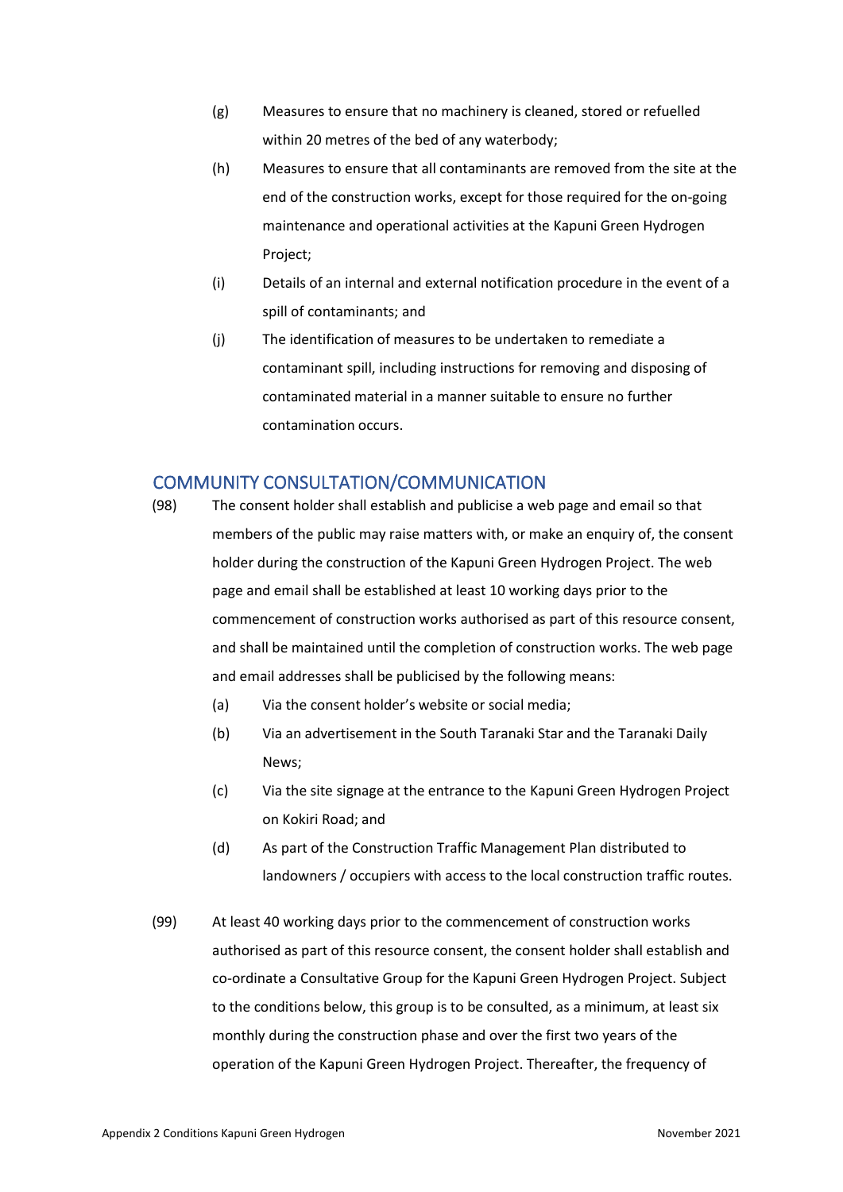(g) Measures to ensure that no machinery is cleaned, stored or refuelled within 20 metres of the bed of any waterbody;

(h) Measures to ensure that all contaminants are removed from the site at the end of the construction works, except for those required for the on-going maintenance and operational activities at the Kapuni Green Hydrogen Project;

(i) Details of an internal and external notification procedure in the event of a spill of contaminants; and

(j) The identification of measures to be undertaken to remediate a contaminant spill, including instructions for removing and disposing of contaminated material in a manner suitable to ensure no further contamination occurs.

## COMMUNITY CONSULTATION/COMMUNICATION

(98) The consent holder shall establish and publicise a web page and email so that members of the public may raise matters with, or make an enquiry of, the consent holder during the construction of the Kapuni Green Hydrogen Project. The web page and email shall be established at least 10 working days prior to the commencement of construction works authorised as part of this resource consent, and shall be maintained until the completion of construction works. The web page and email addresses shall be publicised by the following means:

(a) Via the consent holder's website or social media;

(b) Via an advertisement in the South Taranaki Star and the Taranaki Daily News;

(c) Via the site signage at the entrance to the Kapuni Green Hydrogen Project on Kokiri Road; and

(d) As part of the Construction Traffic Management Plan distributed to landowners / occupiers with access to the local construction traffic routes.

(99) At least 40 working days prior to the commencement of construction works authorised as part of this resource consent, the consent holder shall establish and co-ordinate a Consultative Group for the Kapuni Green Hydrogen Project. Subject to the conditions below, this group is to be consulted, as a minimum, at least six monthly during the construction phase and over the first two years of the operation of the Kapuni Green Hydrogen Project. Thereafter, the frequency of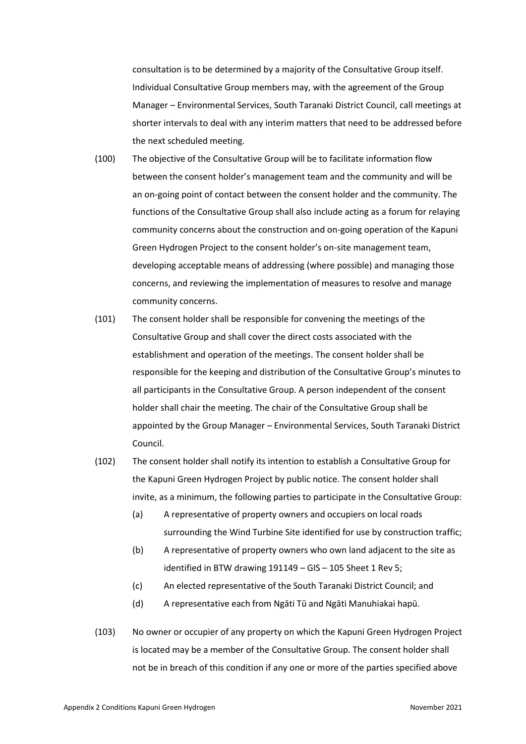consultation is to be determined by a majority of the Consultative Group itself. Individual Consultative Group members may, with the agreement of the Group Manager – Environmental Services, South Taranaki District Council, call meetings at shorter intervals to deal with any interim matters that need to be addressed before the next scheduled meeting.

(100) The objective of the Consultative Group will be to facilitate information flow between the consent holder's management team and the community and will be an on-going point of contact between the consent holder and the community. The functions of the Consultative Group shall also include acting as a forum for relaying community concerns about the construction and on-going operation of the Kapuni Green Hydrogen Project to the consent holder's on-site management team, developing acceptable means of addressing (where possible) and managing those concerns, and reviewing the implementation of measures to resolve and manage community concerns.

(101) The consent holder shall be responsible for convening the meetings of the Consultative Group and shall cover the direct costs associated with the establishment and operation of the meetings. The consent holder shall be responsible for the keeping and distribution of the Consultative Group's minutes to all participants in the Consultative Group. A person independent of the consent holder shall chair the meeting. The chair of the Consultative Group shall be appointed by the Group Manager – Environmental Services, South Taranaki District Council.

(102) The consent holder shall notify its intention to establish a Consultative Group for the Kapuni Green Hydrogen Project by public notice. The consent holder shall invite, as a minimum, the following parties to participate in the Consultative Group:

(a) A representative of property owners and occupiers on local roads surrounding the Wind Turbine Site identified for use by construction traffic;

(b) A representative of property owners who own land adjacent to the site as identified in BTW drawing 191149 – GIS – 105 Sheet 1 Rev 5;

(c) An elected representative of the South Taranaki District Council; and

(d) A representative each from Ngāti Tū and Ngāti Manuhiakai hapū.

(103) No owner or occupier of any property on which the Kapuni Green Hydrogen Project is located may be a member of the Consultative Group. The consent holder shall not be in breach of this condition if any one or more of the parties specified above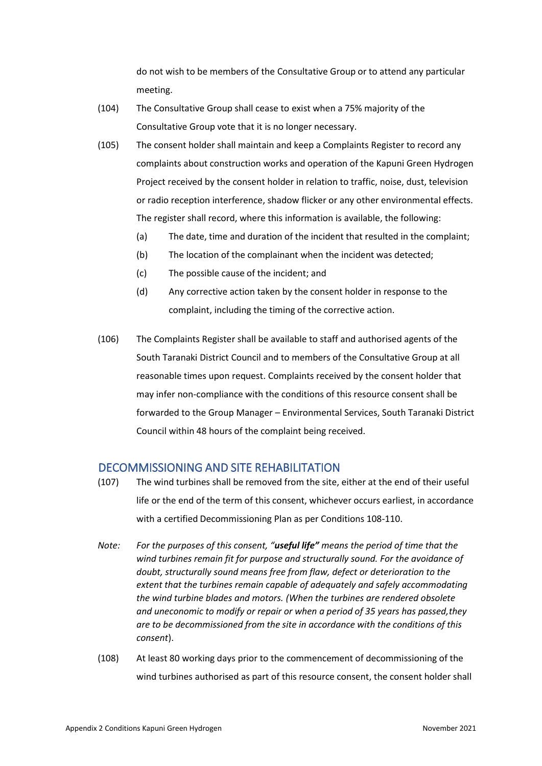do not wish to be members of the Consultative Group or to attend any particular meeting.

(104) The Consultative Group shall cease to exist when a 75% majority of the Consultative Group vote that it is no longer necessary.

(105) The consent holder shall maintain and keep a Complaints Register to record any complaints about construction works and operation of the Kapuni Green Hydrogen Project received by the consent holder in relation to traffic, noise, dust, television or radio reception interference, shadow flicker or any other environmental effects. The register shall record, where this information is available, the following:

   (a) The date, time and duration of the incident that resulted in the complaint;
   (b) The location of the complainant when the incident was detected;
   (c) The possible cause of the incident; and
   (d) Any corrective action taken by the consent holder in response to the complaint, including the timing of the corrective action.

(106) The Complaints Register shall be available to staff and authorised agents of the South Taranaki District Council and to members of the Consultative Group at all reasonable times upon request. Complaints received by the consent holder that may infer non-compliance with the conditions of this resource consent shall be forwarded to the Group Manager – Environmental Services, South Taranaki District Council within 48 hours of the complaint being received.

## DECOMMISSIONING AND SITE REHABILITATION

(107) The wind turbines shall be removed from the site, either at the end of their useful life or the end of the term of this consent, whichever occurs earliest, in accordance with a certified Decommissioning Plan as per Conditions 108-110.

*Note: For the purposes of this consent, "**useful life**" means the period of time that the wind turbines remain fit for purpose and structurally sound. For the avoidance of doubt, structurally sound means free from flaw, defect or deterioration to the extent that the turbines remain capable of adequately and safely accommodating the wind turbine blades and motors. (When the turbines are rendered obsolete and uneconomic to modify or repair or when a period of 35 years has passed, they are to be decommissioned from the site in accordance with the conditions of this consent*).

(108) At least 80 working days prior to the commencement of decommissioning of the wind turbines authorised as part of this resource consent, the consent holder shall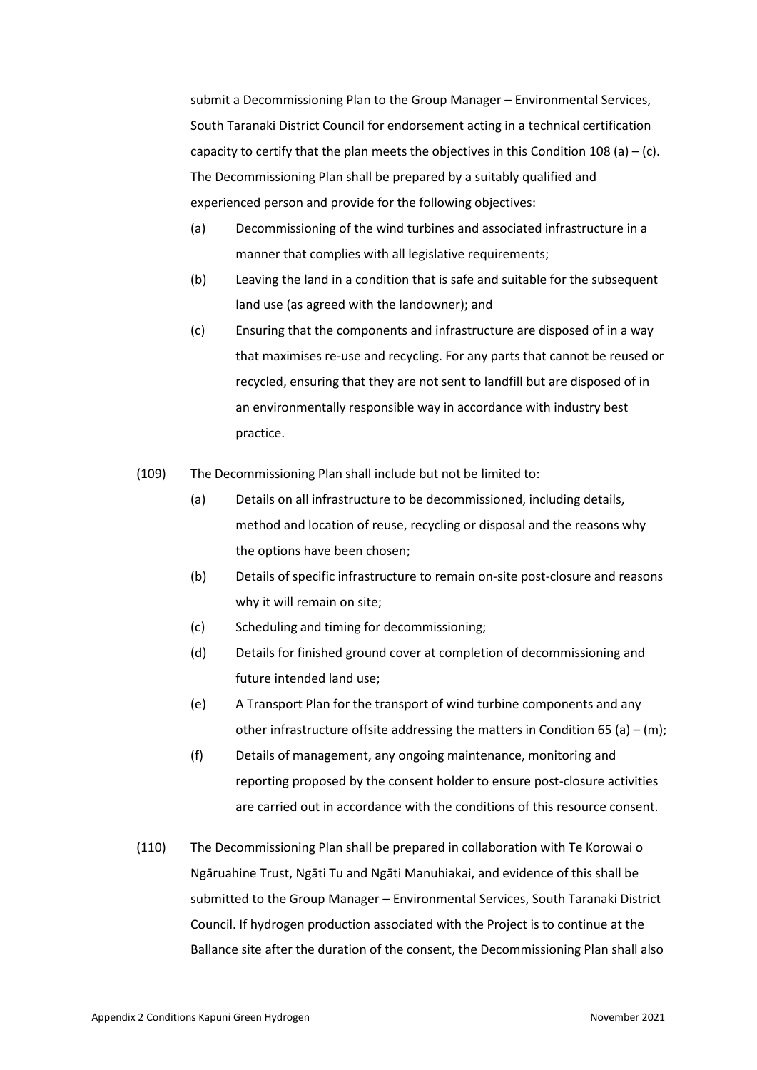submit a Decommissioning Plan to the Group Manager – Environmental Services, South Taranaki District Council for endorsement acting in a technical certification capacity to certify that the plan meets the objectives in this Condition 108 (a) – (c). The Decommissioning Plan shall be prepared by a suitably qualified and experienced person and provide for the following objectives:

(a) Decommissioning of the wind turbines and associated infrastructure in a manner that complies with all legislative requirements;

(b) Leaving the land in a condition that is safe and suitable for the subsequent land use (as agreed with the landowner); and

(c) Ensuring that the components and infrastructure are disposed of in a way that maximises re-use and recycling. For any parts that cannot be reused or recycled, ensuring that they are not sent to landfill but are disposed of in an environmentally responsible way in accordance with industry best practice.

(109) The Decommissioning Plan shall include but not be limited to:

(a) Details on all infrastructure to be decommissioned, including details, method and location of reuse, recycling or disposal and the reasons why the options have been chosen;

(b) Details of specific infrastructure to remain on-site post-closure and reasons why it will remain on site;

(c) Scheduling and timing for decommissioning;

(d) Details for finished ground cover at completion of decommissioning and future intended land use;

(e) A Transport Plan for the transport of wind turbine components and any other infrastructure offsite addressing the matters in Condition 65 (a) – (m);

(f) Details of management, any ongoing maintenance, monitoring and reporting proposed by the consent holder to ensure post-closure activities are carried out in accordance with the conditions of this resource consent.

(110) The Decommissioning Plan shall be prepared in collaboration with Te Korowai o Ngāruahine Trust, Ngāti Tu and Ngāti Manuhiakai, and evidence of this shall be submitted to the Group Manager – Environmental Services, South Taranaki District Council. If hydrogen production associated with the Project is to continue at the Ballance site after the duration of the consent, the Decommissioning Plan shall also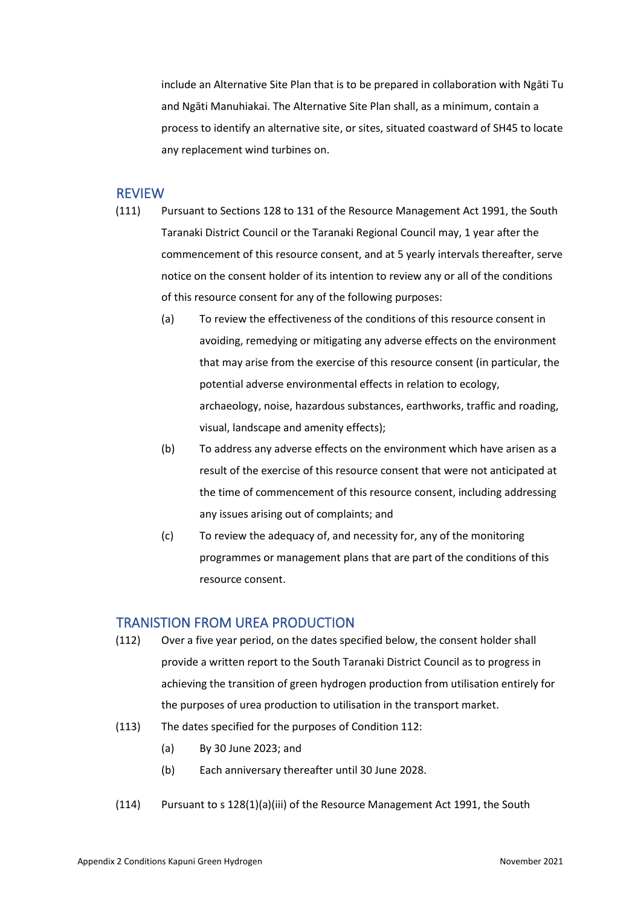include an Alternative Site Plan that is to be prepared in collaboration with Ngāti Tu and Ngāti Manuhiakai. The Alternative Site Plan shall, as a minimum, contain a process to identify an alternative site, or sites, situated coastward of SH45 to locate any replacement wind turbines on.

## REVIEW

(111) Pursuant to Sections 128 to 131 of the Resource Management Act 1991, the South Taranaki District Council or the Taranaki Regional Council may, 1 year after the commencement of this resource consent, and at 5 yearly intervals thereafter, serve notice on the consent holder of its intention to review any or all of the conditions of this resource consent for any of the following purposes:

- (a) To review the effectiveness of the conditions of this resource consent in avoiding, remedying or mitigating any adverse effects on the environment that may arise from the exercise of this resource consent (in particular, the potential adverse environmental effects in relation to ecology, archaeology, noise, hazardous substances, earthworks, traffic and roading, visual, landscape and amenity effects);
- (b) To address any adverse effects on the environment which have arisen as a result of the exercise of this resource consent that were not anticipated at the time of commencement of this resource consent, including addressing any issues arising out of complaints; and
- (c) To review the adequacy of, and necessity for, any of the monitoring programmes or management plans that are part of the conditions of this resource consent.

## TRANISTION FROM UREA PRODUCTION

(112) Over a five year period, on the dates specified below, the consent holder shall provide a written report to the South Taranaki District Council as to progress in achieving the transition of green hydrogen production from utilisation entirely for the purposes of urea production to utilisation in the transport market.

(113) The dates specified for the purposes of Condition 112:

- (a) By 30 June 2023; and
- (b) Each anniversary thereafter until 30 June 2028.

(114) Pursuant to s 128(1)(a)(iii) of the Resource Management Act 1991, the South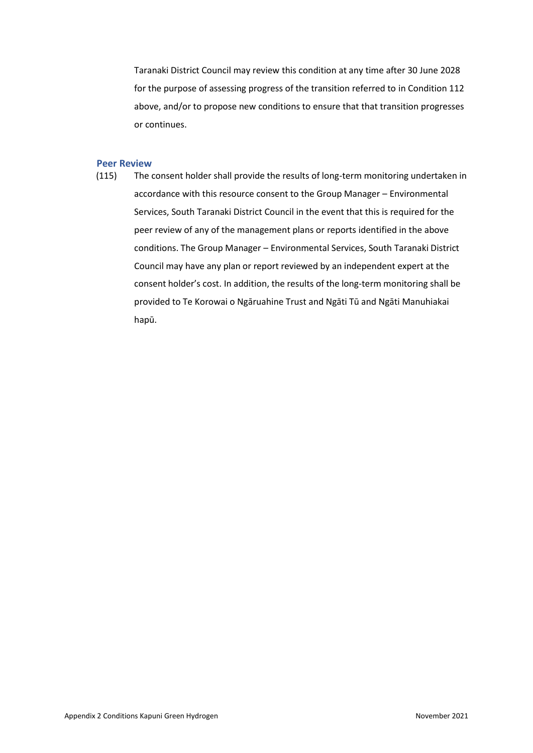Taranaki District Council may review this condition at any time after 30 June 2028 for the purpose of assessing progress of the transition referred to in Condition 112 above, and/or to propose new conditions to ensure that that transition progresses or continues.

### Peer Review

(115) The consent holder shall provide the results of long-term monitoring undertaken in accordance with this resource consent to the Group Manager – Environmental Services, South Taranaki District Council in the event that this is required for the peer review of any of the management plans or reports identified in the above conditions. The Group Manager – Environmental Services, South Taranaki District Council may have any plan or report reviewed by an independent expert at the consent holder's cost. In addition, the results of the long-term monitoring shall be provided to Te Korowai o Ngāruahine Trust and Ngāti Tū and Ngāti Manuhiakai hapū.